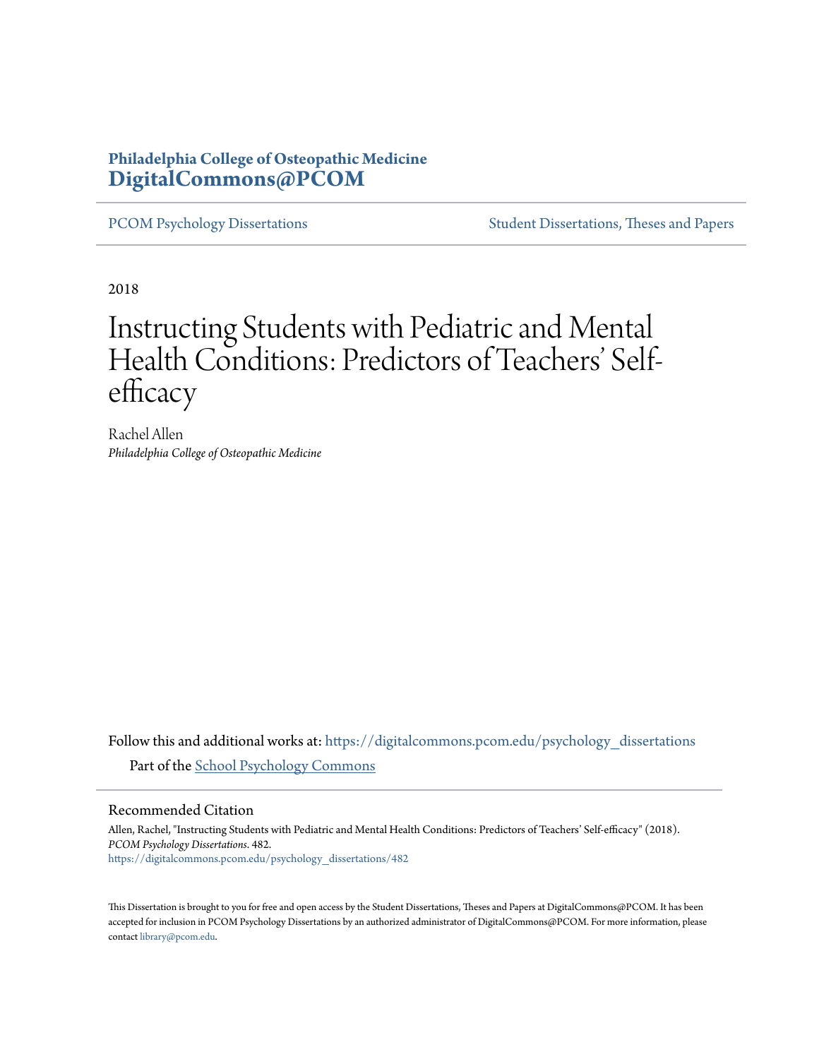**Philadelphia College of Osteopathic Medicine**
**DigitalCommons@PCOM**

PCOM Psychology Dissertations | Student Dissertations, Theses and Papers

2018

# Instructing Students with Pediatric and Mental Health Conditions: Predictors of Teachers' Self-efficacy

Rachel Allen
*Philadelphia College of Osteopathic Medicine*

Follow this and additional works at: https://digitalcommons.pcom.edu/psychology_dissertations

Part of the School Psychology Commons

## Recommended Citation

Allen, Rachel, "Instructing Students with Pediatric and Mental Health Conditions: Predictors of Teachers' Self-efficacy" (2018). *PCOM Psychology Dissertations*. 482.
https://digitalcommons.pcom.edu/psychology_dissertations/482

This Dissertation is brought to you for free and open access by the Student Dissertations, Theses and Papers at DigitalCommons@PCOM. It has been accepted for inclusion in PCOM Psychology Dissertations by an authorized administrator of DigitalCommons@PCOM. For more information, please contact library@pcom.edu.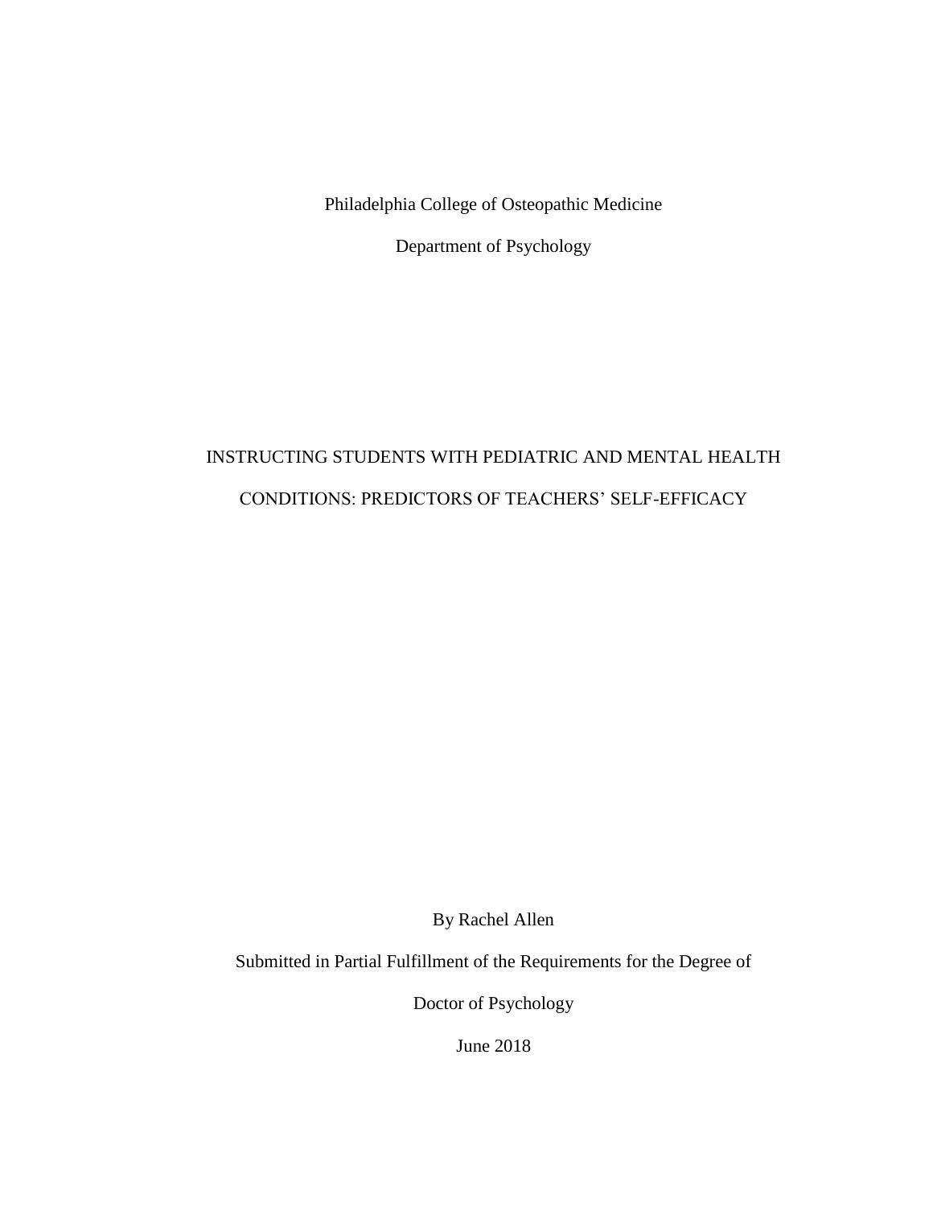Philadelphia College of Osteopathic Medicine

Department of Psychology

# INSTRUCTING STUDENTS WITH PEDIATRIC AND MENTAL HEALTH CONDITIONS: PREDICTORS OF TEACHERS' SELF-EFFICACY

By Rachel Allen

Submitted in Partial Fulfillment of the Requirements for the Degree of

Doctor of Psychology

June 2018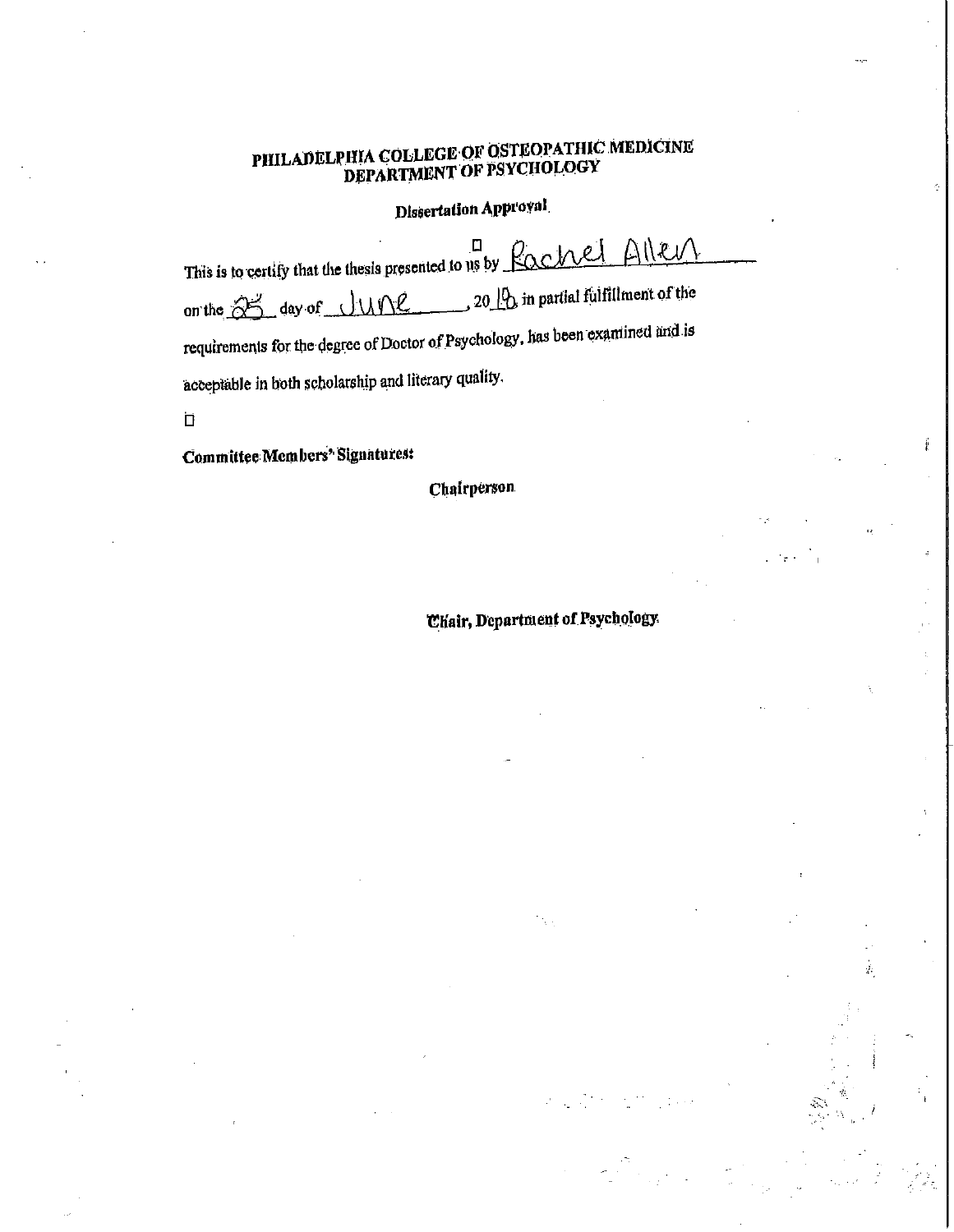# PHILADELPHIA COLLEGE OF OSTEOPATHIC MEDICINE
## DEPARTMENT OF PSYCHOLOGY

### Dissertation Approval

This is to certify that the thesis presented to us by Rachel Allen on the 25 day of June, 2018, in partial fulfillment of the requirements for the degree of Doctor of Psychology, has been examined and is acceptable in both scholarship and literary quality.

**Committee Members' Signatures:**

**Chairperson**

**Chair, Department of Psychology**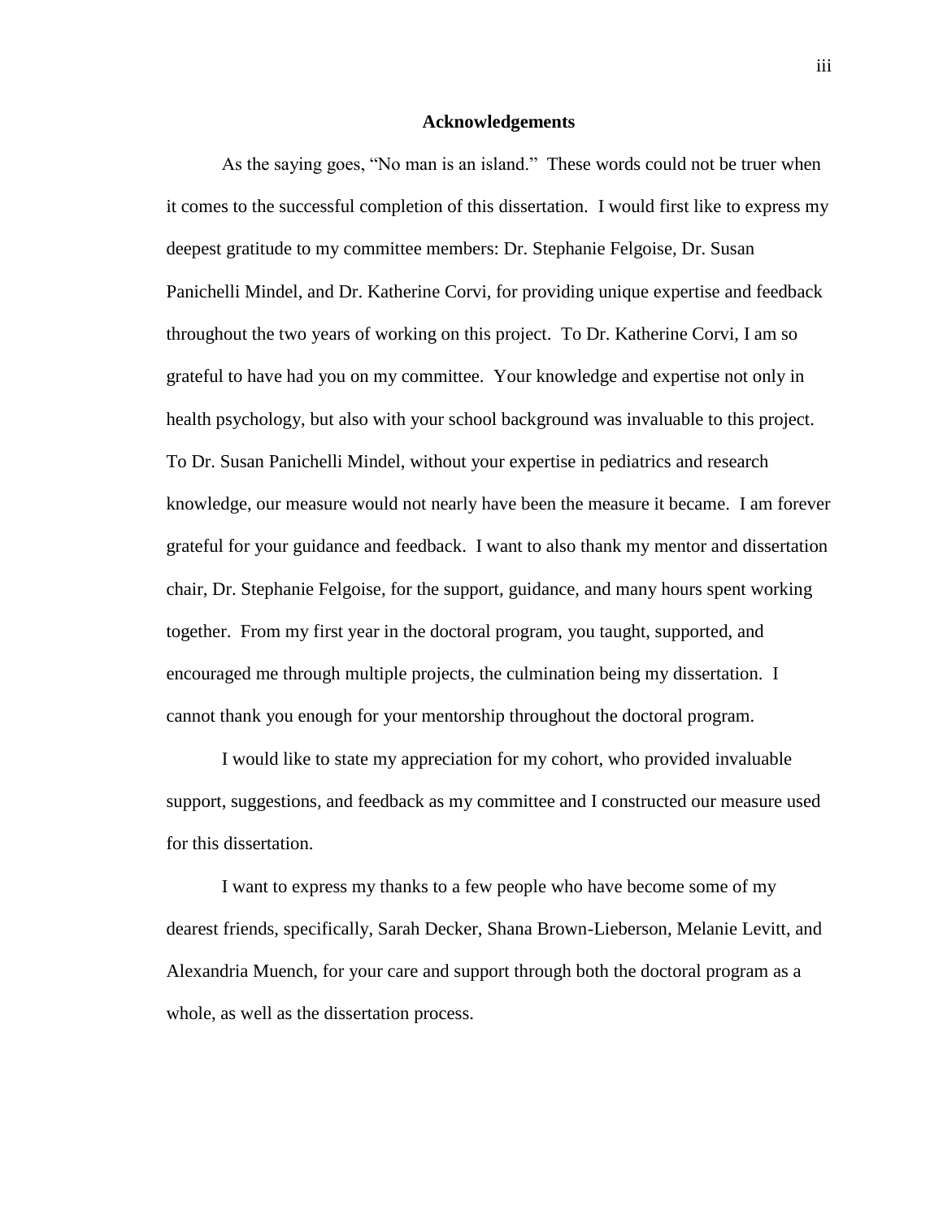## Acknowledgements

As the saying goes, "No man is an island." These words could not be truer when it comes to the successful completion of this dissertation. I would first like to express my deepest gratitude to my committee members: Dr. Stephanie Felgoise, Dr. Susan Panichelli Mindel, and Dr. Katherine Corvi, for providing unique expertise and feedback throughout the two years of working on this project. To Dr. Katherine Corvi, I am so grateful to have had you on my committee. Your knowledge and expertise not only in health psychology, but also with your school background was invaluable to this project. To Dr. Susan Panichelli Mindel, without your expertise in pediatrics and research knowledge, our measure would not nearly have been the measure it became. I am forever grateful for your guidance and feedback. I want to also thank my mentor and dissertation chair, Dr. Stephanie Felgoise, for the support, guidance, and many hours spent working together. From my first year in the doctoral program, you taught, supported, and encouraged me through multiple projects, the culmination being my dissertation. I cannot thank you enough for your mentorship throughout the doctoral program.

I would like to state my appreciation for my cohort, who provided invaluable support, suggestions, and feedback as my committee and I constructed our measure used for this dissertation.

I want to express my thanks to a few people who have become some of my dearest friends, specifically, Sarah Decker, Shana Brown-Lieberson, Melanie Levitt, and Alexandria Muench, for your care and support through both the doctoral program as a whole, as well as the dissertation process.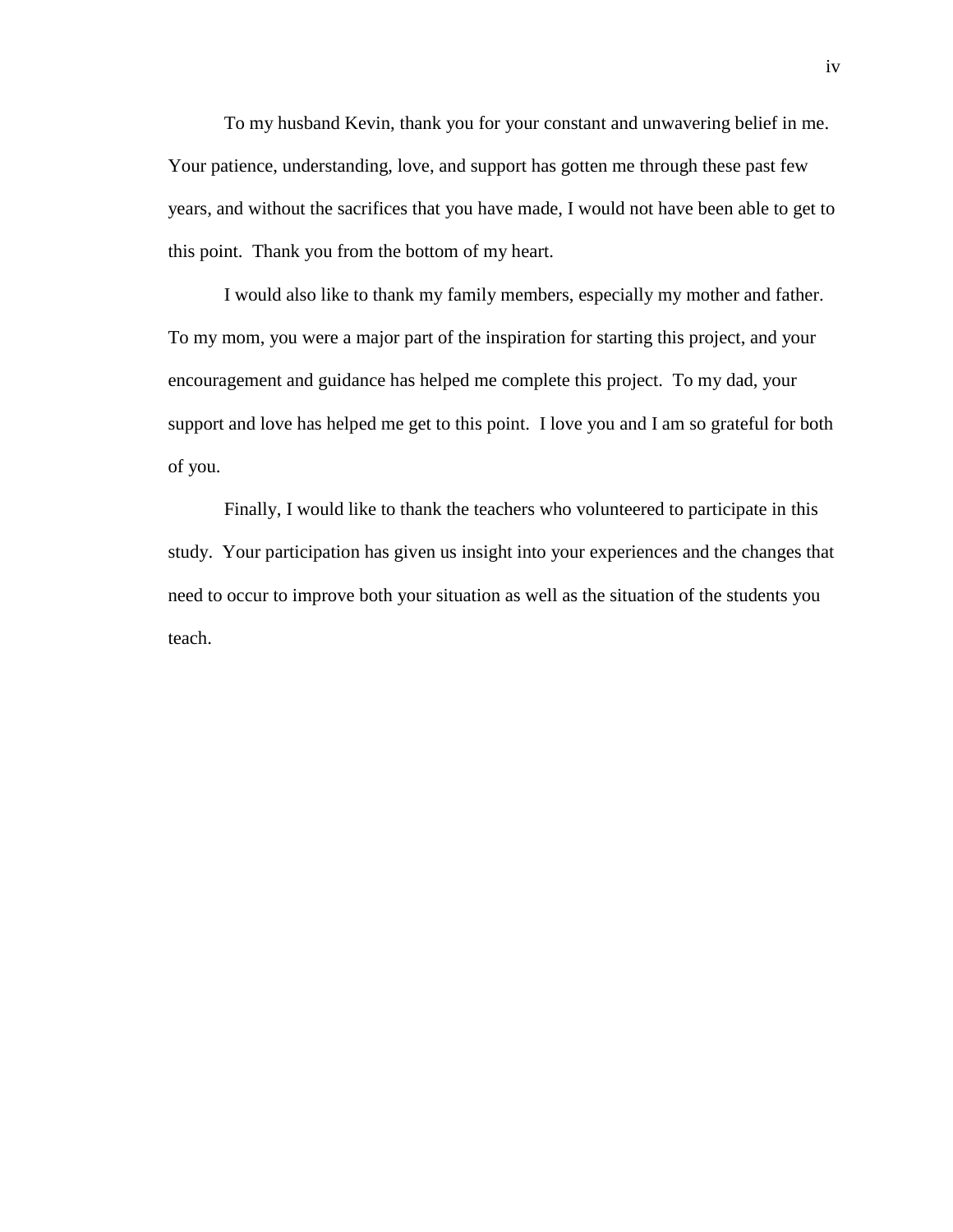To my husband Kevin, thank you for your constant and unwavering belief in me. Your patience, understanding, love, and support has gotten me through these past few years, and without the sacrifices that you have made, I would not have been able to get to this point. Thank you from the bottom of my heart.

I would also like to thank my family members, especially my mother and father. To my mom, you were a major part of the inspiration for starting this project, and your encouragement and guidance has helped me complete this project. To my dad, your support and love has helped me get to this point. I love you and I am so grateful for both of you.

Finally, I would like to thank the teachers who volunteered to participate in this study. Your participation has given us insight into your experiences and the changes that need to occur to improve both your situation as well as the situation of the students you teach.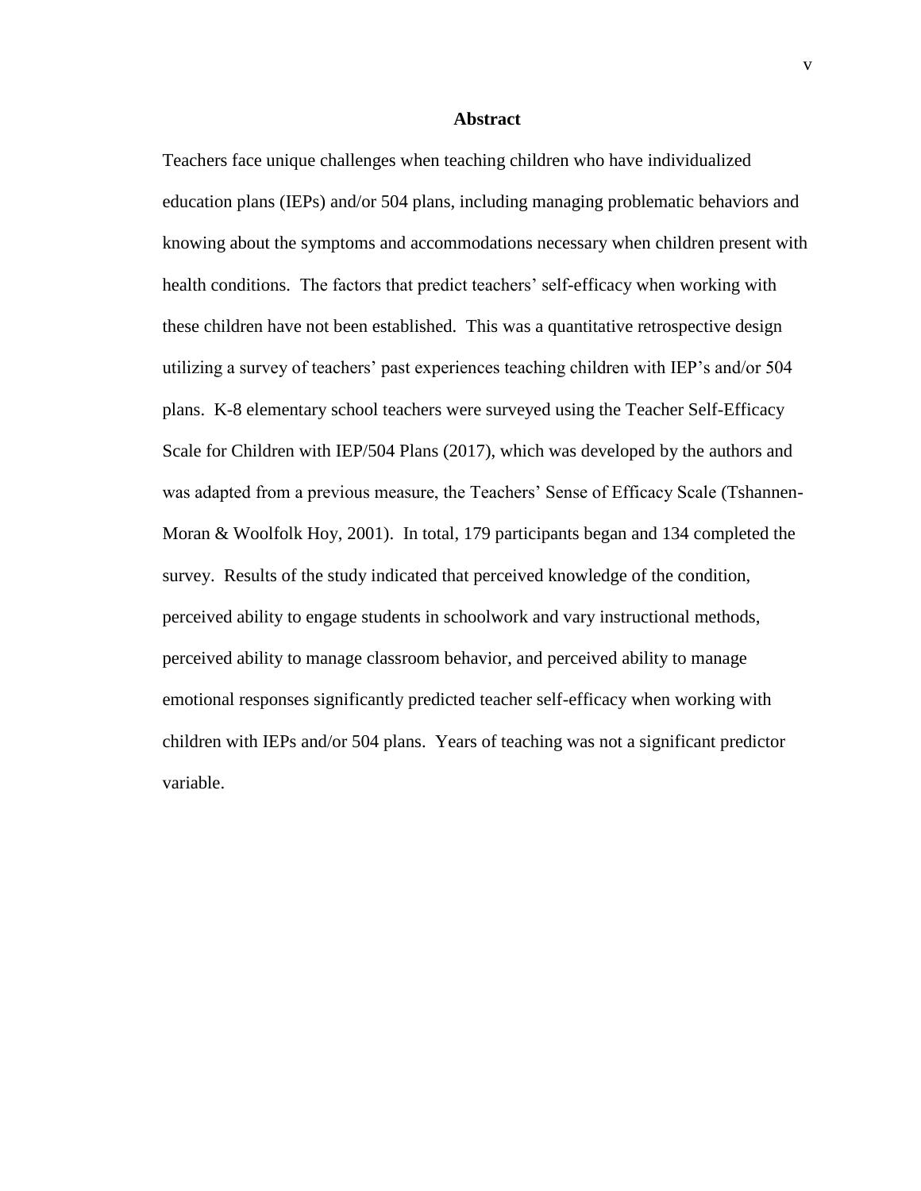# Abstract

Teachers face unique challenges when teaching children who have individualized education plans (IEPs) and/or 504 plans, including managing problematic behaviors and knowing about the symptoms and accommodations necessary when children present with health conditions. The factors that predict teachers' self-efficacy when working with these children have not been established. This was a quantitative retrospective design utilizing a survey of teachers' past experiences teaching children with IEP's and/or 504 plans. K-8 elementary school teachers were surveyed using the Teacher Self-Efficacy Scale for Children with IEP/504 Plans (2017), which was developed by the authors and was adapted from a previous measure, the Teachers' Sense of Efficacy Scale (Tshannen-Moran & Woolfolk Hoy, 2001). In total, 179 participants began and 134 completed the survey. Results of the study indicated that perceived knowledge of the condition, perceived ability to engage students in schoolwork and vary instructional methods, perceived ability to manage classroom behavior, and perceived ability to manage emotional responses significantly predicted teacher self-efficacy when working with children with IEPs and/or 504 plans. Years of teaching was not a significant predictor variable.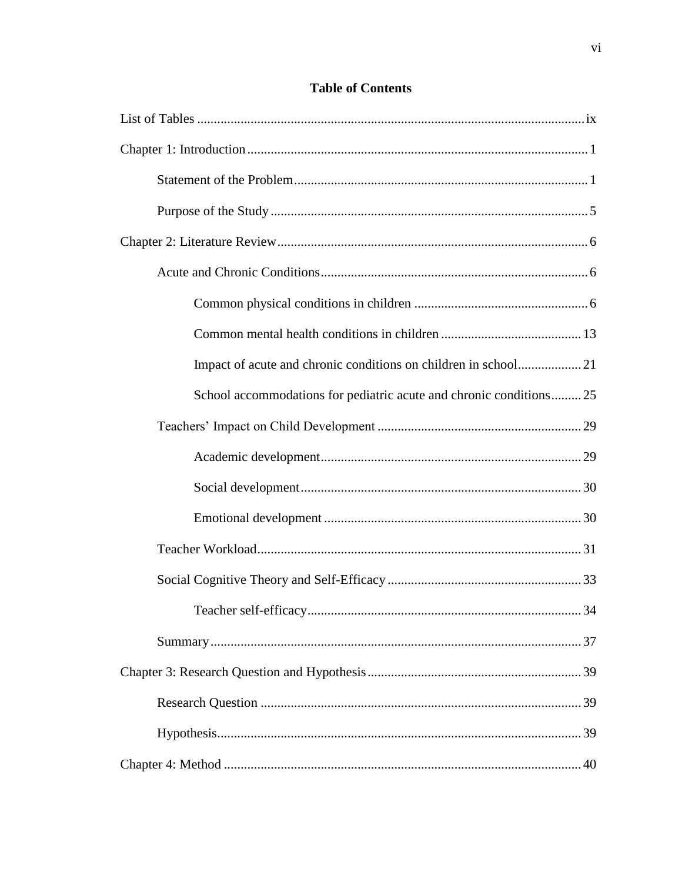# Table of Contents

List of Tables ..................................................................................................................ix

Chapter 1: Introduction ..................................................................................................1

  Statement of the Problem ........................................................................................1

  Purpose of the Study ...............................................................................................5

Chapter 2: Literature Review .........................................................................................6

  Acute and Chronic Conditions ................................................................................6

    Common physical conditions in children ......................................................6

    Common mental health conditions in children ............................................13

    Impact of acute and chronic conditions on children in school ....................21

    School accommodations for pediatric acute and chronic conditions ..........25

  Teachers' Impact on Child Development ..............................................................29

    Academic development ................................................................................29

    Social development .......................................................................................30

    Emotional development ................................................................................30

  Teacher Workload .................................................................................................31

  Social Cognitive Theory and Self-Efficacy ...........................................................33

    Teacher self-efficacy .....................................................................................34

  Summary ................................................................................................................37

Chapter 3: Research Question and Hypothesis ............................................................39

  Research Question .................................................................................................39

  Hypothesis .............................................................................................................39

Chapter 4: Method ........................................................................................................40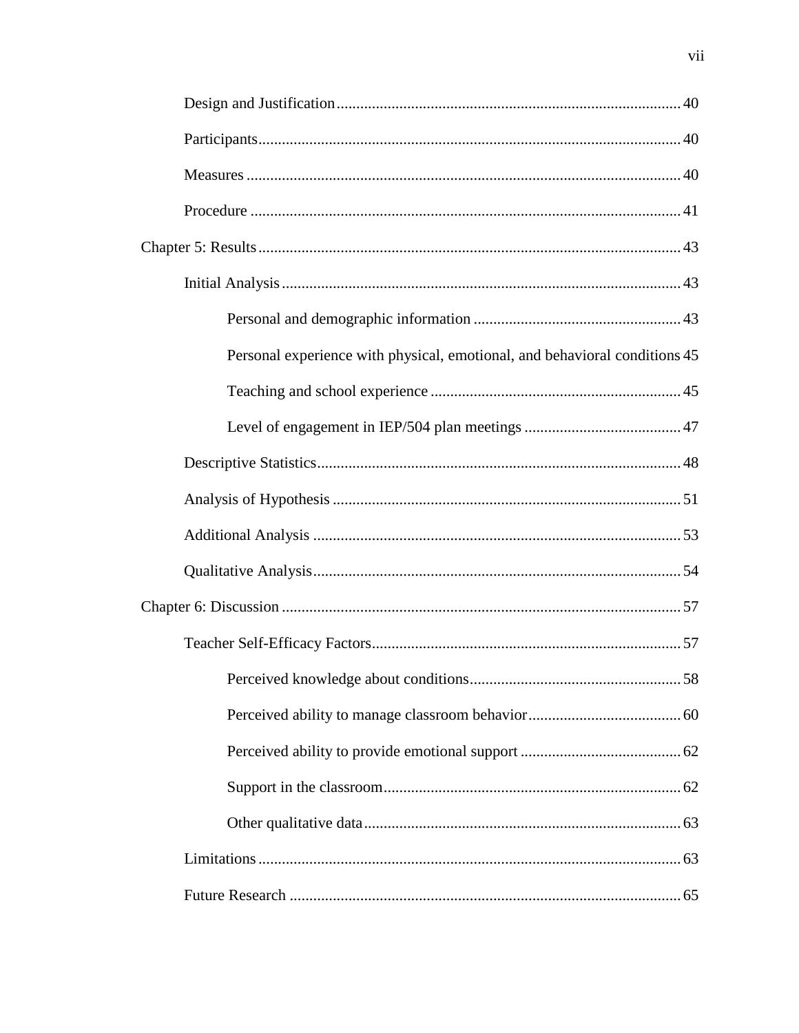Design and Justification ........................................................................................ 40

Participants ........................................................................................................... 40

Measures ............................................................................................................... 40

Procedure .............................................................................................................. 41

Chapter 5: Results ........................................................................................................... 43

Initial Analysis ...................................................................................................... 43

Personal and demographic information .................................................... 43

Personal experience with physical, emotional, and behavioral conditions 45

Teaching and school experience ................................................................ 45

Level of engagement in IEP/504 plan meetings ........................................ 47

Descriptive Statistics ............................................................................................. 48

Analysis of Hypothesis ......................................................................................... 51

Additional Analysis .............................................................................................. 53

Qualitative Analysis .............................................................................................. 54

Chapter 6: Discussion ...................................................................................................... 57

Teacher Self-Efficacy Factors ............................................................................... 57

Perceived knowledge about conditions ..................................................... 58

Perceived ability to manage classroom behavior ....................................... 60

Perceived ability to provide emotional support ......................................... 62

Support in the classroom ............................................................................ 62

Other qualitative data ................................................................................. 63

Limitations ............................................................................................................ 63

Future Research .................................................................................................... 65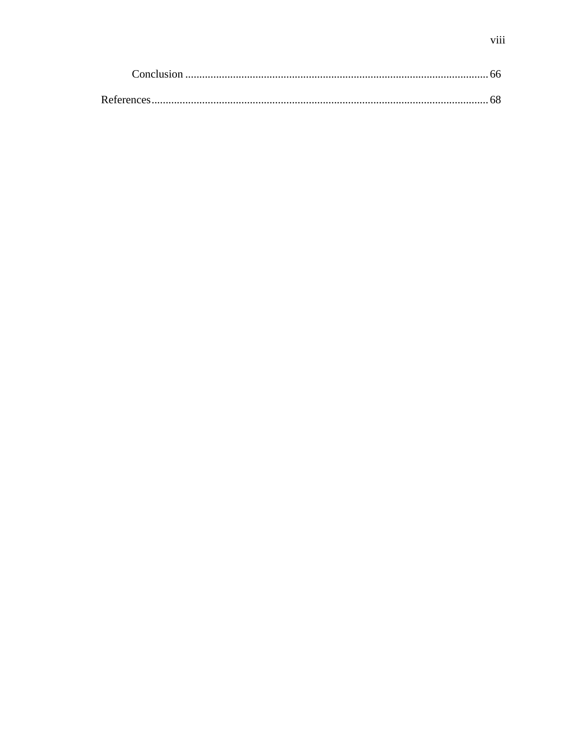Conclusion ........................................................................................................... 66

References ........................................................................................................... 68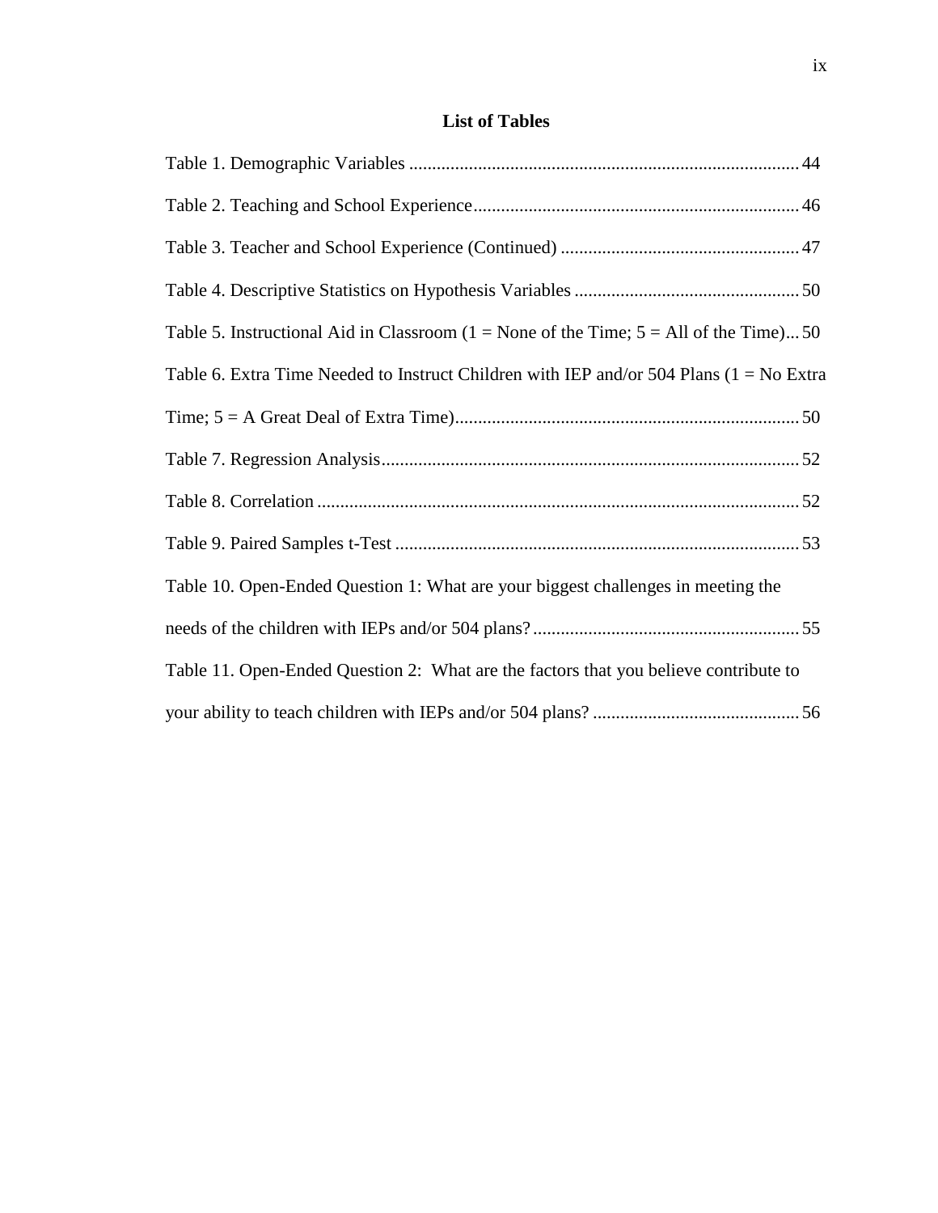## List of Tables

Table 1. Demographic Variables .................................................................................... 44

Table 2. Teaching and School Experience...................................................................... 46

Table 3. Teacher and School Experience (Continued) .................................................... 47

Table 4. Descriptive Statistics on Hypothesis Variables ................................................. 50

Table 5. Instructional Aid in Classroom (1 = None of the Time; 5 = All of the Time)... 50

Table 6. Extra Time Needed to Instruct Children with IEP and/or 504 Plans (1 = No Extra Time; 5 = A Great Deal of Extra Time)........................................................................... 50

Table 7. Regression Analysis........................................................................................... 52

Table 8. Correlation ......................................................................................................... 52

Table 9. Paired Samples t-Test ........................................................................................ 53

Table 10. Open-Ended Question 1: What are your biggest challenges in meeting the needs of the children with IEPs and/or 504 plans? .......................................................... 55

Table 11. Open-Ended Question 2: What are the factors that you believe contribute to your ability to teach children with IEPs and/or 504 plans? ............................................. 56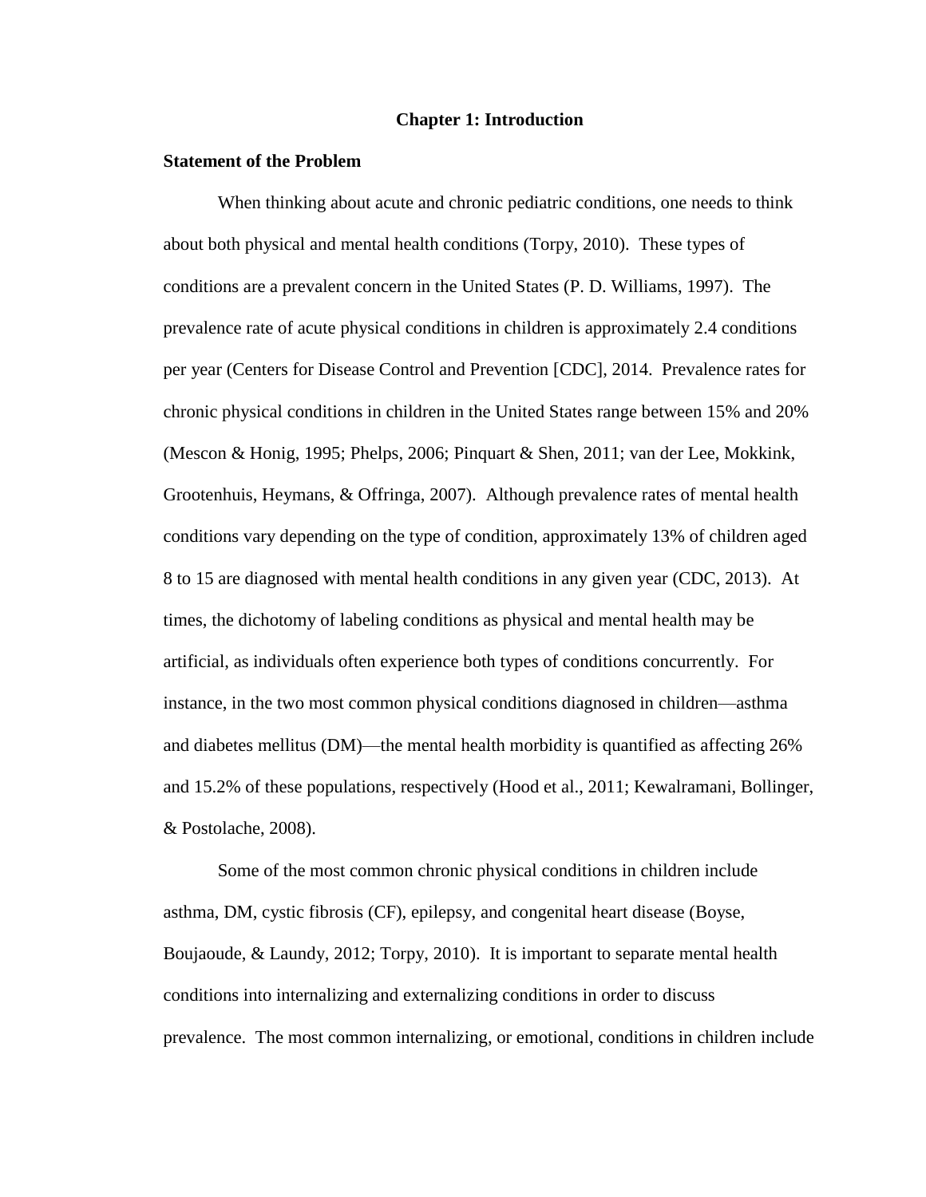# Chapter 1: Introduction

## Statement of the Problem

When thinking about acute and chronic pediatric conditions, one needs to think about both physical and mental health conditions (Torpy, 2010). These types of conditions are a prevalent concern in the United States (P. D. Williams, 1997). The prevalence rate of acute physical conditions in children is approximately 2.4 conditions per year (Centers for Disease Control and Prevention [CDC], 2014. Prevalence rates for chronic physical conditions in children in the United States range between 15% and 20% (Mescon & Honig, 1995; Phelps, 2006; Pinquart & Shen, 2011; van der Lee, Mokkink, Grootenhuis, Heymans, & Offringa, 2007). Although prevalence rates of mental health conditions vary depending on the type of condition, approximately 13% of children aged 8 to 15 are diagnosed with mental health conditions in any given year (CDC, 2013). At times, the dichotomy of labeling conditions as physical and mental health may be artificial, as individuals often experience both types of conditions concurrently. For instance, in the two most common physical conditions diagnosed in children—asthma and diabetes mellitus (DM)—the mental health morbidity is quantified as affecting 26% and 15.2% of these populations, respectively (Hood et al., 2011; Kewalramani, Bollinger, & Postolache, 2008).

Some of the most common chronic physical conditions in children include asthma, DM, cystic fibrosis (CF), epilepsy, and congenital heart disease (Boyse, Boujaoude, & Laundy, 2012; Torpy, 2010). It is important to separate mental health conditions into internalizing and externalizing conditions in order to discuss prevalence. The most common internalizing, or emotional, conditions in children include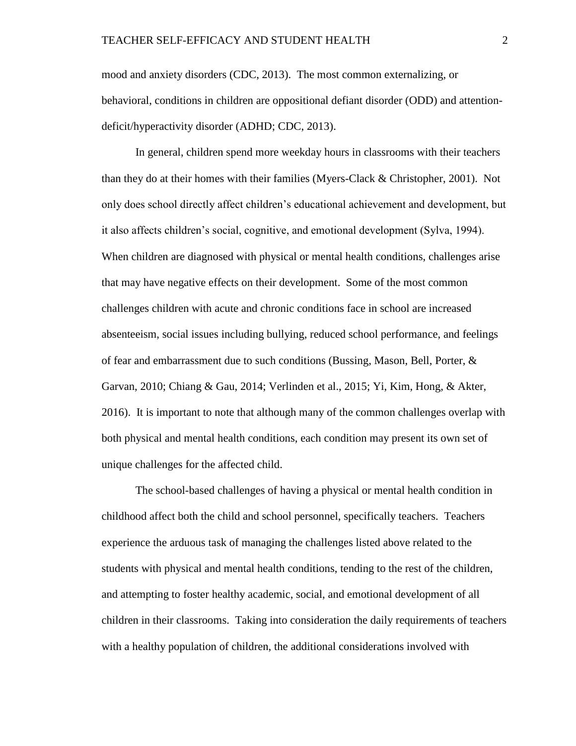mood and anxiety disorders (CDC, 2013). The most common externalizing, or behavioral, conditions in children are oppositional defiant disorder (ODD) and attention-deficit/hyperactivity disorder (ADHD; CDC, 2013).

In general, children spend more weekday hours in classrooms with their teachers than they do at their homes with their families (Myers-Clack & Christopher, 2001). Not only does school directly affect children's educational achievement and development, but it also affects children's social, cognitive, and emotional development (Sylva, 1994). When children are diagnosed with physical or mental health conditions, challenges arise that may have negative effects on their development. Some of the most common challenges children with acute and chronic conditions face in school are increased absenteeism, social issues including bullying, reduced school performance, and feelings of fear and embarrassment due to such conditions (Bussing, Mason, Bell, Porter, & Garvan, 2010; Chiang & Gau, 2014; Verlinden et al., 2015; Yi, Kim, Hong, & Akter, 2016). It is important to note that although many of the common challenges overlap with both physical and mental health conditions, each condition may present its own set of unique challenges for the affected child.

The school-based challenges of having a physical or mental health condition in childhood affect both the child and school personnel, specifically teachers. Teachers experience the arduous task of managing the challenges listed above related to the students with physical and mental health conditions, tending to the rest of the children, and attempting to foster healthy academic, social, and emotional development of all children in their classrooms. Taking into consideration the daily requirements of teachers with a healthy population of children, the additional considerations involved with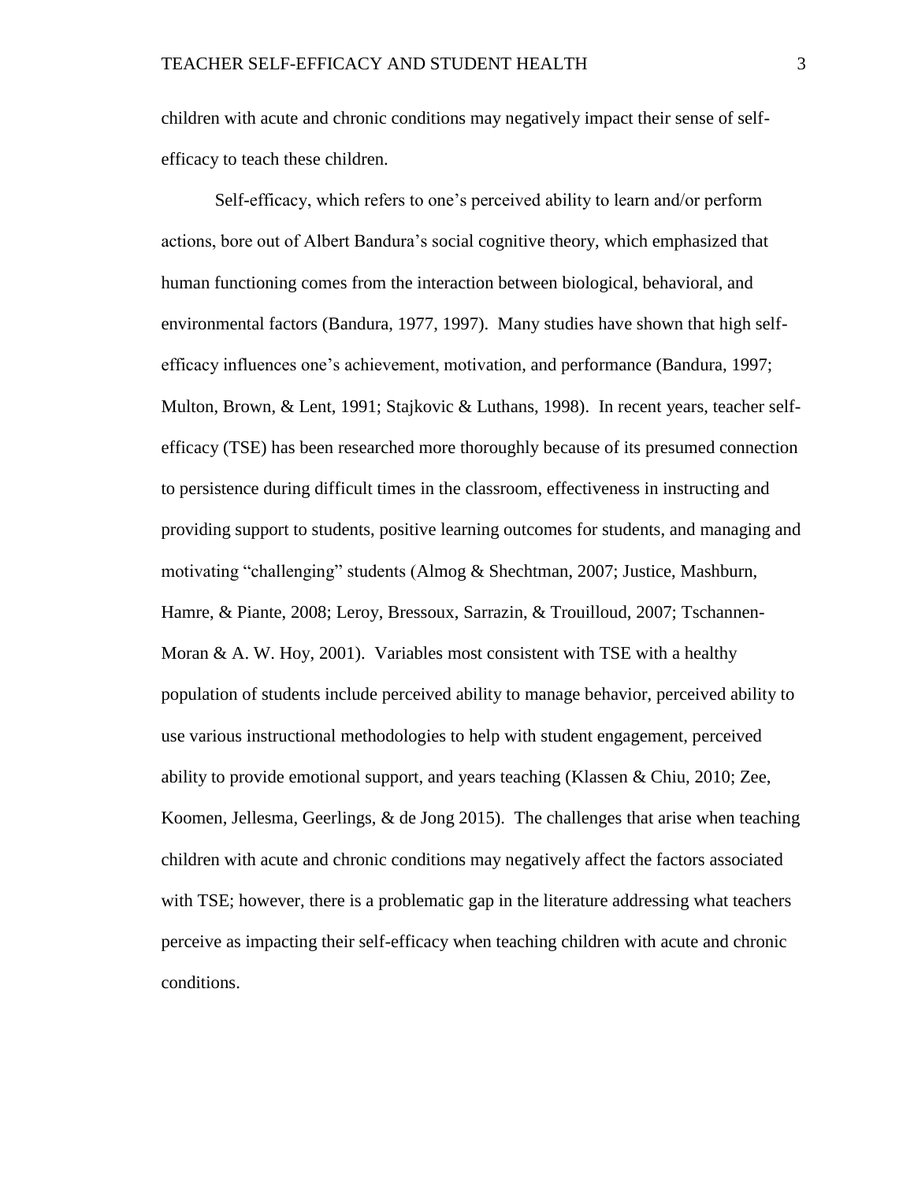children with acute and chronic conditions may negatively impact their sense of self-efficacy to teach these children.

Self-efficacy, which refers to one's perceived ability to learn and/or perform actions, bore out of Albert Bandura's social cognitive theory, which emphasized that human functioning comes from the interaction between biological, behavioral, and environmental factors (Bandura, 1977, 1997). Many studies have shown that high self-efficacy influences one's achievement, motivation, and performance (Bandura, 1997; Multon, Brown, & Lent, 1991; Stajkovic & Luthans, 1998). In recent years, teacher self-efficacy (TSE) has been researched more thoroughly because of its presumed connection to persistence during difficult times in the classroom, effectiveness in instructing and providing support to students, positive learning outcomes for students, and managing and motivating "challenging" students (Almog & Shechtman, 2007; Justice, Mashburn, Hamre, & Piante, 2008; Leroy, Bressoux, Sarrazin, & Trouilloud, 2007; Tschannen-Moran & A. W. Hoy, 2001). Variables most consistent with TSE with a healthy population of students include perceived ability to manage behavior, perceived ability to use various instructional methodologies to help with student engagement, perceived ability to provide emotional support, and years teaching (Klassen & Chiu, 2010; Zee, Koomen, Jellesma, Geerlings, & de Jong 2015). The challenges that arise when teaching children with acute and chronic conditions may negatively affect the factors associated with TSE; however, there is a problematic gap in the literature addressing what teachers perceive as impacting their self-efficacy when teaching children with acute and chronic conditions.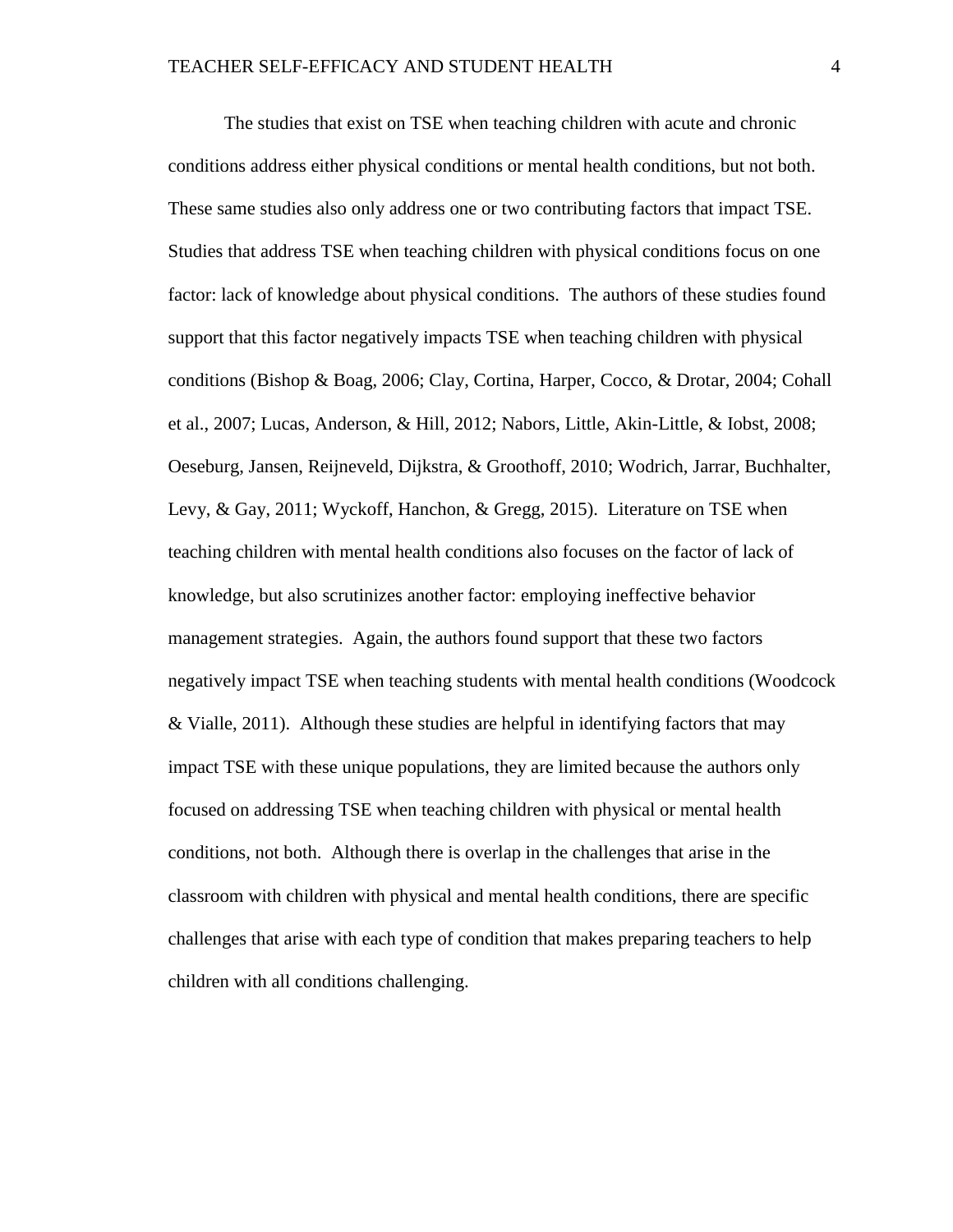The studies that exist on TSE when teaching children with acute and chronic conditions address either physical conditions or mental health conditions, but not both. These same studies also only address one or two contributing factors that impact TSE. Studies that address TSE when teaching children with physical conditions focus on one factor: lack of knowledge about physical conditions. The authors of these studies found support that this factor negatively impacts TSE when teaching children with physical conditions (Bishop & Boag, 2006; Clay, Cortina, Harper, Cocco, & Drotar, 2004; Cohall et al., 2007; Lucas, Anderson, & Hill, 2012; Nabors, Little, Akin-Little, & Iobst, 2008; Oeseburg, Jansen, Reijneveld, Dijkstra, & Groothoff, 2010; Wodrich, Jarrar, Buchhalter, Levy, & Gay, 2011; Wyckoff, Hanchon, & Gregg, 2015). Literature on TSE when teaching children with mental health conditions also focuses on the factor of lack of knowledge, but also scrutinizes another factor: employing ineffective behavior management strategies. Again, the authors found support that these two factors negatively impact TSE when teaching students with mental health conditions (Woodcock & Vialle, 2011). Although these studies are helpful in identifying factors that may impact TSE with these unique populations, they are limited because the authors only focused on addressing TSE when teaching children with physical or mental health conditions, not both. Although there is overlap in the challenges that arise in the classroom with children with physical and mental health conditions, there are specific challenges that arise with each type of condition that makes preparing teachers to help children with all conditions challenging.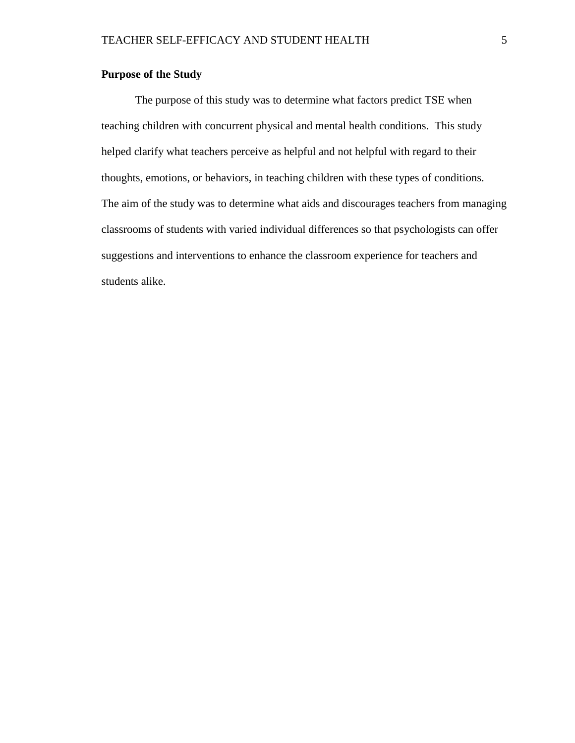**Purpose of the Study**

The purpose of this study was to determine what factors predict TSE when teaching children with concurrent physical and mental health conditions.  This study helped clarify what teachers perceive as helpful and not helpful with regard to their thoughts, emotions, or behaviors, in teaching children with these types of conditions. The aim of the study was to determine what aids and discourages teachers from managing classrooms of students with varied individual differences so that psychologists can offer suggestions and interventions to enhance the classroom experience for teachers and students alike.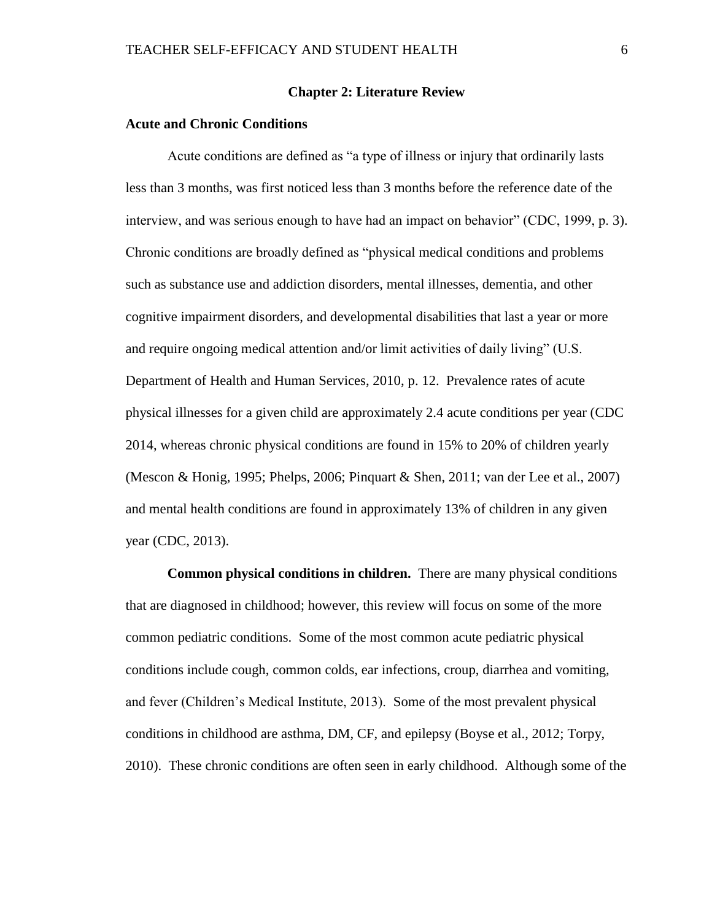## Chapter 2: Literature Review

### Acute and Chronic Conditions

Acute conditions are defined as "a type of illness or injury that ordinarily lasts less than 3 months, was first noticed less than 3 months before the reference date of the interview, and was serious enough to have had an impact on behavior" (CDC, 1999, p. 3). Chronic conditions are broadly defined as "physical medical conditions and problems such as substance use and addiction disorders, mental illnesses, dementia, and other cognitive impairment disorders, and developmental disabilities that last a year or more and require ongoing medical attention and/or limit activities of daily living" (U.S. Department of Health and Human Services, 2010, p. 12. Prevalence rates of acute physical illnesses for a given child are approximately 2.4 acute conditions per year (CDC 2014, whereas chronic physical conditions are found in 15% to 20% of children yearly (Mescon & Honig, 1995; Phelps, 2006; Pinquart & Shen, 2011; van der Lee et al., 2007) and mental health conditions are found in approximately 13% of children in any given year (CDC, 2013).

**Common physical conditions in children.** There are many physical conditions that are diagnosed in childhood; however, this review will focus on some of the more common pediatric conditions. Some of the most common acute pediatric physical conditions include cough, common colds, ear infections, croup, diarrhea and vomiting, and fever (Children's Medical Institute, 2013). Some of the most prevalent physical conditions in childhood are asthma, DM, CF, and epilepsy (Boyse et al., 2012; Torpy, 2010). These chronic conditions are often seen in early childhood. Although some of the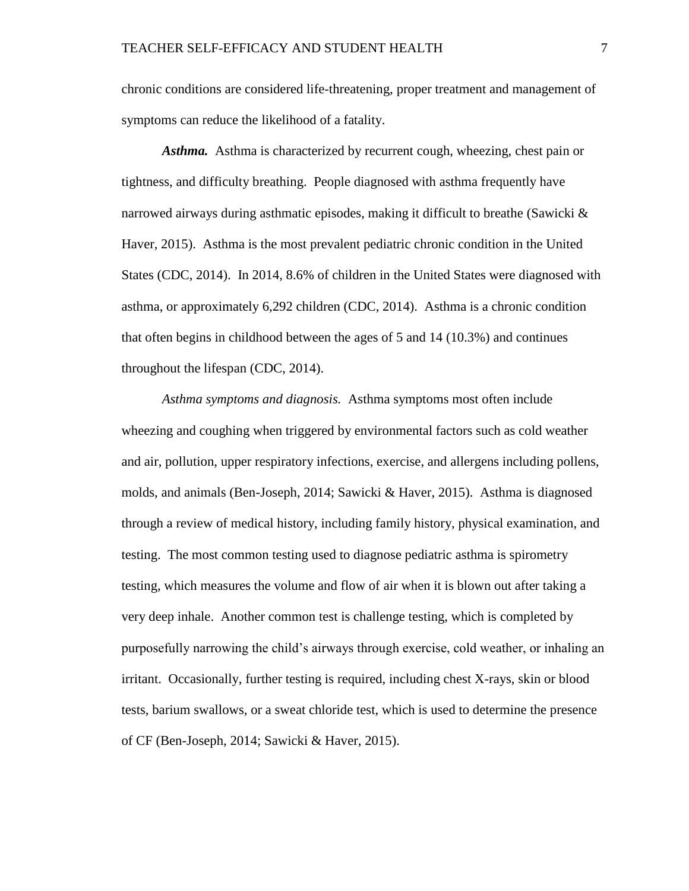chronic conditions are considered life-threatening, proper treatment and management of symptoms can reduce the likelihood of a fatality.

***Asthma.*** Asthma is characterized by recurrent cough, wheezing, chest pain or tightness, and difficulty breathing. People diagnosed with asthma frequently have narrowed airways during asthmatic episodes, making it difficult to breathe (Sawicki & Haver, 2015). Asthma is the most prevalent pediatric chronic condition in the United States (CDC, 2014). In 2014, 8.6% of children in the United States were diagnosed with asthma, or approximately 6,292 children (CDC, 2014). Asthma is a chronic condition that often begins in childhood between the ages of 5 and 14 (10.3%) and continues throughout the lifespan (CDC, 2014).

*Asthma symptoms and diagnosis.* Asthma symptoms most often include wheezing and coughing when triggered by environmental factors such as cold weather and air, pollution, upper respiratory infections, exercise, and allergens including pollens, molds, and animals (Ben-Joseph, 2014; Sawicki & Haver, 2015). Asthma is diagnosed through a review of medical history, including family history, physical examination, and testing. The most common testing used to diagnose pediatric asthma is spirometry testing, which measures the volume and flow of air when it is blown out after taking a very deep inhale. Another common test is challenge testing, which is completed by purposefully narrowing the child's airways through exercise, cold weather, or inhaling an irritant. Occasionally, further testing is required, including chest X-rays, skin or blood tests, barium swallows, or a sweat chloride test, which is used to determine the presence of CF (Ben-Joseph, 2014; Sawicki & Haver, 2015).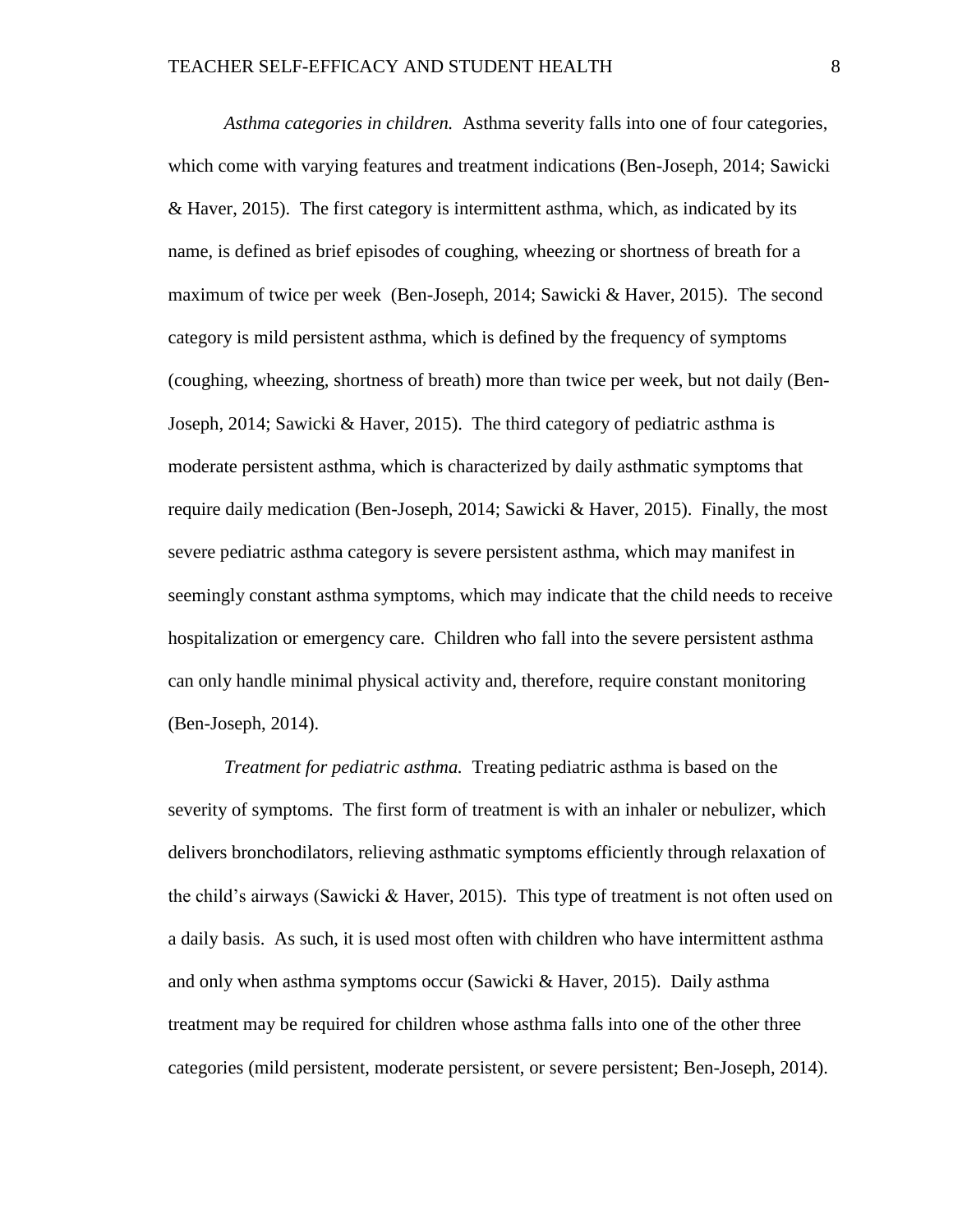*Asthma categories in children.* Asthma severity falls into one of four categories, which come with varying features and treatment indications (Ben-Joseph, 2014; Sawicki & Haver, 2015). The first category is intermittent asthma, which, as indicated by its name, is defined as brief episodes of coughing, wheezing or shortness of breath for a maximum of twice per week (Ben-Joseph, 2014; Sawicki & Haver, 2015). The second category is mild persistent asthma, which is defined by the frequency of symptoms (coughing, wheezing, shortness of breath) more than twice per week, but not daily (Ben-Joseph, 2014; Sawicki & Haver, 2015). The third category of pediatric asthma is moderate persistent asthma, which is characterized by daily asthmatic symptoms that require daily medication (Ben-Joseph, 2014; Sawicki & Haver, 2015). Finally, the most severe pediatric asthma category is severe persistent asthma, which may manifest in seemingly constant asthma symptoms, which may indicate that the child needs to receive hospitalization or emergency care. Children who fall into the severe persistent asthma can only handle minimal physical activity and, therefore, require constant monitoring (Ben-Joseph, 2014).

*Treatment for pediatric asthma.* Treating pediatric asthma is based on the severity of symptoms. The first form of treatment is with an inhaler or nebulizer, which delivers bronchodilators, relieving asthmatic symptoms efficiently through relaxation of the child's airways (Sawicki & Haver, 2015). This type of treatment is not often used on a daily basis. As such, it is used most often with children who have intermittent asthma and only when asthma symptoms occur (Sawicki & Haver, 2015). Daily asthma treatment may be required for children whose asthma falls into one of the other three categories (mild persistent, moderate persistent, or severe persistent; Ben-Joseph, 2014).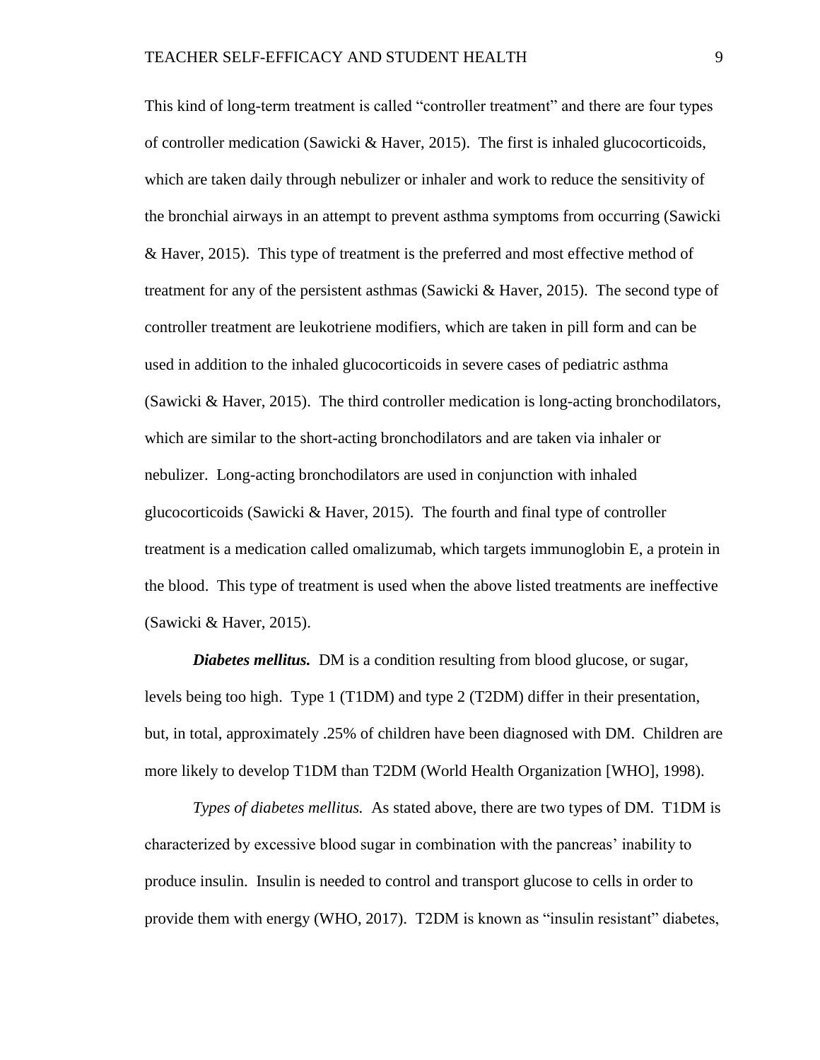This kind of long-term treatment is called "controller treatment" and there are four types of controller medication (Sawicki & Haver, 2015). The first is inhaled glucocorticoids, which are taken daily through nebulizer or inhaler and work to reduce the sensitivity of the bronchial airways in an attempt to prevent asthma symptoms from occurring (Sawicki & Haver, 2015). This type of treatment is the preferred and most effective method of treatment for any of the persistent asthmas (Sawicki & Haver, 2015). The second type of controller treatment are leukotriene modifiers, which are taken in pill form and can be used in addition to the inhaled glucocorticoids in severe cases of pediatric asthma (Sawicki & Haver, 2015). The third controller medication is long-acting bronchodilators, which are similar to the short-acting bronchodilators and are taken via inhaler or nebulizer. Long-acting bronchodilators are used in conjunction with inhaled glucocorticoids (Sawicki & Haver, 2015). The fourth and final type of controller treatment is a medication called omalizumab, which targets immunoglobin E, a protein in the blood. This type of treatment is used when the above listed treatments are ineffective (Sawicki & Haver, 2015).

***Diabetes mellitus.*** DM is a condition resulting from blood glucose, or sugar, levels being too high. Type 1 (T1DM) and type 2 (T2DM) differ in their presentation, but, in total, approximately .25% of children have been diagnosed with DM. Children are more likely to develop T1DM than T2DM (World Health Organization [WHO], 1998).

*Types of diabetes mellitus.* As stated above, there are two types of DM. T1DM is characterized by excessive blood sugar in combination with the pancreas' inability to produce insulin. Insulin is needed to control and transport glucose to cells in order to provide them with energy (WHO, 2017). T2DM is known as "insulin resistant" diabetes,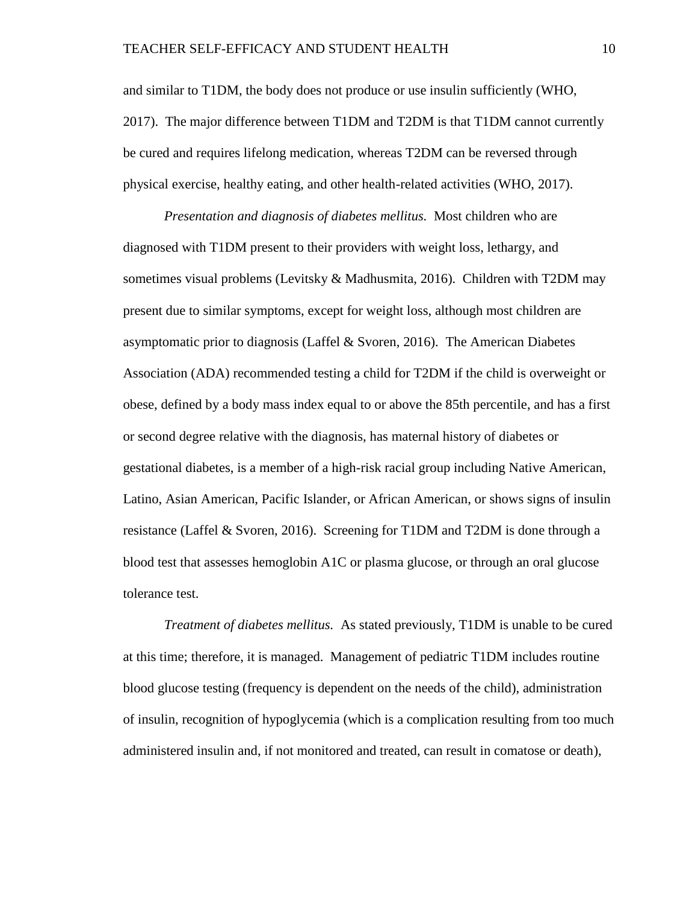and similar to T1DM, the body does not produce or use insulin sufficiently (WHO, 2017). The major difference between T1DM and T2DM is that T1DM cannot currently be cured and requires lifelong medication, whereas T2DM can be reversed through physical exercise, healthy eating, and other health-related activities (WHO, 2017).

*Presentation and diagnosis of diabetes mellitus.* Most children who are diagnosed with T1DM present to their providers with weight loss, lethargy, and sometimes visual problems (Levitsky & Madhusmita, 2016). Children with T2DM may present due to similar symptoms, except for weight loss, although most children are asymptomatic prior to diagnosis (Laffel & Svoren, 2016). The American Diabetes Association (ADA) recommended testing a child for T2DM if the child is overweight or obese, defined by a body mass index equal to or above the 85th percentile, and has a first or second degree relative with the diagnosis, has maternal history of diabetes or gestational diabetes, is a member of a high-risk racial group including Native American, Latino, Asian American, Pacific Islander, or African American, or shows signs of insulin resistance (Laffel & Svoren, 2016). Screening for T1DM and T2DM is done through a blood test that assesses hemoglobin A1C or plasma glucose, or through an oral glucose tolerance test.

*Treatment of diabetes mellitus.* As stated previously, T1DM is unable to be cured at this time; therefore, it is managed. Management of pediatric T1DM includes routine blood glucose testing (frequency is dependent on the needs of the child), administration of insulin, recognition of hypoglycemia (which is a complication resulting from too much administered insulin and, if not monitored and treated, can result in comatose or death),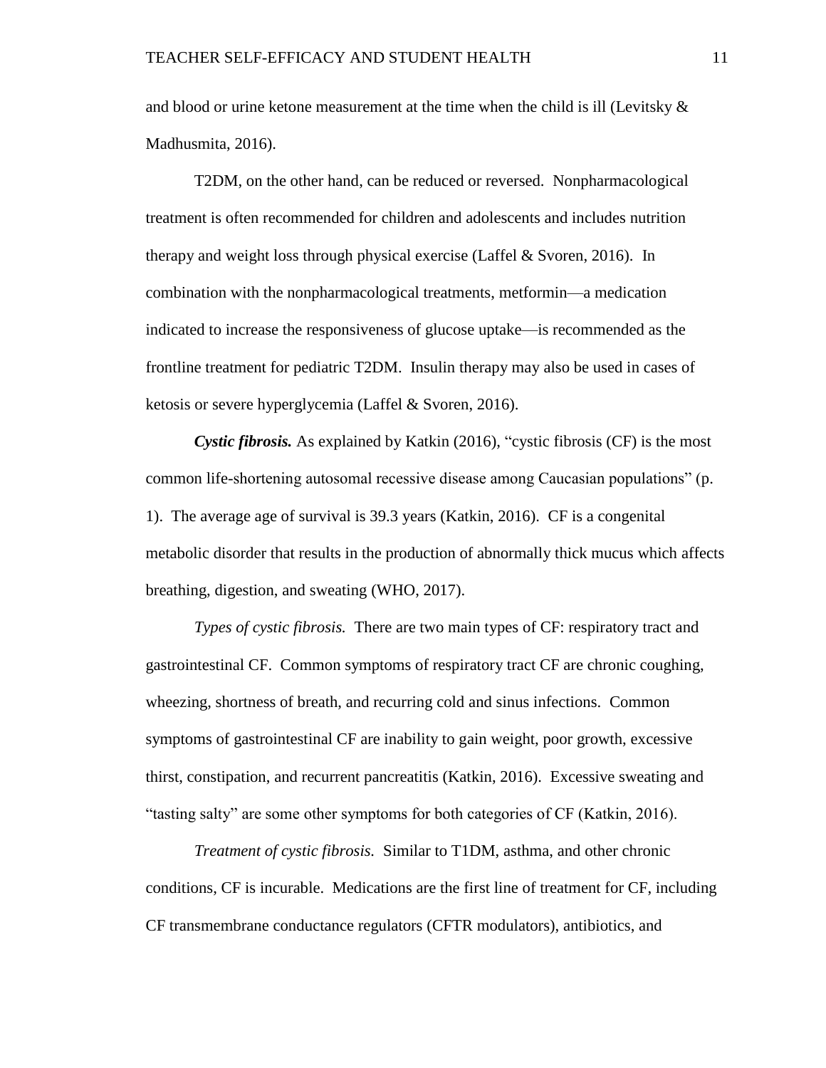and blood or urine ketone measurement at the time when the child is ill (Levitsky & Madhusmita, 2016).

T2DM, on the other hand, can be reduced or reversed. Nonpharmacological treatment is often recommended for children and adolescents and includes nutrition therapy and weight loss through physical exercise (Laffel & Svoren, 2016). In combination with the nonpharmacological treatments, metformin—a medication indicated to increase the responsiveness of glucose uptake—is recommended as the frontline treatment for pediatric T2DM. Insulin therapy may also be used in cases of ketosis or severe hyperglycemia (Laffel & Svoren, 2016).

***Cystic fibrosis.*** As explained by Katkin (2016), "cystic fibrosis (CF) is the most common life-shortening autosomal recessive disease among Caucasian populations" (p. 1). The average age of survival is 39.3 years (Katkin, 2016). CF is a congenital metabolic disorder that results in the production of abnormally thick mucus which affects breathing, digestion, and sweating (WHO, 2017).

*Types of cystic fibrosis.* There are two main types of CF: respiratory tract and gastrointestinal CF. Common symptoms of respiratory tract CF are chronic coughing, wheezing, shortness of breath, and recurring cold and sinus infections. Common symptoms of gastrointestinal CF are inability to gain weight, poor growth, excessive thirst, constipation, and recurrent pancreatitis (Katkin, 2016). Excessive sweating and "tasting salty" are some other symptoms for both categories of CF (Katkin, 2016).

*Treatment of cystic fibrosis.* Similar to T1DM, asthma, and other chronic conditions, CF is incurable. Medications are the first line of treatment for CF, including CF transmembrane conductance regulators (CFTR modulators), antibiotics, and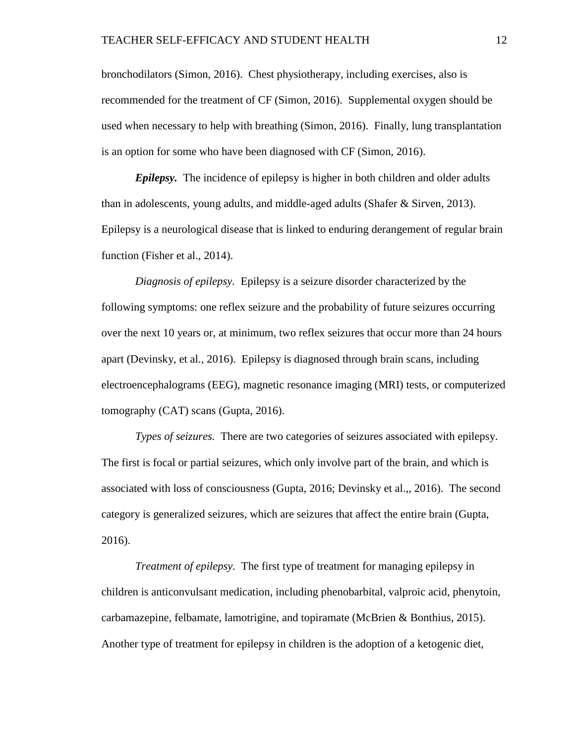bronchodilators (Simon, 2016). Chest physiotherapy, including exercises, also is recommended for the treatment of CF (Simon, 2016). Supplemental oxygen should be used when necessary to help with breathing (Simon, 2016). Finally, lung transplantation is an option for some who have been diagnosed with CF (Simon, 2016).

***Epilepsy.*** The incidence of epilepsy is higher in both children and older adults than in adolescents, young adults, and middle-aged adults (Shafer & Sirven, 2013). Epilepsy is a neurological disease that is linked to enduring derangement of regular brain function (Fisher et al., 2014).

*Diagnosis of epilepsy.* Epilepsy is a seizure disorder characterized by the following symptoms: one reflex seizure and the probability of future seizures occurring over the next 10 years or, at minimum, two reflex seizures that occur more than 24 hours apart (Devinsky, et al., 2016). Epilepsy is diagnosed through brain scans, including electroencephalograms (EEG), magnetic resonance imaging (MRI) tests, or computerized tomography (CAT) scans (Gupta, 2016).

*Types of seizures.* There are two categories of seizures associated with epilepsy. The first is focal or partial seizures, which only involve part of the brain, and which is associated with loss of consciousness (Gupta, 2016; Devinsky et al.,, 2016). The second category is generalized seizures, which are seizures that affect the entire brain (Gupta, 2016).

*Treatment of epilepsy.* The first type of treatment for managing epilepsy in children is anticonvulsant medication, including phenobarbital, valproic acid, phenytoin, carbamazepine, felbamate, lamotrigine, and topiramate (McBrien & Bonthius, 2015). Another type of treatment for epilepsy in children is the adoption of a ketogenic diet,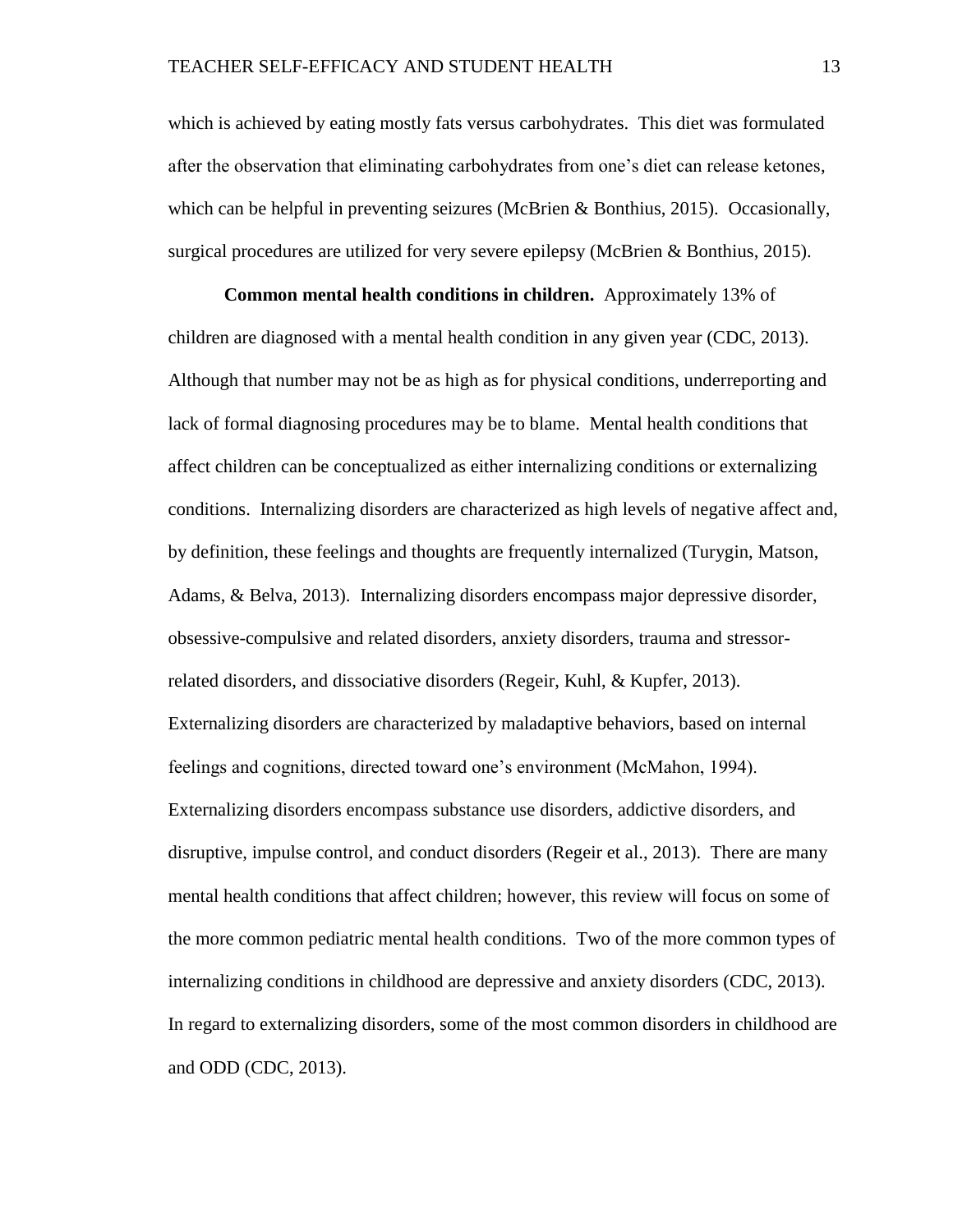which is achieved by eating mostly fats versus carbohydrates. This diet was formulated after the observation that eliminating carbohydrates from one's diet can release ketones, which can be helpful in preventing seizures (McBrien & Bonthius, 2015). Occasionally, surgical procedures are utilized for very severe epilepsy (McBrien & Bonthius, 2015).

**Common mental health conditions in children.** Approximately 13% of children are diagnosed with a mental health condition in any given year (CDC, 2013). Although that number may not be as high as for physical conditions, underreporting and lack of formal diagnosing procedures may be to blame. Mental health conditions that affect children can be conceptualized as either internalizing conditions or externalizing conditions. Internalizing disorders are characterized as high levels of negative affect and, by definition, these feelings and thoughts are frequently internalized (Turygin, Matson, Adams, & Belva, 2013). Internalizing disorders encompass major depressive disorder, obsessive-compulsive and related disorders, anxiety disorders, trauma and stressor-related disorders, and dissociative disorders (Regeir, Kuhl, & Kupfer, 2013). Externalizing disorders are characterized by maladaptive behaviors, based on internal feelings and cognitions, directed toward one's environment (McMahon, 1994). Externalizing disorders encompass substance use disorders, addictive disorders, and disruptive, impulse control, and conduct disorders (Regeir et al., 2013). There are many mental health conditions that affect children; however, this review will focus on some of the more common pediatric mental health conditions. Two of the more common types of internalizing conditions in childhood are depressive and anxiety disorders (CDC, 2013). In regard to externalizing disorders, some of the most common disorders in childhood are and ODD (CDC, 2013).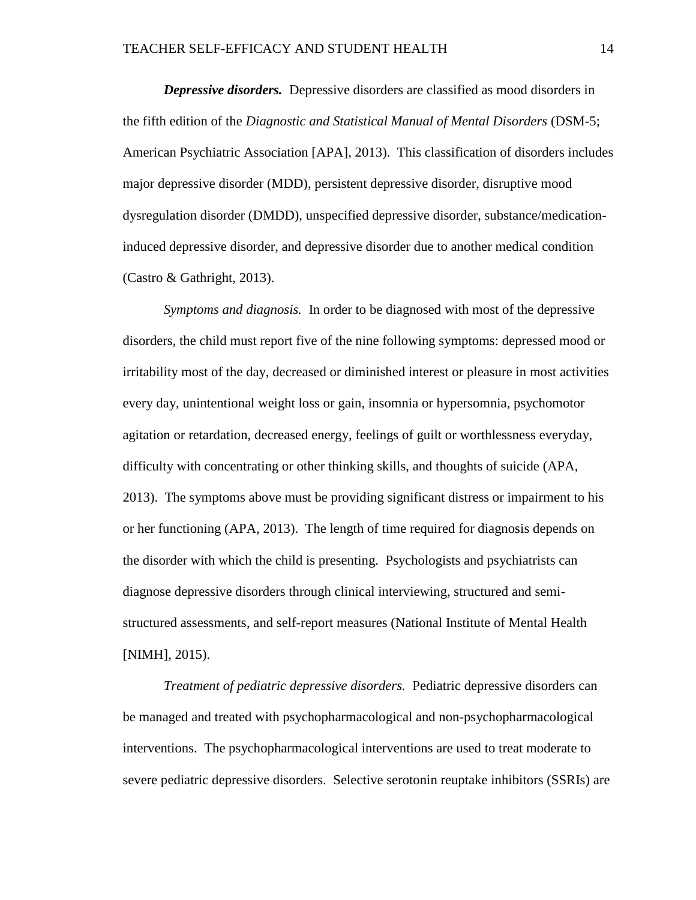***Depressive disorders.*** Depressive disorders are classified as mood disorders in the fifth edition of the *Diagnostic and Statistical Manual of Mental Disorders* (DSM-5; American Psychiatric Association [APA], 2013). This classification of disorders includes major depressive disorder (MDD), persistent depressive disorder, disruptive mood dysregulation disorder (DMDD), unspecified depressive disorder, substance/medication-induced depressive disorder, and depressive disorder due to another medical condition (Castro & Gathright, 2013).

*Symptoms and diagnosis.* In order to be diagnosed with most of the depressive disorders, the child must report five of the nine following symptoms: depressed mood or irritability most of the day, decreased or diminished interest or pleasure in most activities every day, unintentional weight loss or gain, insomnia or hypersomnia, psychomotor agitation or retardation, decreased energy, feelings of guilt or worthlessness everyday, difficulty with concentrating or other thinking skills, and thoughts of suicide (APA, 2013). The symptoms above must be providing significant distress or impairment to his or her functioning (APA, 2013). The length of time required for diagnosis depends on the disorder with which the child is presenting. Psychologists and psychiatrists can diagnose depressive disorders through clinical interviewing, structured and semi-structured assessments, and self-report measures (National Institute of Mental Health [NIMH], 2015).

*Treatment of pediatric depressive disorders.* Pediatric depressive disorders can be managed and treated with psychopharmacological and non-psychopharmacological interventions. The psychopharmacological interventions are used to treat moderate to severe pediatric depressive disorders. Selective serotonin reuptake inhibitors (SSRIs) are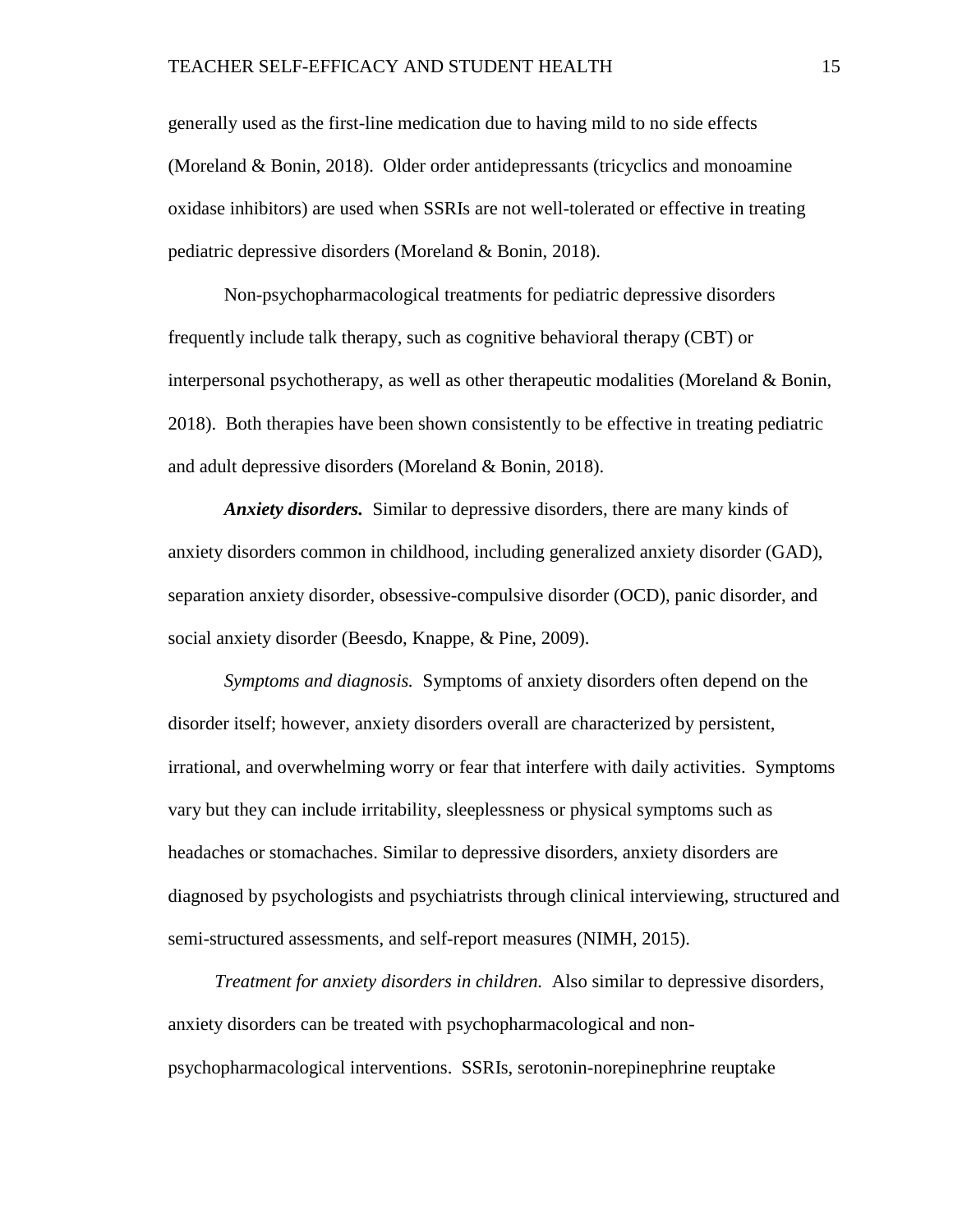generally used as the first-line medication due to having mild to no side effects (Moreland & Bonin, 2018). Older order antidepressants (tricyclics and monoamine oxidase inhibitors) are used when SSRIs are not well-tolerated or effective in treating pediatric depressive disorders (Moreland & Bonin, 2018).

Non-psychopharmacological treatments for pediatric depressive disorders frequently include talk therapy, such as cognitive behavioral therapy (CBT) or interpersonal psychotherapy, as well as other therapeutic modalities (Moreland & Bonin, 2018). Both therapies have been shown consistently to be effective in treating pediatric and adult depressive disorders (Moreland & Bonin, 2018).

***Anxiety disorders.*** Similar to depressive disorders, there are many kinds of anxiety disorders common in childhood, including generalized anxiety disorder (GAD), separation anxiety disorder, obsessive-compulsive disorder (OCD), panic disorder, and social anxiety disorder (Beesdo, Knappe, & Pine, 2009).

*Symptoms and diagnosis.* Symptoms of anxiety disorders often depend on the disorder itself; however, anxiety disorders overall are characterized by persistent, irrational, and overwhelming worry or fear that interfere with daily activities. Symptoms vary but they can include irritability, sleeplessness or physical symptoms such as headaches or stomachaches. Similar to depressive disorders, anxiety disorders are diagnosed by psychologists and psychiatrists through clinical interviewing, structured and semi-structured assessments, and self-report measures (NIMH, 2015).

*Treatment for anxiety disorders in children.* Also similar to depressive disorders, anxiety disorders can be treated with psychopharmacological and non-psychopharmacological interventions. SSRIs, serotonin-norepinephrine reuptake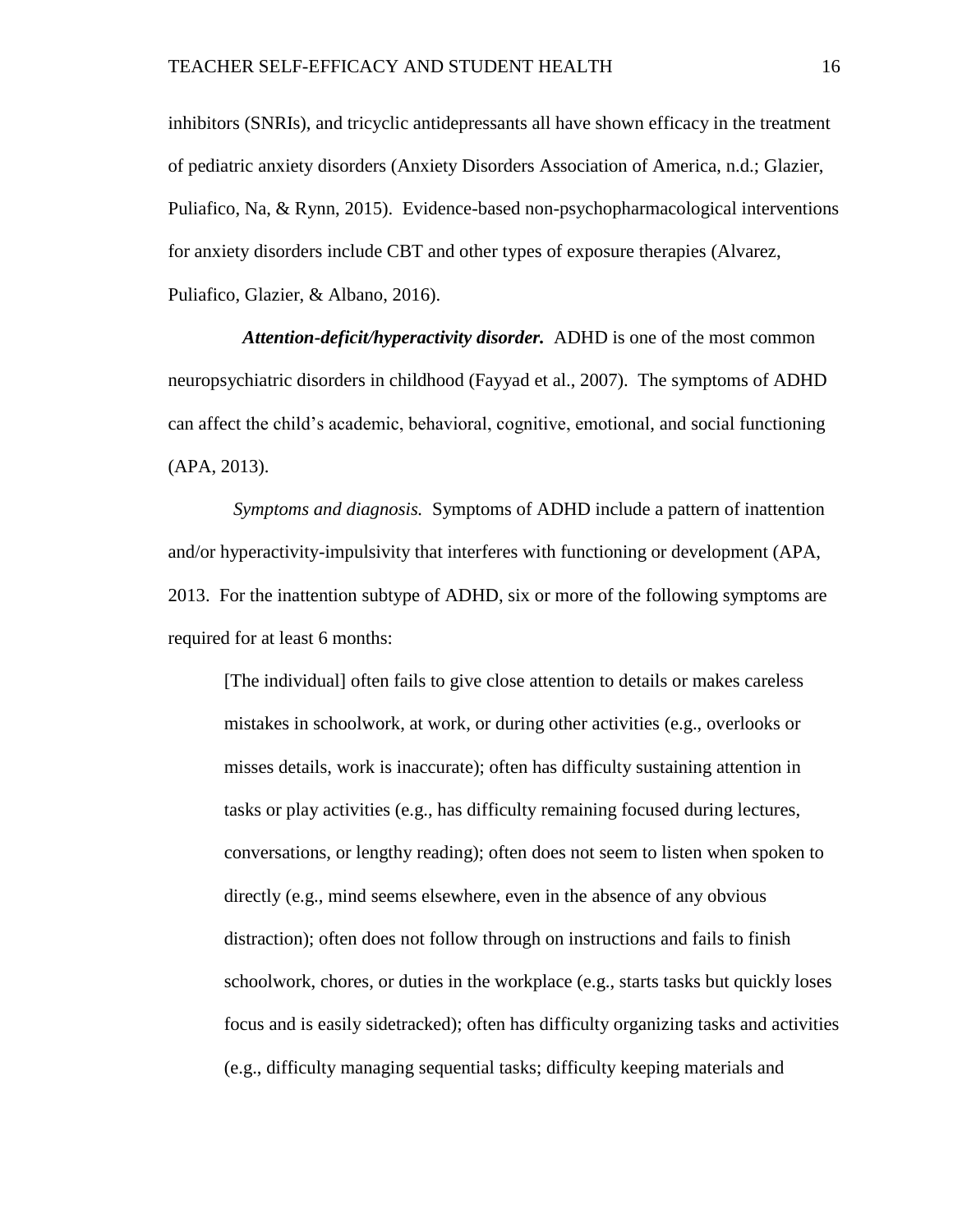inhibitors (SNRIs), and tricyclic antidepressants all have shown efficacy in the treatment of pediatric anxiety disorders (Anxiety Disorders Association of America, n.d.; Glazier, Puliafico, Na, & Rynn, 2015). Evidence-based non-psychopharmacological interventions for anxiety disorders include CBT and other types of exposure therapies (Alvarez, Puliafico, Glazier, & Albano, 2016).

***Attention-deficit/hyperactivity disorder.*** ADHD is one of the most common neuropsychiatric disorders in childhood (Fayyad et al., 2007). The symptoms of ADHD can affect the child's academic, behavioral, cognitive, emotional, and social functioning (APA, 2013).

*Symptoms and diagnosis.* Symptoms of ADHD include a pattern of inattention and/or hyperactivity-impulsivity that interferes with functioning or development (APA, 2013. For the inattention subtype of ADHD, six or more of the following symptoms are required for at least 6 months:

> [The individual] often fails to give close attention to details or makes careless mistakes in schoolwork, at work, or during other activities (e.g., overlooks or misses details, work is inaccurate); often has difficulty sustaining attention in tasks or play activities (e.g., has difficulty remaining focused during lectures, conversations, or lengthy reading); often does not seem to listen when spoken to directly (e.g., mind seems elsewhere, even in the absence of any obvious distraction); often does not follow through on instructions and fails to finish schoolwork, chores, or duties in the workplace (e.g., starts tasks but quickly loses focus and is easily sidetracked); often has difficulty organizing tasks and activities (e.g., difficulty managing sequential tasks; difficulty keeping materials and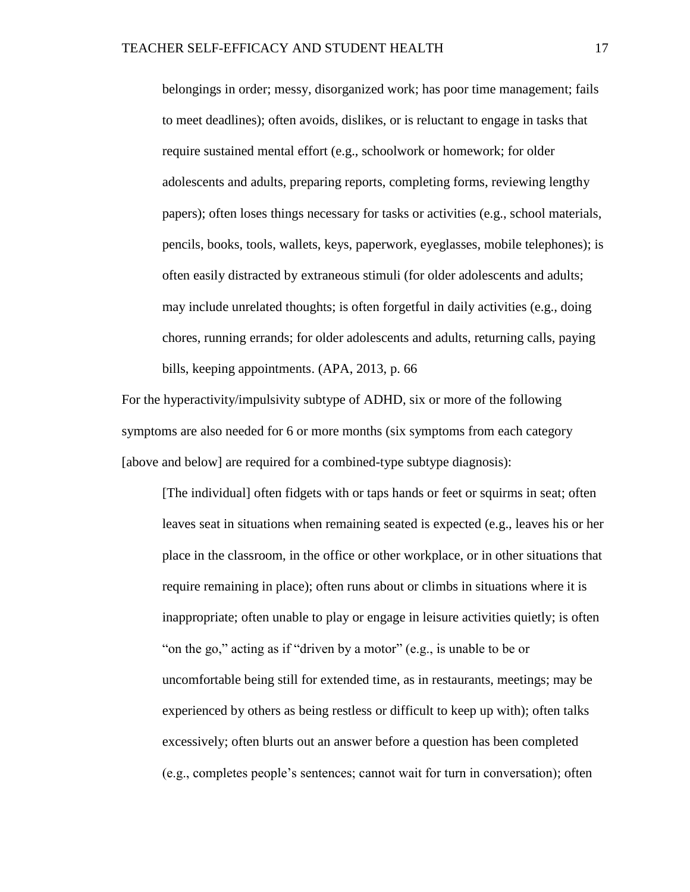> belongings in order; messy, disorganized work; has poor time management; fails to meet deadlines); often avoids, dislikes, or is reluctant to engage in tasks that require sustained mental effort (e.g., schoolwork or homework; for older adolescents and adults, preparing reports, completing forms, reviewing lengthy papers); often loses things necessary for tasks or activities (e.g., school materials, pencils, books, tools, wallets, keys, paperwork, eyeglasses, mobile telephones); is often easily distracted by extraneous stimuli (for older adolescents and adults; may include unrelated thoughts; is often forgetful in daily activities (e.g., doing chores, running errands; for older adolescents and adults, returning calls, paying bills, keeping appointments. (APA, 2013, p. 66

For the hyperactivity/impulsivity subtype of ADHD, six or more of the following symptoms are also needed for 6 or more months (six symptoms from each category [above and below] are required for a combined-type subtype diagnosis):

> [The individual] often fidgets with or taps hands or feet or squirms in seat; often leaves seat in situations when remaining seated is expected (e.g., leaves his or her place in the classroom, in the office or other workplace, or in other situations that require remaining in place); often runs about or climbs in situations where it is inappropriate; often unable to play or engage in leisure activities quietly; is often "on the go," acting as if "driven by a motor" (e.g., is unable to be or uncomfortable being still for extended time, as in restaurants, meetings; may be experienced by others as being restless or difficult to keep up with); often talks excessively; often blurts out an answer before a question has been completed (e.g., completes people's sentences; cannot wait for turn in conversation); often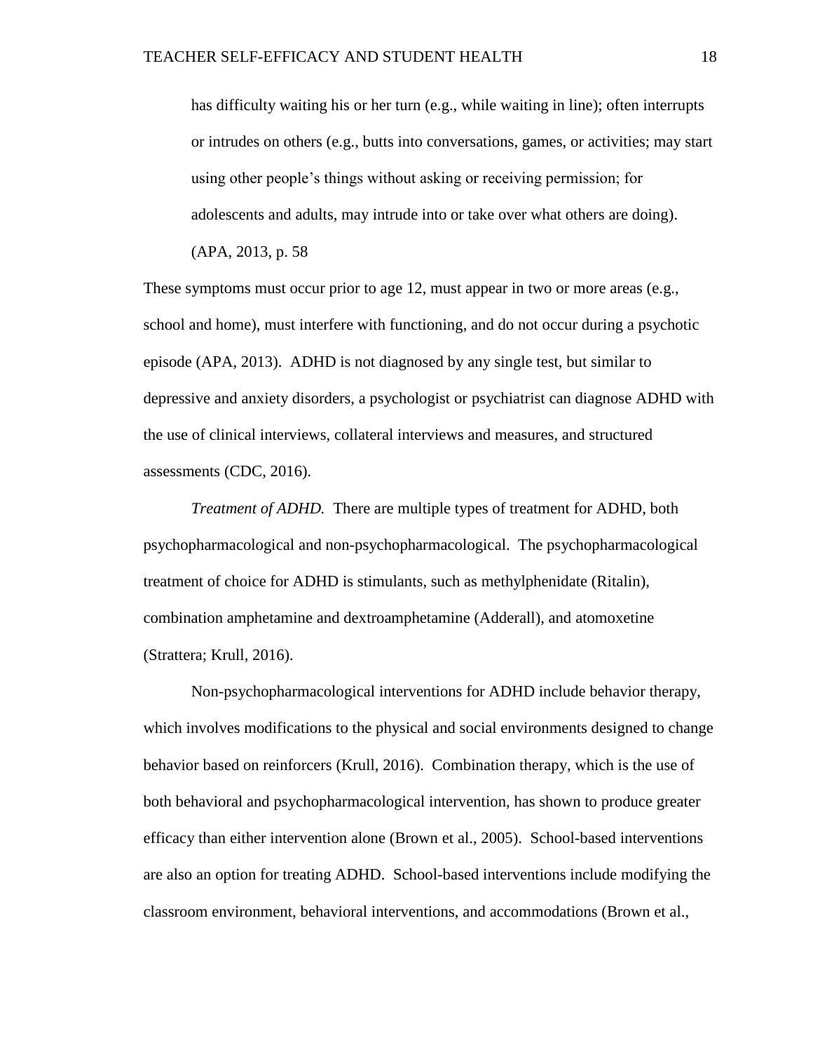> has difficulty waiting his or her turn (e.g., while waiting in line); often interrupts or intrudes on others (e.g., butts into conversations, games, or activities; may start using other people's things without asking or receiving permission; for adolescents and adults, may intrude into or take over what others are doing). (APA, 2013, p. 58

These symptoms must occur prior to age 12, must appear in two or more areas (e.g., school and home), must interfere with functioning, and do not occur during a psychotic episode (APA, 2013). ADHD is not diagnosed by any single test, but similar to depressive and anxiety disorders, a psychologist or psychiatrist can diagnose ADHD with the use of clinical interviews, collateral interviews and measures, and structured assessments (CDC, 2016).

*Treatment of ADHD.* There are multiple types of treatment for ADHD, both psychopharmacological and non-psychopharmacological. The psychopharmacological treatment of choice for ADHD is stimulants, such as methylphenidate (Ritalin), combination amphetamine and dextroamphetamine (Adderall), and atomoxetine (Strattera; Krull, 2016).

Non-psychopharmacological interventions for ADHD include behavior therapy, which involves modifications to the physical and social environments designed to change behavior based on reinforcers (Krull, 2016). Combination therapy, which is the use of both behavioral and psychopharmacological intervention, has shown to produce greater efficacy than either intervention alone (Brown et al., 2005). School-based interventions are also an option for treating ADHD. School-based interventions include modifying the classroom environment, behavioral interventions, and accommodations (Brown et al.,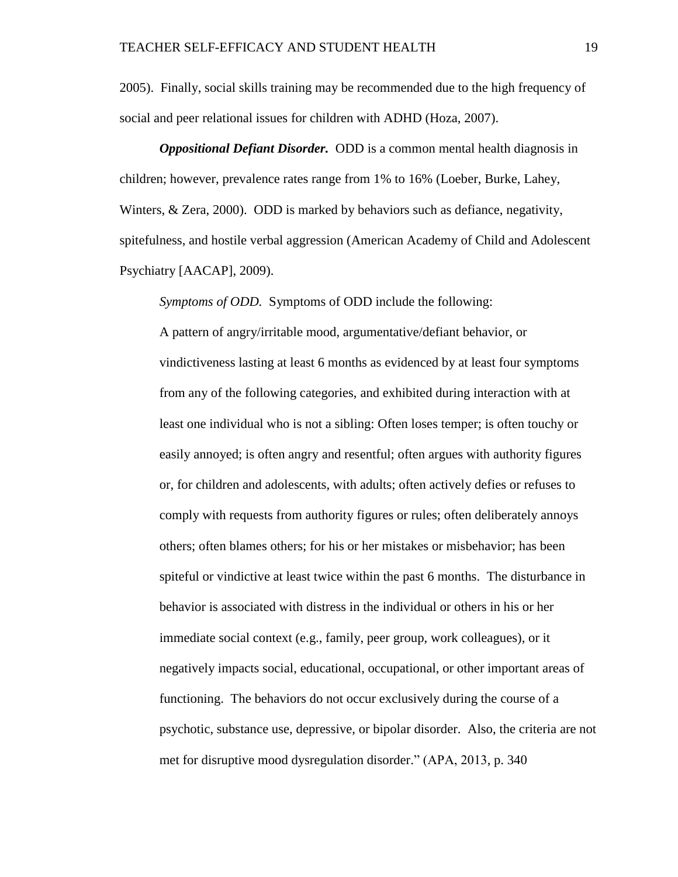2005). Finally, social skills training may be recommended due to the high frequency of social and peer relational issues for children with ADHD (Hoza, 2007).

***Oppositional Defiant Disorder.*** ODD is a common mental health diagnosis in children; however, prevalence rates range from 1% to 16% (Loeber, Burke, Lahey, Winters, & Zera, 2000). ODD is marked by behaviors such as defiance, negativity, spitefulness, and hostile verbal aggression (American Academy of Child and Adolescent Psychiatry [AACAP], 2009).

*Symptoms of ODD.* Symptoms of ODD include the following:

> A pattern of angry/irritable mood, argumentative/defiant behavior, or vindictiveness lasting at least 6 months as evidenced by at least four symptoms from any of the following categories, and exhibited during interaction with at least one individual who is not a sibling: Often loses temper; is often touchy or easily annoyed; is often angry and resentful; often argues with authority figures or, for children and adolescents, with adults; often actively defies or refuses to comply with requests from authority figures or rules; often deliberately annoys others; often blames others; for his or her mistakes or misbehavior; has been spiteful or vindictive at least twice within the past 6 months. The disturbance in behavior is associated with distress in the individual or others in his or her immediate social context (e.g., family, peer group, work colleagues), or it negatively impacts social, educational, occupational, or other important areas of functioning. The behaviors do not occur exclusively during the course of a psychotic, substance use, depressive, or bipolar disorder. Also, the criteria are not met for disruptive mood dysregulation disorder." (APA, 2013, p. 340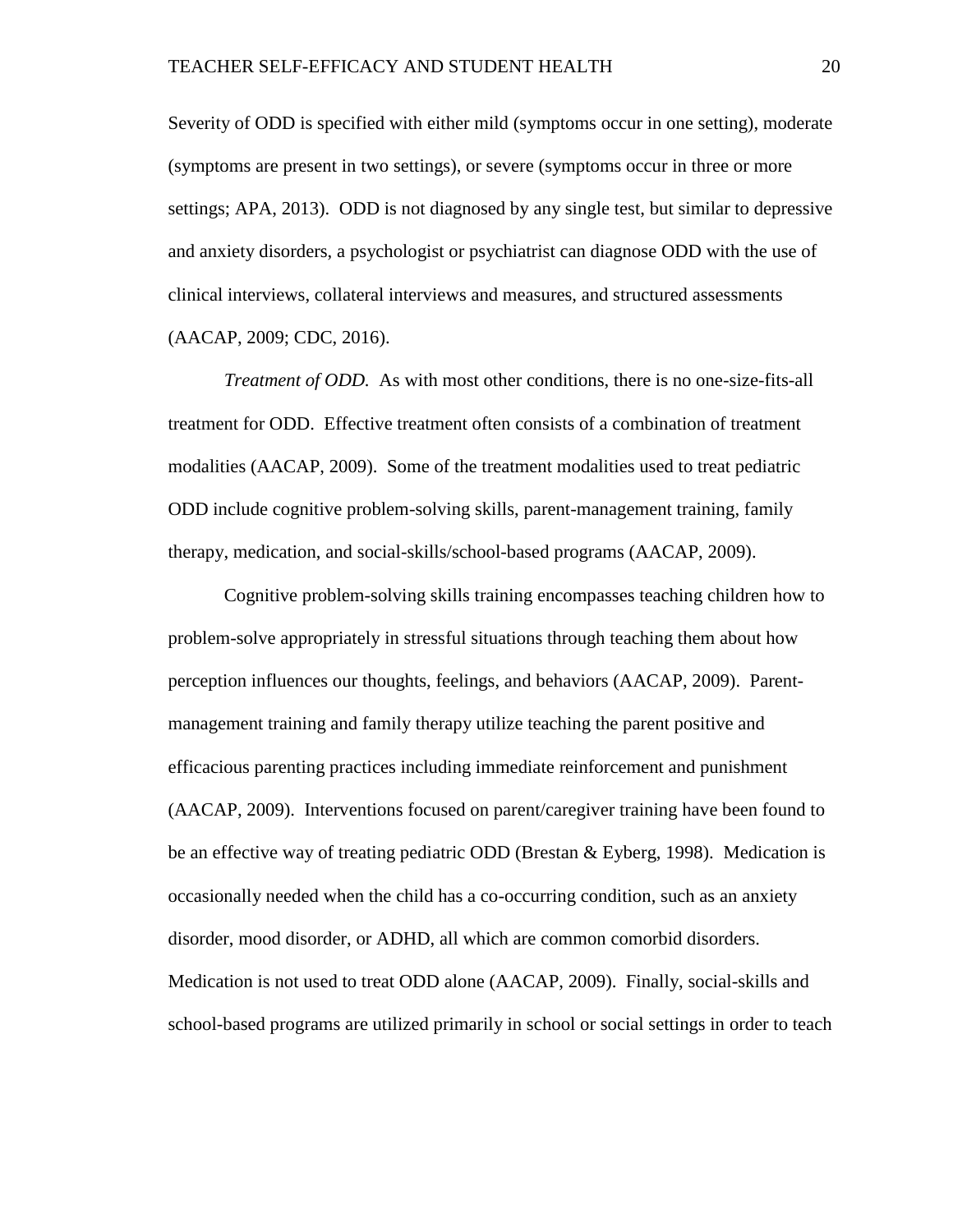Severity of ODD is specified with either mild (symptoms occur in one setting), moderate (symptoms are present in two settings), or severe (symptoms occur in three or more settings; APA, 2013). ODD is not diagnosed by any single test, but similar to depressive and anxiety disorders, a psychologist or psychiatrist can diagnose ODD with the use of clinical interviews, collateral interviews and measures, and structured assessments (AACAP, 2009; CDC, 2016).

*Treatment of ODD.* As with most other conditions, there is no one-size-fits-all treatment for ODD. Effective treatment often consists of a combination of treatment modalities (AACAP, 2009). Some of the treatment modalities used to treat pediatric ODD include cognitive problem-solving skills, parent-management training, family therapy, medication, and social-skills/school-based programs (AACAP, 2009).

Cognitive problem-solving skills training encompasses teaching children how to problem-solve appropriately in stressful situations through teaching them about how perception influences our thoughts, feelings, and behaviors (AACAP, 2009). Parent-management training and family therapy utilize teaching the parent positive and efficacious parenting practices including immediate reinforcement and punishment (AACAP, 2009). Interventions focused on parent/caregiver training have been found to be an effective way of treating pediatric ODD (Brestan & Eyberg, 1998). Medication is occasionally needed when the child has a co-occurring condition, such as an anxiety disorder, mood disorder, or ADHD, all which are common comorbid disorders. Medication is not used to treat ODD alone (AACAP, 2009). Finally, social-skills and school-based programs are utilized primarily in school or social settings in order to teach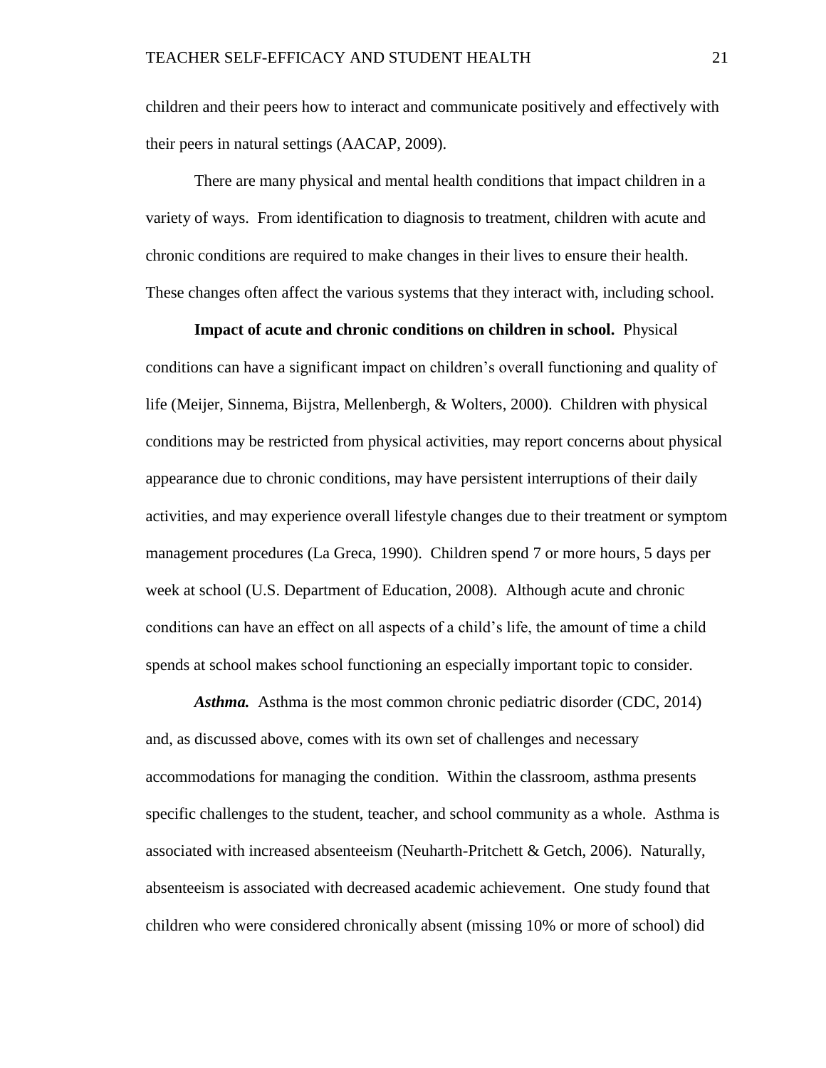children and their peers how to interact and communicate positively and effectively with their peers in natural settings (AACAP, 2009).

There are many physical and mental health conditions that impact children in a variety of ways. From identification to diagnosis to treatment, children with acute and chronic conditions are required to make changes in their lives to ensure their health. These changes often affect the various systems that they interact with, including school.

**Impact of acute and chronic conditions on children in school.** Physical conditions can have a significant impact on children's overall functioning and quality of life (Meijer, Sinnema, Bijstra, Mellenbergh, & Wolters, 2000). Children with physical conditions may be restricted from physical activities, may report concerns about physical appearance due to chronic conditions, may have persistent interruptions of their daily activities, and may experience overall lifestyle changes due to their treatment or symptom management procedures (La Greca, 1990). Children spend 7 or more hours, 5 days per week at school (U.S. Department of Education, 2008). Although acute and chronic conditions can have an effect on all aspects of a child's life, the amount of time a child spends at school makes school functioning an especially important topic to consider.

***Asthma.*** Asthma is the most common chronic pediatric disorder (CDC, 2014) and, as discussed above, comes with its own set of challenges and necessary accommodations for managing the condition. Within the classroom, asthma presents specific challenges to the student, teacher, and school community as a whole. Asthma is associated with increased absenteeism (Neuharth-Pritchett & Getch, 2006). Naturally, absenteeism is associated with decreased academic achievement. One study found that children who were considered chronically absent (missing 10% or more of school) did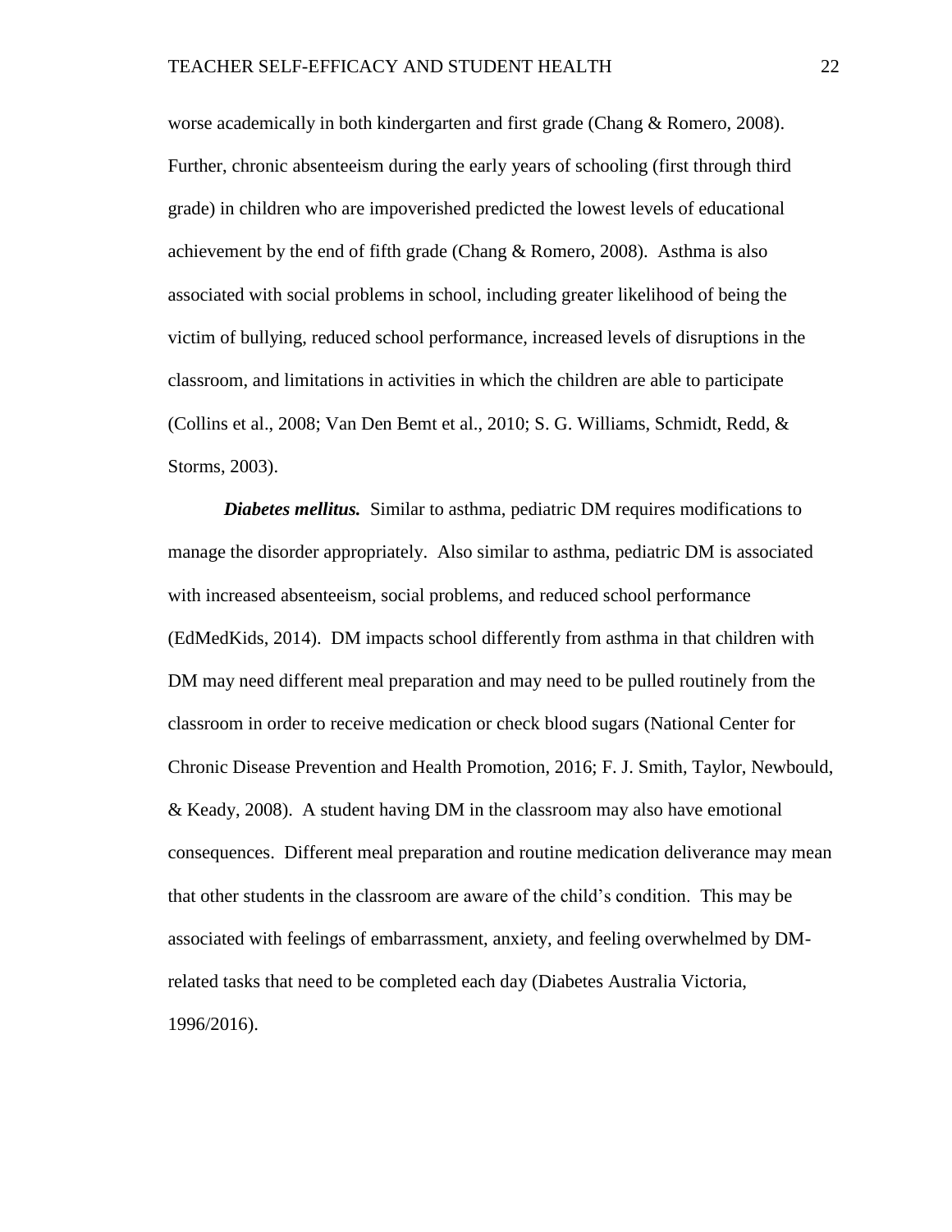worse academically in both kindergarten and first grade (Chang & Romero, 2008). Further, chronic absenteeism during the early years of schooling (first through third grade) in children who are impoverished predicted the lowest levels of educational achievement by the end of fifth grade (Chang & Romero, 2008). Asthma is also associated with social problems in school, including greater likelihood of being the victim of bullying, reduced school performance, increased levels of disruptions in the classroom, and limitations in activities in which the children are able to participate (Collins et al., 2008; Van Den Bemt et al., 2010; S. G. Williams, Schmidt, Redd, & Storms, 2003).

***Diabetes mellitus.*** Similar to asthma, pediatric DM requires modifications to manage the disorder appropriately. Also similar to asthma, pediatric DM is associated with increased absenteeism, social problems, and reduced school performance (EdMedKids, 2014). DM impacts school differently from asthma in that children with DM may need different meal preparation and may need to be pulled routinely from the classroom in order to receive medication or check blood sugars (National Center for Chronic Disease Prevention and Health Promotion, 2016; F. J. Smith, Taylor, Newbould, & Keady, 2008). A student having DM in the classroom may also have emotional consequences. Different meal preparation and routine medication deliverance may mean that other students in the classroom are aware of the child's condition. This may be associated with feelings of embarrassment, anxiety, and feeling overwhelmed by DM-related tasks that need to be completed each day (Diabetes Australia Victoria, 1996/2016).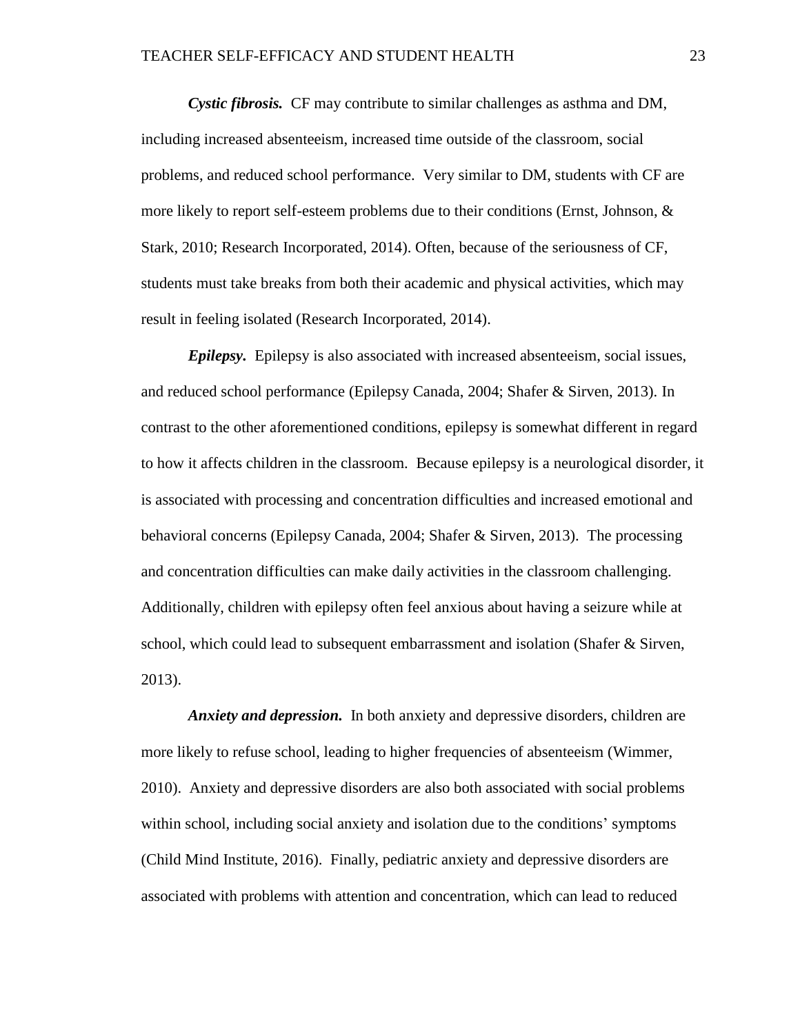***Cystic fibrosis.*** CF may contribute to similar challenges as asthma and DM, including increased absenteeism, increased time outside of the classroom, social problems, and reduced school performance. Very similar to DM, students with CF are more likely to report self-esteem problems due to their conditions (Ernst, Johnson, & Stark, 2010; Research Incorporated, 2014). Often, because of the seriousness of CF, students must take breaks from both their academic and physical activities, which may result in feeling isolated (Research Incorporated, 2014).

***Epilepsy.*** Epilepsy is also associated with increased absenteeism, social issues, and reduced school performance (Epilepsy Canada, 2004; Shafer & Sirven, 2013). In contrast to the other aforementioned conditions, epilepsy is somewhat different in regard to how it affects children in the classroom. Because epilepsy is a neurological disorder, it is associated with processing and concentration difficulties and increased emotional and behavioral concerns (Epilepsy Canada, 2004; Shafer & Sirven, 2013). The processing and concentration difficulties can make daily activities in the classroom challenging. Additionally, children with epilepsy often feel anxious about having a seizure while at school, which could lead to subsequent embarrassment and isolation (Shafer & Sirven, 2013).

***Anxiety and depression.*** In both anxiety and depressive disorders, children are more likely to refuse school, leading to higher frequencies of absenteeism (Wimmer, 2010). Anxiety and depressive disorders are also both associated with social problems within school, including social anxiety and isolation due to the conditions' symptoms (Child Mind Institute, 2016). Finally, pediatric anxiety and depressive disorders are associated with problems with attention and concentration, which can lead to reduced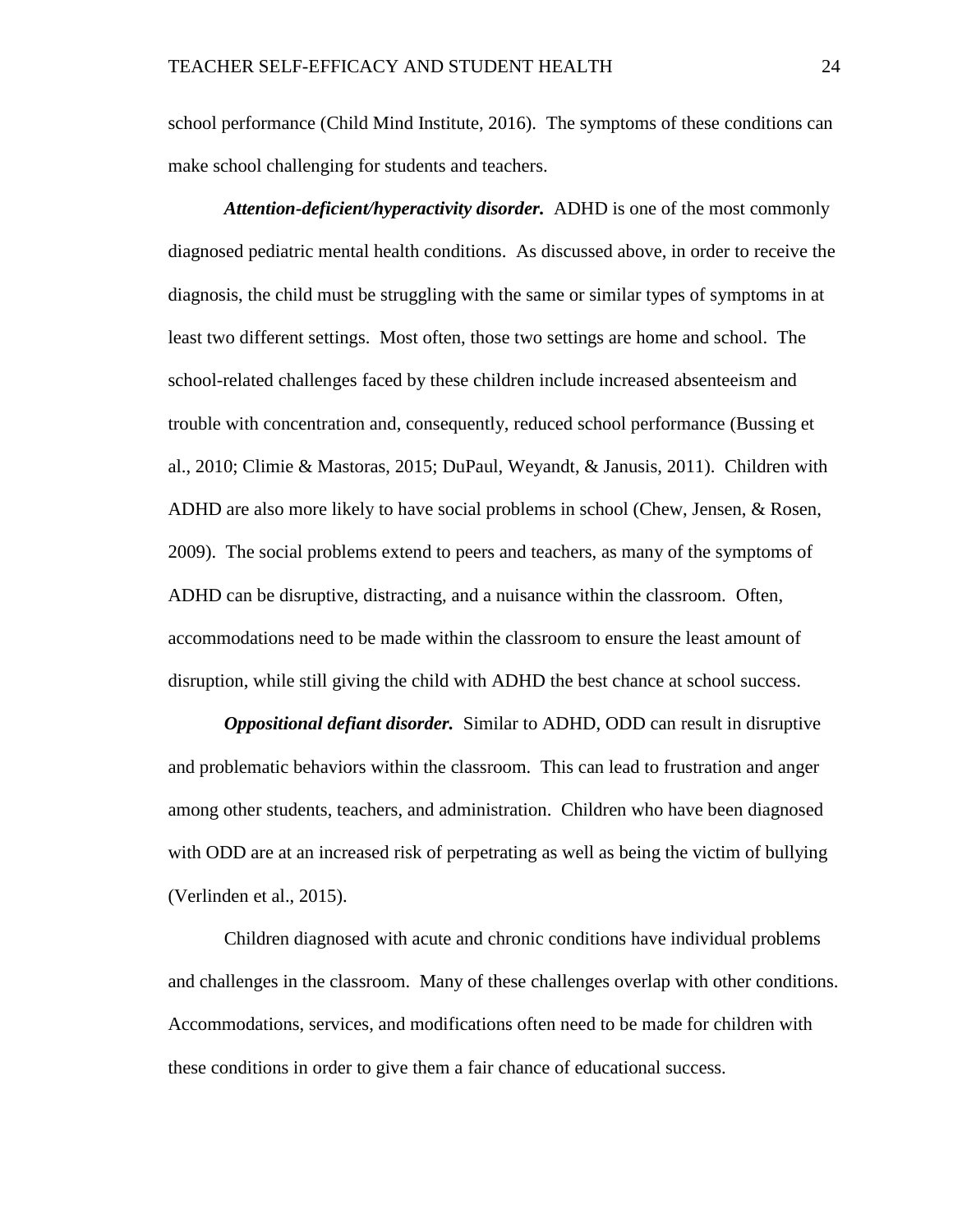school performance (Child Mind Institute, 2016). The symptoms of these conditions can make school challenging for students and teachers.

***Attention-deficient/hyperactivity disorder.*** ADHD is one of the most commonly diagnosed pediatric mental health conditions. As discussed above, in order to receive the diagnosis, the child must be struggling with the same or similar types of symptoms in at least two different settings. Most often, those two settings are home and school. The school-related challenges faced by these children include increased absenteeism and trouble with concentration and, consequently, reduced school performance (Bussing et al., 2010; Climie & Mastoras, 2015; DuPaul, Weyandt, & Janusis, 2011). Children with ADHD are also more likely to have social problems in school (Chew, Jensen, & Rosen, 2009). The social problems extend to peers and teachers, as many of the symptoms of ADHD can be disruptive, distracting, and a nuisance within the classroom. Often, accommodations need to be made within the classroom to ensure the least amount of disruption, while still giving the child with ADHD the best chance at school success.

***Oppositional defiant disorder.*** Similar to ADHD, ODD can result in disruptive and problematic behaviors within the classroom. This can lead to frustration and anger among other students, teachers, and administration. Children who have been diagnosed with ODD are at an increased risk of perpetrating as well as being the victim of bullying (Verlinden et al., 2015).

Children diagnosed with acute and chronic conditions have individual problems and challenges in the classroom. Many of these challenges overlap with other conditions. Accommodations, services, and modifications often need to be made for children with these conditions in order to give them a fair chance of educational success.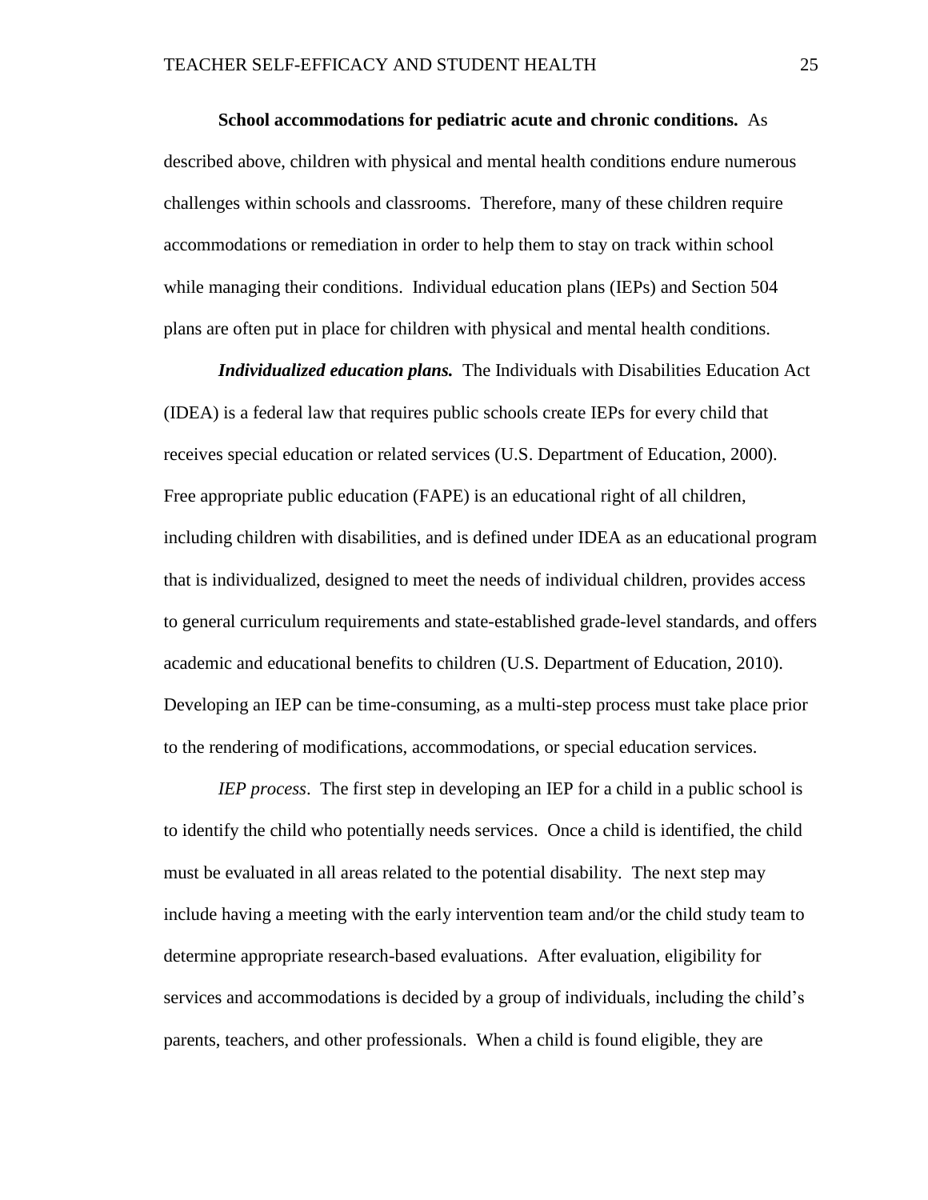**School accommodations for pediatric acute and chronic conditions.** As described above, children with physical and mental health conditions endure numerous challenges within schools and classrooms. Therefore, many of these children require accommodations or remediation in order to help them to stay on track within school while managing their conditions. Individual education plans (IEPs) and Section 504 plans are often put in place for children with physical and mental health conditions.

***Individualized education plans.*** The Individuals with Disabilities Education Act (IDEA) is a federal law that requires public schools create IEPs for every child that receives special education or related services (U.S. Department of Education, 2000). Free appropriate public education (FAPE) is an educational right of all children, including children with disabilities, and is defined under IDEA as an educational program that is individualized, designed to meet the needs of individual children, provides access to general curriculum requirements and state-established grade-level standards, and offers academic and educational benefits to children (U.S. Department of Education, 2010). Developing an IEP can be time-consuming, as a multi-step process must take place prior to the rendering of modifications, accommodations, or special education services.

*IEP process*. The first step in developing an IEP for a child in a public school is to identify the child who potentially needs services. Once a child is identified, the child must be evaluated in all areas related to the potential disability. The next step may include having a meeting with the early intervention team and/or the child study team to determine appropriate research-based evaluations. After evaluation, eligibility for services and accommodations is decided by a group of individuals, including the child's parents, teachers, and other professionals. When a child is found eligible, they are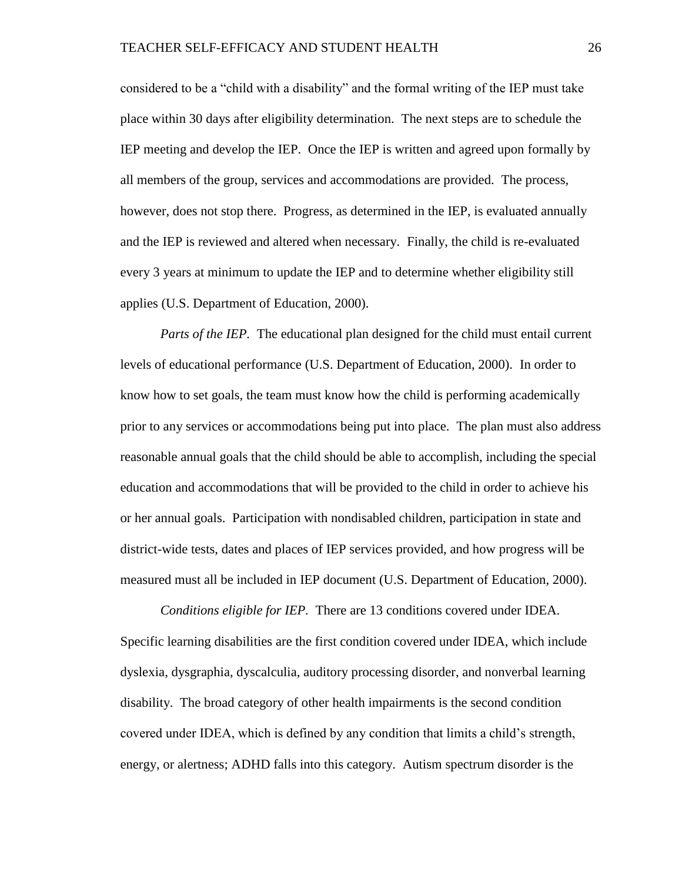considered to be a "child with a disability" and the formal writing of the IEP must take place within 30 days after eligibility determination. The next steps are to schedule the IEP meeting and develop the IEP. Once the IEP is written and agreed upon formally by all members of the group, services and accommodations are provided. The process, however, does not stop there. Progress, as determined in the IEP, is evaluated annually and the IEP is reviewed and altered when necessary. Finally, the child is re-evaluated every 3 years at minimum to update the IEP and to determine whether eligibility still applies (U.S. Department of Education, 2000).

*Parts of the IEP*. The educational plan designed for the child must entail current levels of educational performance (U.S. Department of Education, 2000). In order to know how to set goals, the team must know how the child is performing academically prior to any services or accommodations being put into place. The plan must also address reasonable annual goals that the child should be able to accomplish, including the special education and accommodations that will be provided to the child in order to achieve his or her annual goals. Participation with nondisabled children, participation in state and district-wide tests, dates and places of IEP services provided, and how progress will be measured must all be included in IEP document (U.S. Department of Education, 2000).

*Conditions eligible for IEP*. There are 13 conditions covered under IDEA. Specific learning disabilities are the first condition covered under IDEA, which include dyslexia, dysgraphia, dyscalculia, auditory processing disorder, and nonverbal learning disability. The broad category of other health impairments is the second condition covered under IDEA, which is defined by any condition that limits a child's strength, energy, or alertness; ADHD falls into this category. Autism spectrum disorder is the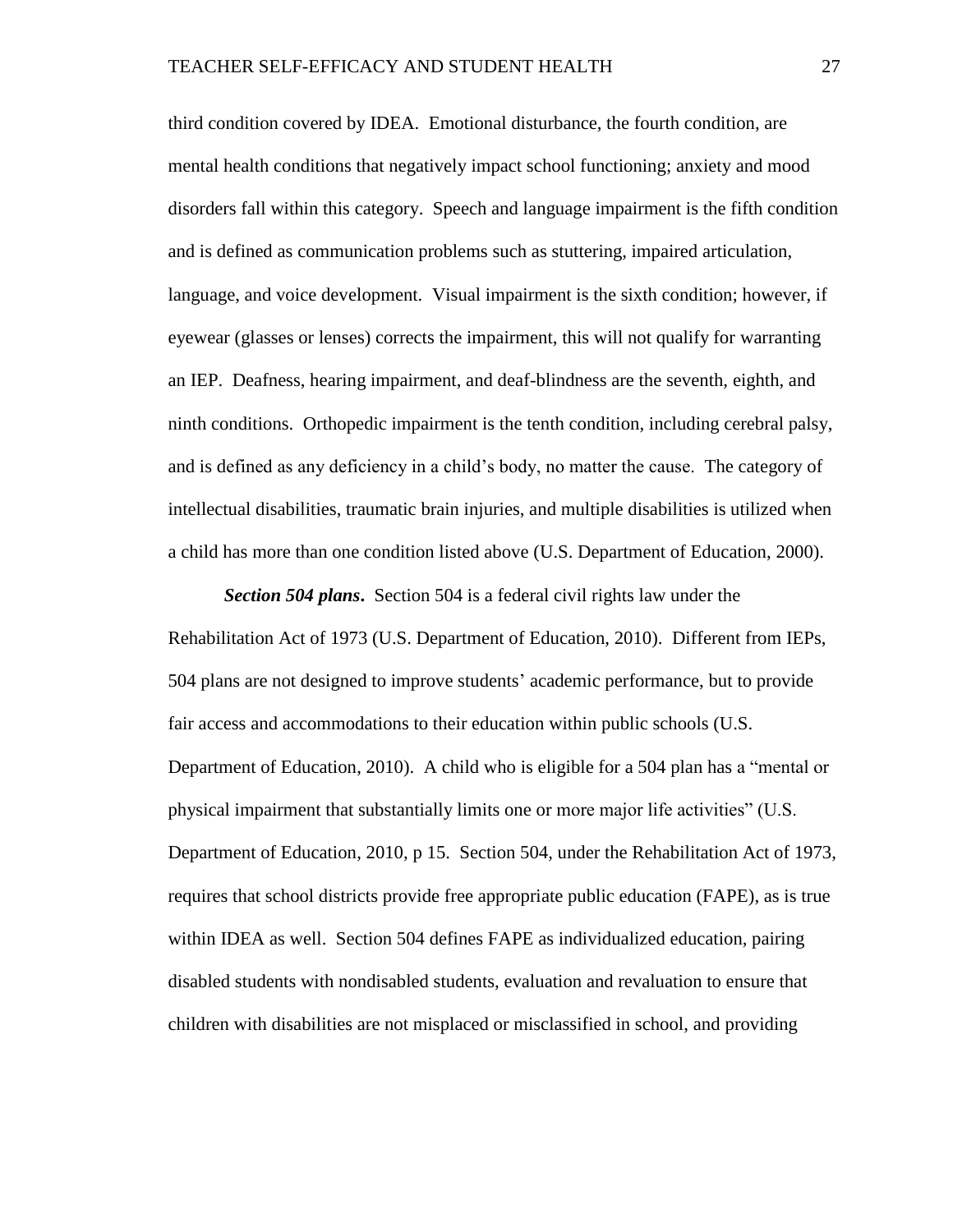third condition covered by IDEA. Emotional disturbance, the fourth condition, are mental health conditions that negatively impact school functioning; anxiety and mood disorders fall within this category. Speech and language impairment is the fifth condition and is defined as communication problems such as stuttering, impaired articulation, language, and voice development. Visual impairment is the sixth condition; however, if eyewear (glasses or lenses) corrects the impairment, this will not qualify for warranting an IEP. Deafness, hearing impairment, and deaf-blindness are the seventh, eighth, and ninth conditions. Orthopedic impairment is the tenth condition, including cerebral palsy, and is defined as any deficiency in a child's body, no matter the cause. The category of intellectual disabilities, traumatic brain injuries, and multiple disabilities is utilized when a child has more than one condition listed above (U.S. Department of Education, 2000).

***Section 504 plans*.** Section 504 is a federal civil rights law under the Rehabilitation Act of 1973 (U.S. Department of Education, 2010). Different from IEPs, 504 plans are not designed to improve students' academic performance, but to provide fair access and accommodations to their education within public schools (U.S. Department of Education, 2010). A child who is eligible for a 504 plan has a "mental or physical impairment that substantially limits one or more major life activities" (U.S. Department of Education, 2010, p 15. Section 504, under the Rehabilitation Act of 1973, requires that school districts provide free appropriate public education (FAPE), as is true within IDEA as well. Section 504 defines FAPE as individualized education, pairing disabled students with nondisabled students, evaluation and revaluation to ensure that children with disabilities are not misplaced or misclassified in school, and providing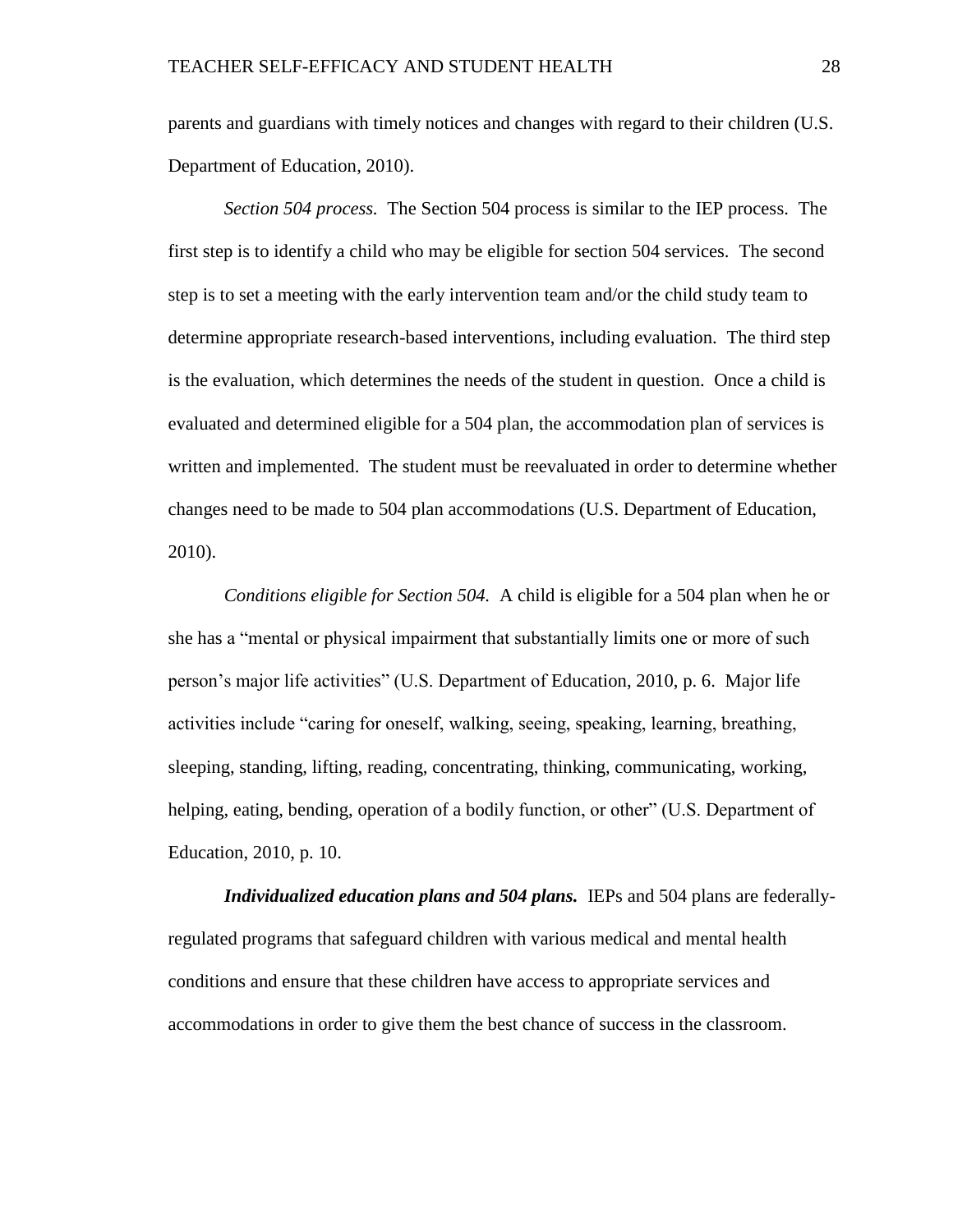parents and guardians with timely notices and changes with regard to their children (U.S. Department of Education, 2010).

*Section 504 process.* The Section 504 process is similar to the IEP process. The first step is to identify a child who may be eligible for section 504 services. The second step is to set a meeting with the early intervention team and/or the child study team to determine appropriate research-based interventions, including evaluation. The third step is the evaluation, which determines the needs of the student in question. Once a child is evaluated and determined eligible for a 504 plan, the accommodation plan of services is written and implemented. The student must be reevaluated in order to determine whether changes need to be made to 504 plan accommodations (U.S. Department of Education, 2010).

*Conditions eligible for Section 504.* A child is eligible for a 504 plan when he or she has a "mental or physical impairment that substantially limits one or more of such person's major life activities" (U.S. Department of Education, 2010, p. 6. Major life activities include "caring for oneself, walking, seeing, speaking, learning, breathing, sleeping, standing, lifting, reading, concentrating, thinking, communicating, working, helping, eating, bending, operation of a bodily function, or other" (U.S. Department of Education, 2010, p. 10.

***Individualized education plans and 504 plans.*** IEPs and 504 plans are federally-regulated programs that safeguard children with various medical and mental health conditions and ensure that these children have access to appropriate services and accommodations in order to give them the best chance of success in the classroom.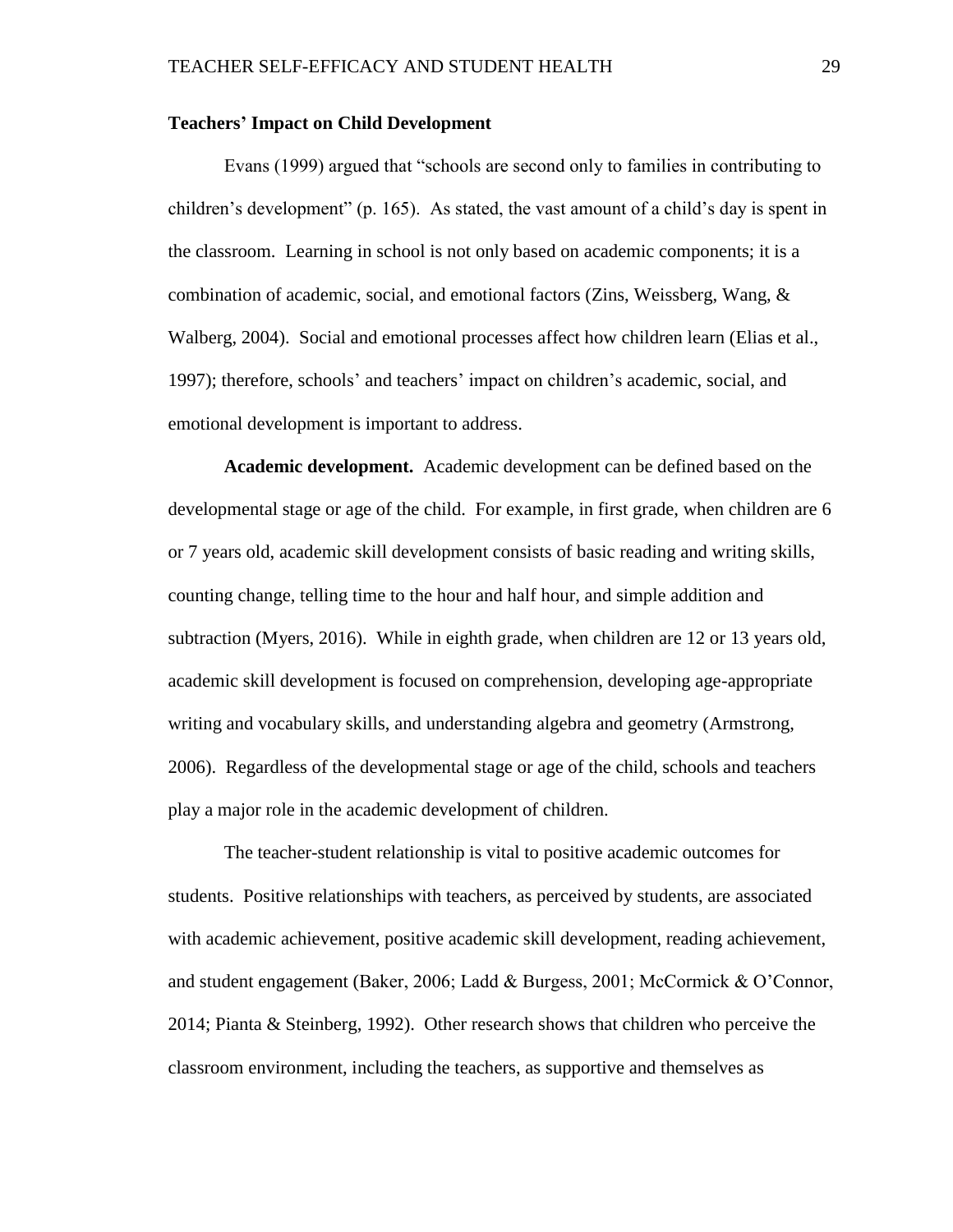## Teachers' Impact on Child Development

Evans (1999) argued that "schools are second only to families in contributing to children's development" (p. 165). As stated, the vast amount of a child's day is spent in the classroom. Learning in school is not only based on academic components; it is a combination of academic, social, and emotional factors (Zins, Weissberg, Wang, & Walberg, 2004). Social and emotional processes affect how children learn (Elias et al., 1997); therefore, schools' and teachers' impact on children's academic, social, and emotional development is important to address.

**Academic development.** Academic development can be defined based on the developmental stage or age of the child. For example, in first grade, when children are 6 or 7 years old, academic skill development consists of basic reading and writing skills, counting change, telling time to the hour and half hour, and simple addition and subtraction (Myers, 2016). While in eighth grade, when children are 12 or 13 years old, academic skill development is focused on comprehension, developing age-appropriate writing and vocabulary skills, and understanding algebra and geometry (Armstrong, 2006). Regardless of the developmental stage or age of the child, schools and teachers play a major role in the academic development of children.

The teacher-student relationship is vital to positive academic outcomes for students. Positive relationships with teachers, as perceived by students, are associated with academic achievement, positive academic skill development, reading achievement, and student engagement (Baker, 2006; Ladd & Burgess, 2001; McCormick & O'Connor, 2014; Pianta & Steinberg, 1992). Other research shows that children who perceive the classroom environment, including the teachers, as supportive and themselves as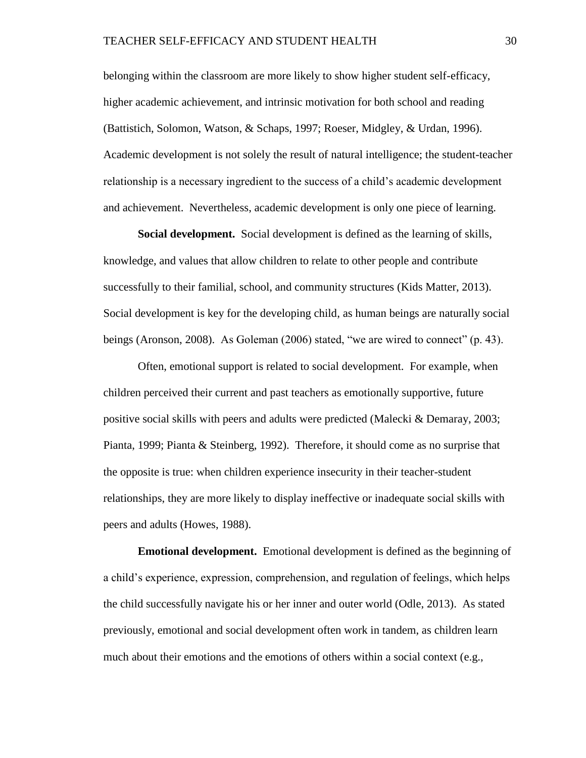belonging within the classroom are more likely to show higher student self-efficacy, higher academic achievement, and intrinsic motivation for both school and reading (Battistich, Solomon, Watson, & Schaps, 1997; Roeser, Midgley, & Urdan, 1996). Academic development is not solely the result of natural intelligence; the student-teacher relationship is a necessary ingredient to the success of a child's academic development and achievement. Nevertheless, academic development is only one piece of learning.

**Social development.** Social development is defined as the learning of skills, knowledge, and values that allow children to relate to other people and contribute successfully to their familial, school, and community structures (Kids Matter, 2013). Social development is key for the developing child, as human beings are naturally social beings (Aronson, 2008). As Goleman (2006) stated, "we are wired to connect" (p. 43).

Often, emotional support is related to social development. For example, when children perceived their current and past teachers as emotionally supportive, future positive social skills with peers and adults were predicted (Malecki & Demaray, 2003; Pianta, 1999; Pianta & Steinberg, 1992). Therefore, it should come as no surprise that the opposite is true: when children experience insecurity in their teacher-student relationships, they are more likely to display ineffective or inadequate social skills with peers and adults (Howes, 1988).

**Emotional development.** Emotional development is defined as the beginning of a child's experience, expression, comprehension, and regulation of feelings, which helps the child successfully navigate his or her inner and outer world (Odle, 2013). As stated previously, emotional and social development often work in tandem, as children learn much about their emotions and the emotions of others within a social context (e.g.,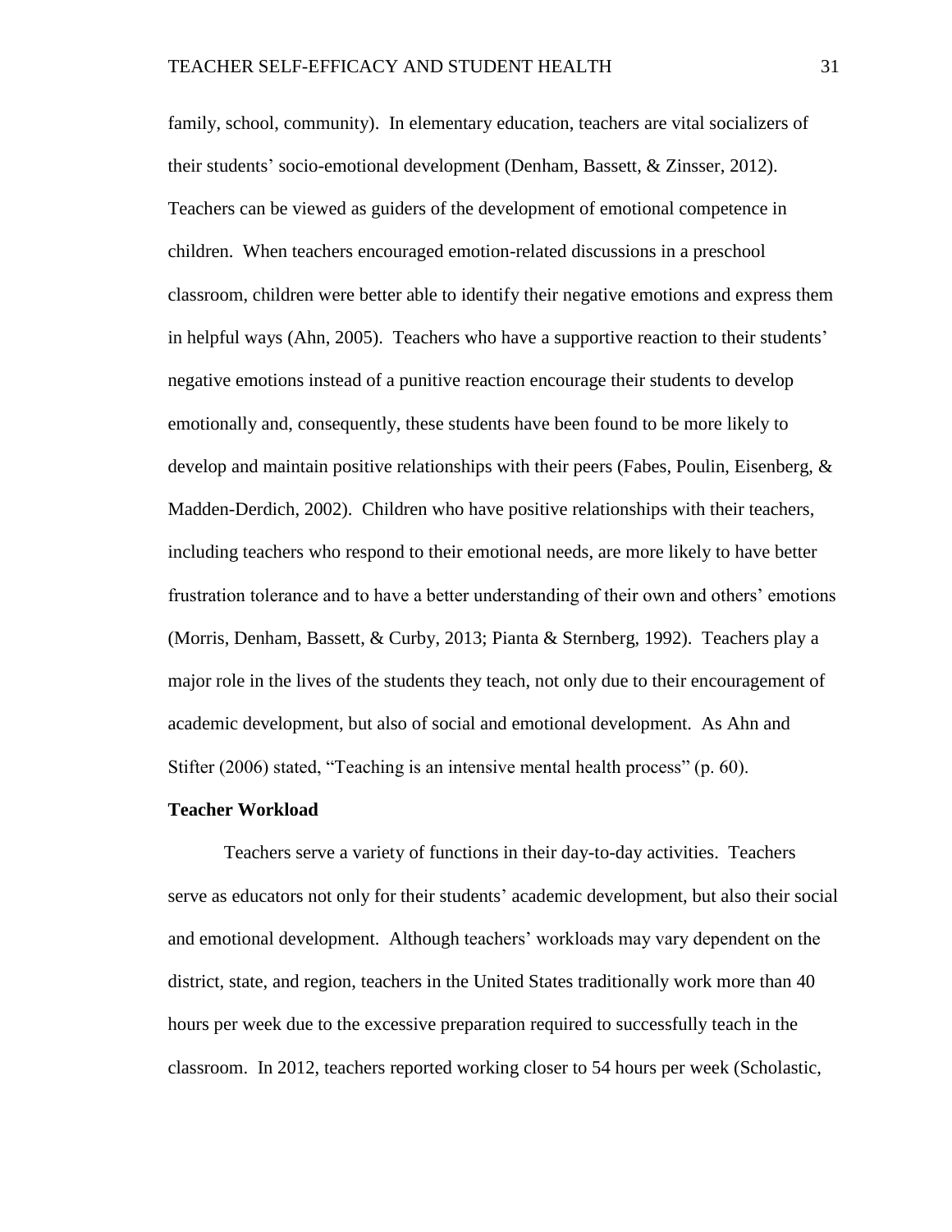family, school, community). In elementary education, teachers are vital socializers of their students' socio-emotional development (Denham, Bassett, & Zinsser, 2012). Teachers can be viewed as guiders of the development of emotional competence in children. When teachers encouraged emotion-related discussions in a preschool classroom, children were better able to identify their negative emotions and express them in helpful ways (Ahn, 2005). Teachers who have a supportive reaction to their students' negative emotions instead of a punitive reaction encourage their students to develop emotionally and, consequently, these students have been found to be more likely to develop and maintain positive relationships with their peers (Fabes, Poulin, Eisenberg, & Madden-Derdich, 2002). Children who have positive relationships with their teachers, including teachers who respond to their emotional needs, are more likely to have better frustration tolerance and to have a better understanding of their own and others' emotions (Morris, Denham, Bassett, & Curby, 2013; Pianta & Sternberg, 1992). Teachers play a major role in the lives of the students they teach, not only due to their encouragement of academic development, but also of social and emotional development. As Ahn and Stifter (2006) stated, "Teaching is an intensive mental health process" (p. 60).

## Teacher Workload

Teachers serve a variety of functions in their day-to-day activities. Teachers serve as educators not only for their students' academic development, but also their social and emotional development. Although teachers' workloads may vary dependent on the district, state, and region, teachers in the United States traditionally work more than 40 hours per week due to the excessive preparation required to successfully teach in the classroom. In 2012, teachers reported working closer to 54 hours per week (Scholastic,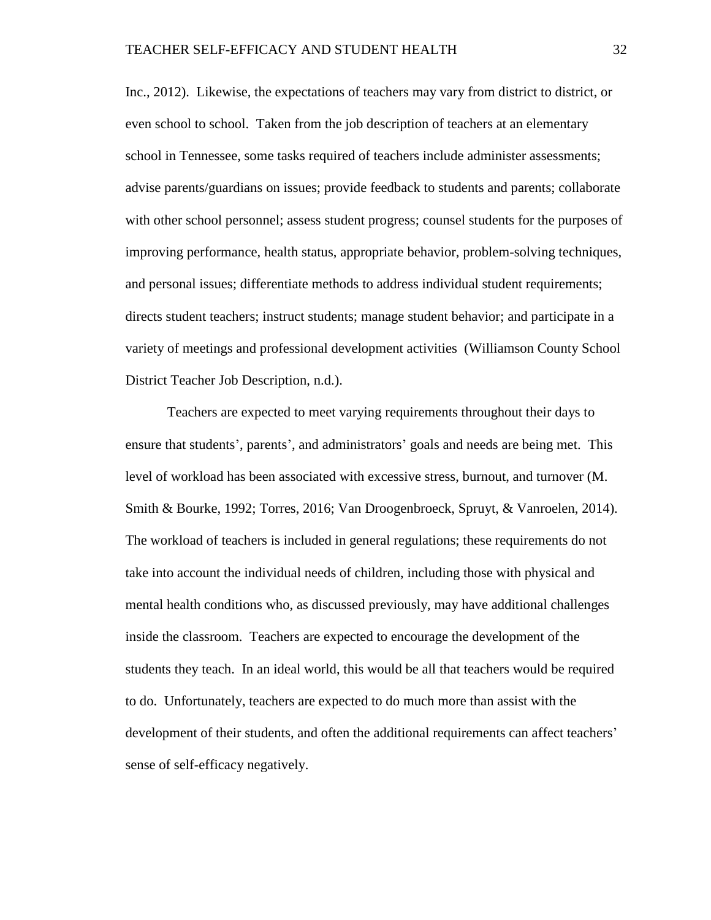Inc., 2012). Likewise, the expectations of teachers may vary from district to district, or even school to school. Taken from the job description of teachers at an elementary school in Tennessee, some tasks required of teachers include administer assessments; advise parents/guardians on issues; provide feedback to students and parents; collaborate with other school personnel; assess student progress; counsel students for the purposes of improving performance, health status, appropriate behavior, problem-solving techniques, and personal issues; differentiate methods to address individual student requirements; directs student teachers; instruct students; manage student behavior; and participate in a variety of meetings and professional development activities (Williamson County School District Teacher Job Description, n.d.).

Teachers are expected to meet varying requirements throughout their days to ensure that students', parents', and administrators' goals and needs are being met. This level of workload has been associated with excessive stress, burnout, and turnover (M. Smith & Bourke, 1992; Torres, 2016; Van Droogenbroeck, Spruyt, & Vanroelen, 2014). The workload of teachers is included in general regulations; these requirements do not take into account the individual needs of children, including those with physical and mental health conditions who, as discussed previously, may have additional challenges inside the classroom. Teachers are expected to encourage the development of the students they teach. In an ideal world, this would be all that teachers would be required to do. Unfortunately, teachers are expected to do much more than assist with the development of their students, and often the additional requirements can affect teachers' sense of self-efficacy negatively.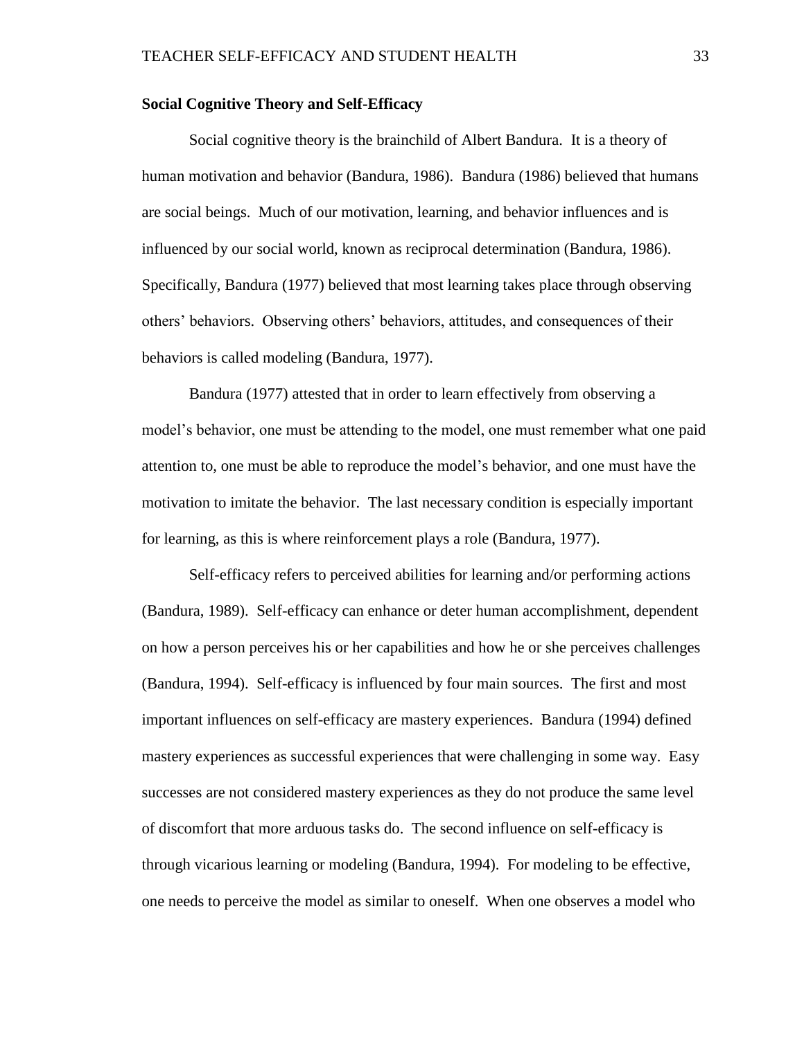**Social Cognitive Theory and Self-Efficacy**

Social cognitive theory is the brainchild of Albert Bandura. It is a theory of human motivation and behavior (Bandura, 1986). Bandura (1986) believed that humans are social beings. Much of our motivation, learning, and behavior influences and is influenced by our social world, known as reciprocal determination (Bandura, 1986). Specifically, Bandura (1977) believed that most learning takes place through observing others' behaviors. Observing others' behaviors, attitudes, and consequences of their behaviors is called modeling (Bandura, 1977).

Bandura (1977) attested that in order to learn effectively from observing a model's behavior, one must be attending to the model, one must remember what one paid attention to, one must be able to reproduce the model's behavior, and one must have the motivation to imitate the behavior. The last necessary condition is especially important for learning, as this is where reinforcement plays a role (Bandura, 1977).

Self-efficacy refers to perceived abilities for learning and/or performing actions (Bandura, 1989). Self-efficacy can enhance or deter human accomplishment, dependent on how a person perceives his or her capabilities and how he or she perceives challenges (Bandura, 1994). Self-efficacy is influenced by four main sources. The first and most important influences on self-efficacy are mastery experiences. Bandura (1994) defined mastery experiences as successful experiences that were challenging in some way. Easy successes are not considered mastery experiences as they do not produce the same level of discomfort that more arduous tasks do. The second influence on self-efficacy is through vicarious learning or modeling (Bandura, 1994). For modeling to be effective, one needs to perceive the model as similar to oneself. When one observes a model who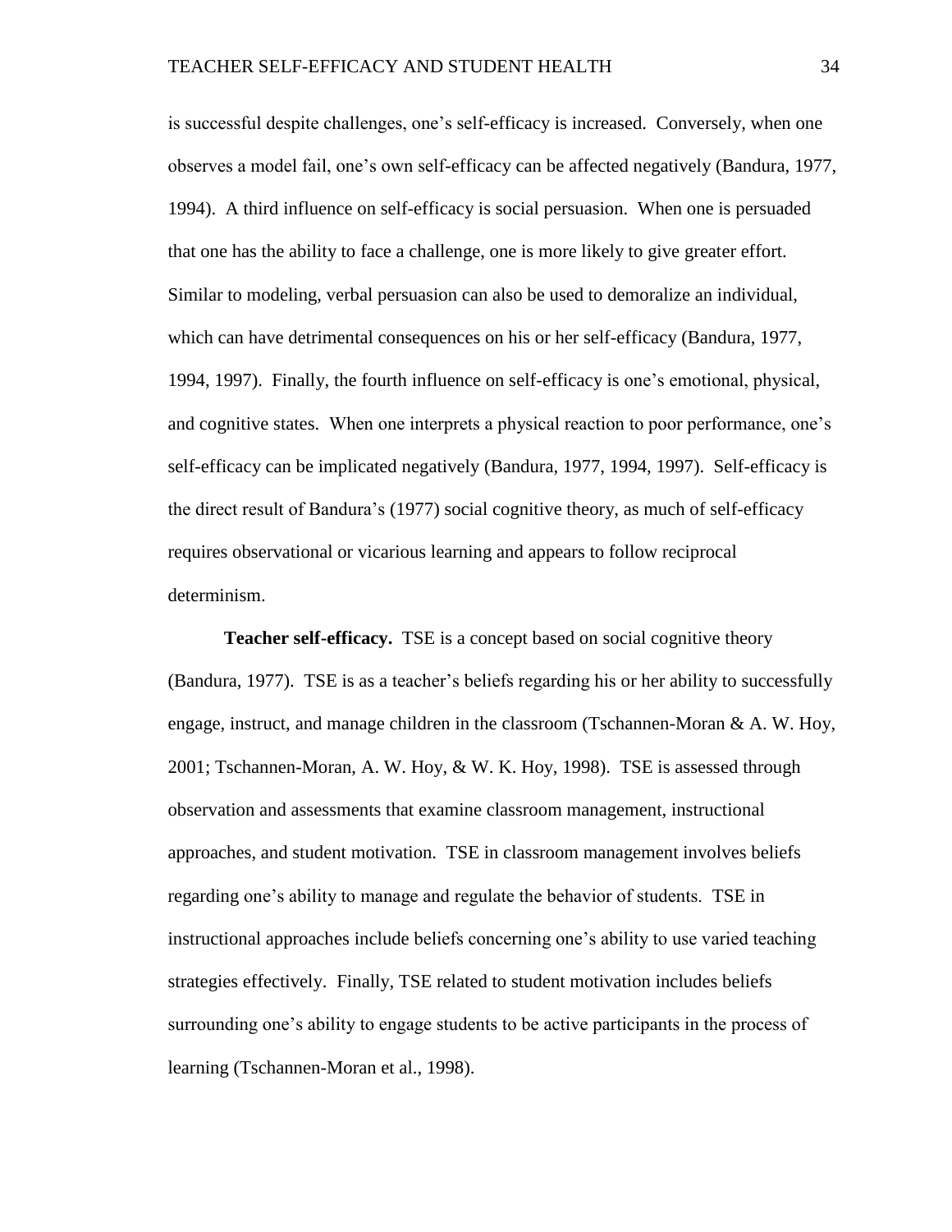is successful despite challenges, one's self-efficacy is increased. Conversely, when one observes a model fail, one's own self-efficacy can be affected negatively (Bandura, 1977, 1994). A third influence on self-efficacy is social persuasion. When one is persuaded that one has the ability to face a challenge, one is more likely to give greater effort. Similar to modeling, verbal persuasion can also be used to demoralize an individual, which can have detrimental consequences on his or her self-efficacy (Bandura, 1977, 1994, 1997). Finally, the fourth influence on self-efficacy is one's emotional, physical, and cognitive states. When one interprets a physical reaction to poor performance, one's self-efficacy can be implicated negatively (Bandura, 1977, 1994, 1997). Self-efficacy is the direct result of Bandura's (1977) social cognitive theory, as much of self-efficacy requires observational or vicarious learning and appears to follow reciprocal determinism.

**Teacher self-efficacy.** TSE is a concept based on social cognitive theory (Bandura, 1977). TSE is as a teacher's beliefs regarding his or her ability to successfully engage, instruct, and manage children in the classroom (Tschannen-Moran & A. W. Hoy, 2001; Tschannen-Moran, A. W. Hoy, & W. K. Hoy, 1998). TSE is assessed through observation and assessments that examine classroom management, instructional approaches, and student motivation. TSE in classroom management involves beliefs regarding one's ability to manage and regulate the behavior of students. TSE in instructional approaches include beliefs concerning one's ability to use varied teaching strategies effectively. Finally, TSE related to student motivation includes beliefs surrounding one's ability to engage students to be active participants in the process of learning (Tschannen-Moran et al., 1998).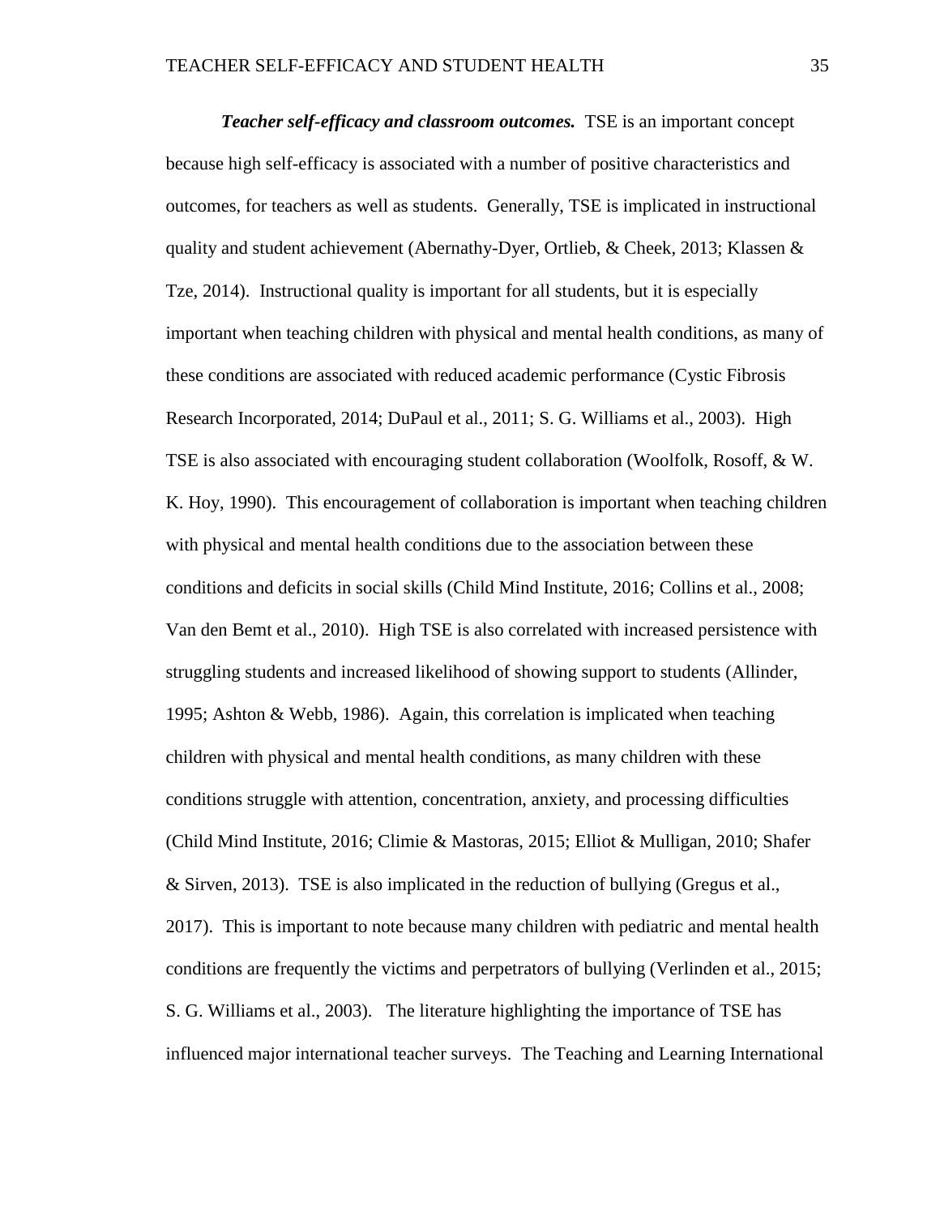***Teacher self-efficacy and classroom outcomes.*** TSE is an important concept because high self-efficacy is associated with a number of positive characteristics and outcomes, for teachers as well as students. Generally, TSE is implicated in instructional quality and student achievement (Abernathy-Dyer, Ortlieb, & Cheek, 2013; Klassen & Tze, 2014). Instructional quality is important for all students, but it is especially important when teaching children with physical and mental health conditions, as many of these conditions are associated with reduced academic performance (Cystic Fibrosis Research Incorporated, 2014; DuPaul et al., 2011; S. G. Williams et al., 2003). High TSE is also associated with encouraging student collaboration (Woolfolk, Rosoff, & W. K. Hoy, 1990). This encouragement of collaboration is important when teaching children with physical and mental health conditions due to the association between these conditions and deficits in social skills (Child Mind Institute, 2016; Collins et al., 2008; Van den Bemt et al., 2010). High TSE is also correlated with increased persistence with struggling students and increased likelihood of showing support to students (Allinder, 1995; Ashton & Webb, 1986). Again, this correlation is implicated when teaching children with physical and mental health conditions, as many children with these conditions struggle with attention, concentration, anxiety, and processing difficulties (Child Mind Institute, 2016; Climie & Mastoras, 2015; Elliot & Mulligan, 2010; Shafer & Sirven, 2013). TSE is also implicated in the reduction of bullying (Gregus et al., 2017). This is important to note because many children with pediatric and mental health conditions are frequently the victims and perpetrators of bullying (Verlinden et al., 2015; S. G. Williams et al., 2003). The literature highlighting the importance of TSE has influenced major international teacher surveys. The Teaching and Learning International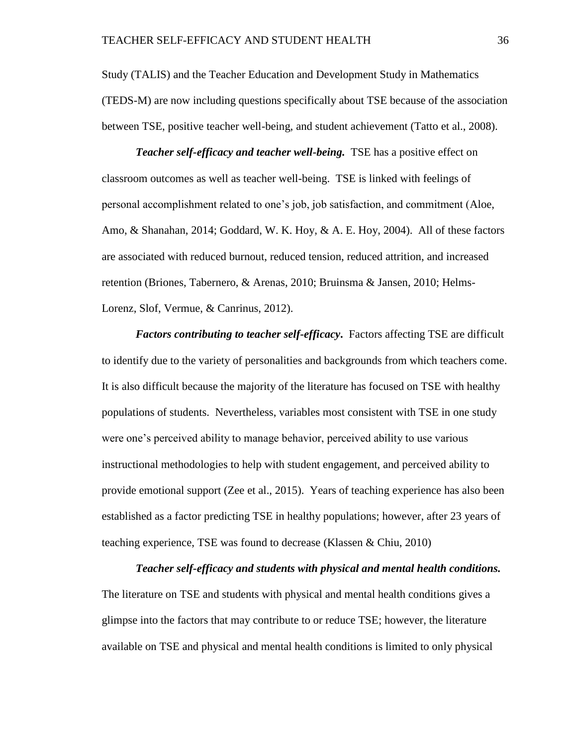Study (TALIS) and the Teacher Education and Development Study in Mathematics (TEDS-M) are now including questions specifically about TSE because of the association between TSE, positive teacher well-being, and student achievement (Tatto et al., 2008).

***Teacher self-efficacy and teacher well-being.*** TSE has a positive effect on classroom outcomes as well as teacher well-being. TSE is linked with feelings of personal accomplishment related to one's job, job satisfaction, and commitment (Aloe, Amo, & Shanahan, 2014; Goddard, W. K. Hoy, & A. E. Hoy, 2004). All of these factors are associated with reduced burnout, reduced tension, reduced attrition, and increased retention (Briones, Tabernero, & Arenas, 2010; Bruinsma & Jansen, 2010; Helms-Lorenz, Slof, Vermue, & Canrinus, 2012).

***Factors contributing to teacher self-efficacy.*** Factors affecting TSE are difficult to identify due to the variety of personalities and backgrounds from which teachers come. It is also difficult because the majority of the literature has focused on TSE with healthy populations of students. Nevertheless, variables most consistent with TSE in one study were one's perceived ability to manage behavior, perceived ability to use various instructional methodologies to help with student engagement, and perceived ability to provide emotional support (Zee et al., 2015). Years of teaching experience has also been established as a factor predicting TSE in healthy populations; however, after 23 years of teaching experience, TSE was found to decrease (Klassen & Chiu, 2010)

***Teacher self-efficacy and students with physical and mental health conditions.*** The literature on TSE and students with physical and mental health conditions gives a glimpse into the factors that may contribute to or reduce TSE; however, the literature available on TSE and physical and mental health conditions is limited to only physical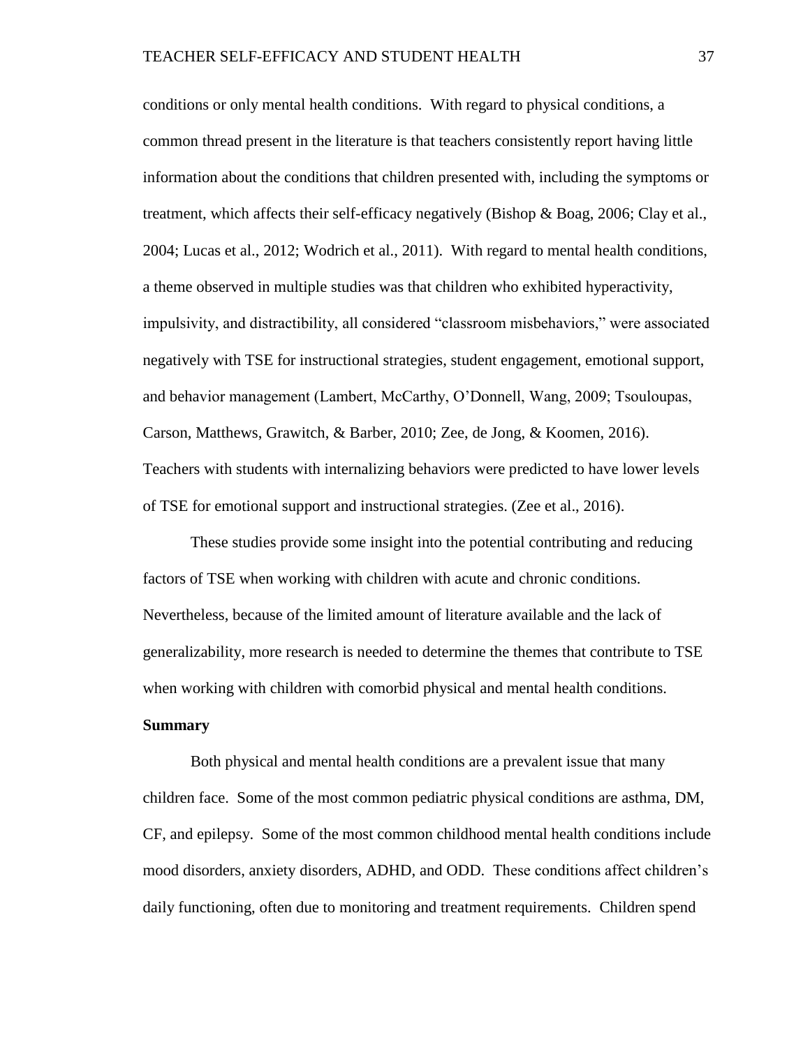conditions or only mental health conditions. With regard to physical conditions, a common thread present in the literature is that teachers consistently report having little information about the conditions that children presented with, including the symptoms or treatment, which affects their self-efficacy negatively (Bishop & Boag, 2006; Clay et al., 2004; Lucas et al., 2012; Wodrich et al., 2011). With regard to mental health conditions, a theme observed in multiple studies was that children who exhibited hyperactivity, impulsivity, and distractibility, all considered "classroom misbehaviors," were associated negatively with TSE for instructional strategies, student engagement, emotional support, and behavior management (Lambert, McCarthy, O'Donnell, Wang, 2009; Tsouloupas, Carson, Matthews, Grawitch, & Barber, 2010; Zee, de Jong, & Koomen, 2016). Teachers with students with internalizing behaviors were predicted to have lower levels of TSE for emotional support and instructional strategies. (Zee et al., 2016).

These studies provide some insight into the potential contributing and reducing factors of TSE when working with children with acute and chronic conditions. Nevertheless, because of the limited amount of literature available and the lack of generalizability, more research is needed to determine the themes that contribute to TSE when working with children with comorbid physical and mental health conditions.

**Summary**

Both physical and mental health conditions are a prevalent issue that many children face. Some of the most common pediatric physical conditions are asthma, DM, CF, and epilepsy. Some of the most common childhood mental health conditions include mood disorders, anxiety disorders, ADHD, and ODD. These conditions affect children's daily functioning, often due to monitoring and treatment requirements. Children spend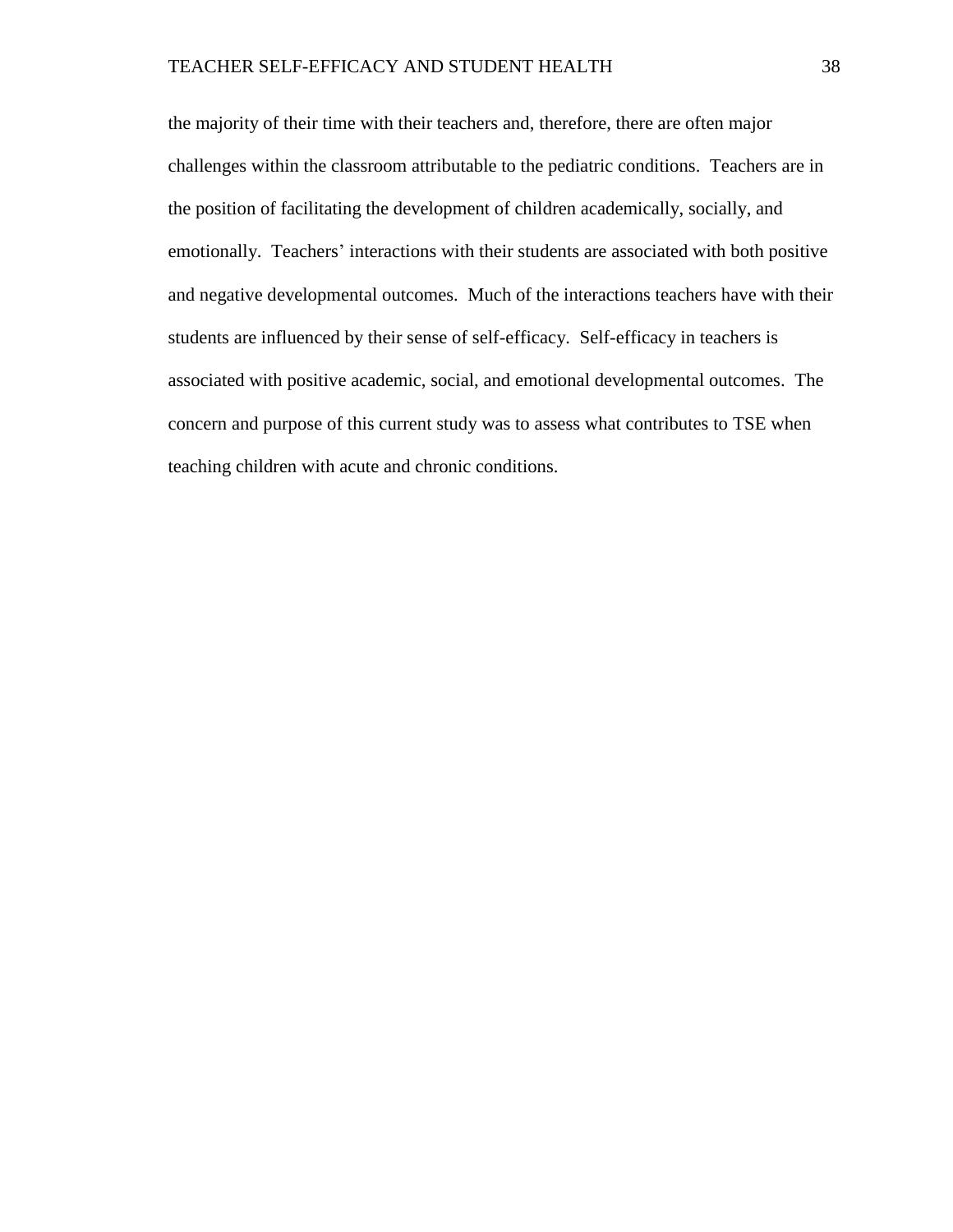the majority of their time with their teachers and, therefore, there are often major challenges within the classroom attributable to the pediatric conditions. Teachers are in the position of facilitating the development of children academically, socially, and emotionally. Teachers' interactions with their students are associated with both positive and negative developmental outcomes. Much of the interactions teachers have with their students are influenced by their sense of self-efficacy. Self-efficacy in teachers is associated with positive academic, social, and emotional developmental outcomes. The concern and purpose of this current study was to assess what contributes to TSE when teaching children with acute and chronic conditions.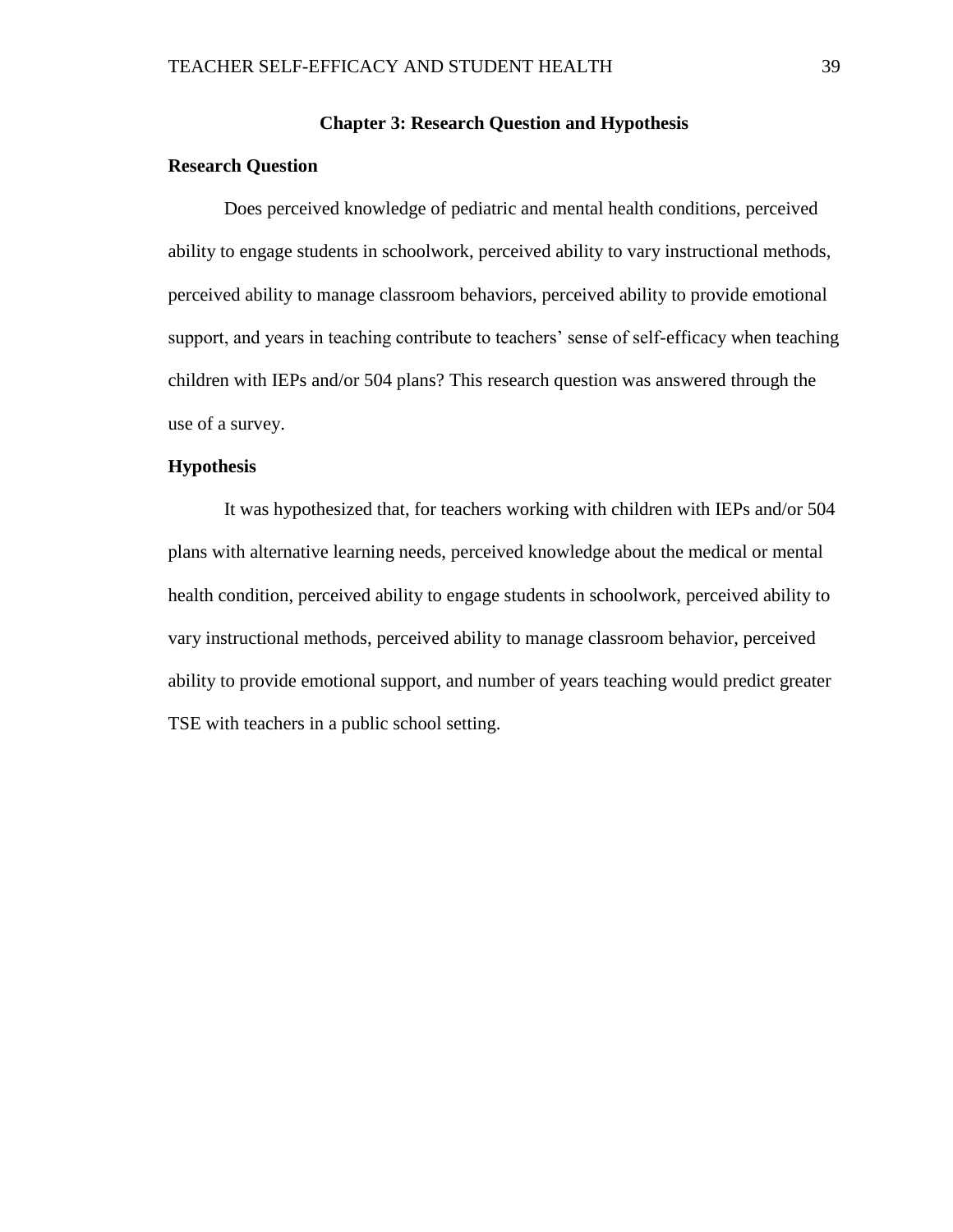# Chapter 3: Research Question and Hypothesis

## Research Question

Does perceived knowledge of pediatric and mental health conditions, perceived ability to engage students in schoolwork, perceived ability to vary instructional methods, perceived ability to manage classroom behaviors, perceived ability to provide emotional support, and years in teaching contribute to teachers' sense of self-efficacy when teaching children with IEPs and/or 504 plans? This research question was answered through the use of a survey.

## Hypothesis

It was hypothesized that, for teachers working with children with IEPs and/or 504 plans with alternative learning needs, perceived knowledge about the medical or mental health condition, perceived ability to engage students in schoolwork, perceived ability to vary instructional methods, perceived ability to manage classroom behavior, perceived ability to provide emotional support, and number of years teaching would predict greater TSE with teachers in a public school setting.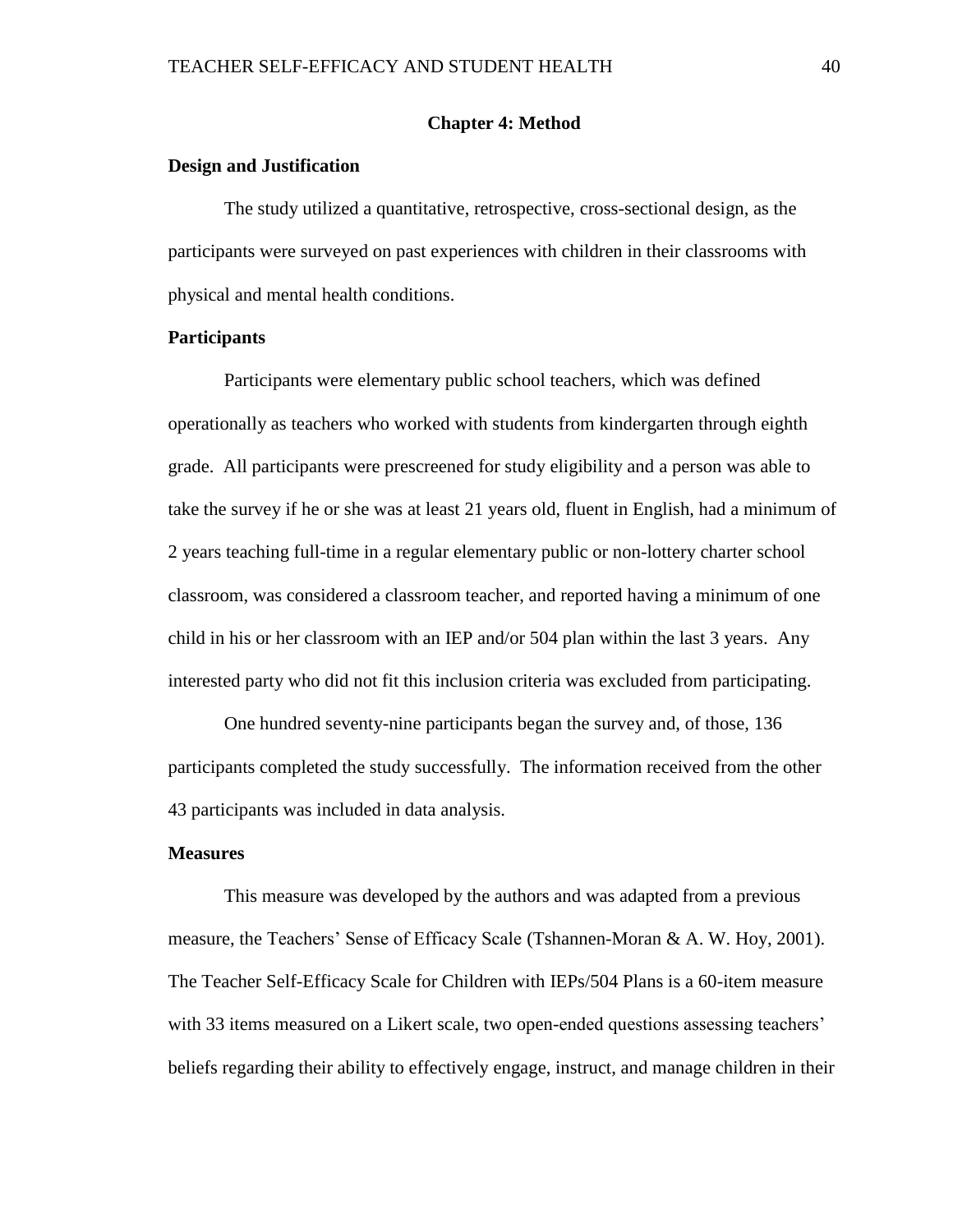## Chapter 4: Method

### Design and Justification

The study utilized a quantitative, retrospective, cross-sectional design, as the participants were surveyed on past experiences with children in their classrooms with physical and mental health conditions.

### Participants

Participants were elementary public school teachers, which was defined operationally as teachers who worked with students from kindergarten through eighth grade. All participants were prescreened for study eligibility and a person was able to take the survey if he or she was at least 21 years old, fluent in English, had a minimum of 2 years teaching full-time in a regular elementary public or non-lottery charter school classroom, was considered a classroom teacher, and reported having a minimum of one child in his or her classroom with an IEP and/or 504 plan within the last 3 years. Any interested party who did not fit this inclusion criteria was excluded from participating.

One hundred seventy-nine participants began the survey and, of those, 136 participants completed the study successfully. The information received from the other 43 participants was included in data analysis.

### Measures

This measure was developed by the authors and was adapted from a previous measure, the Teachers' Sense of Efficacy Scale (Tshannen-Moran & A. W. Hoy, 2001). The Teacher Self-Efficacy Scale for Children with IEPs/504 Plans is a 60-item measure with 33 items measured on a Likert scale, two open-ended questions assessing teachers' beliefs regarding their ability to effectively engage, instruct, and manage children in their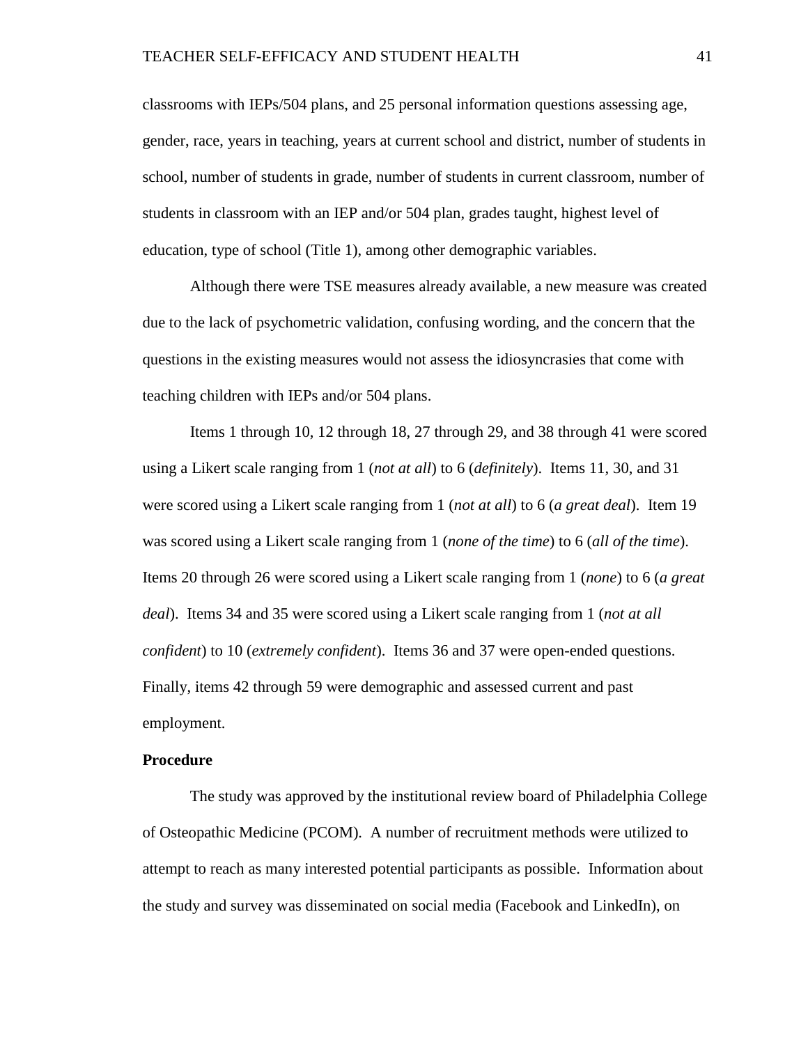classrooms with IEPs/504 plans, and 25 personal information questions assessing age, gender, race, years in teaching, years at current school and district, number of students in school, number of students in grade, number of students in current classroom, number of students in classroom with an IEP and/or 504 plan, grades taught, highest level of education, type of school (Title 1), among other demographic variables.

Although there were TSE measures already available, a new measure was created due to the lack of psychometric validation, confusing wording, and the concern that the questions in the existing measures would not assess the idiosyncrasies that come with teaching children with IEPs and/or 504 plans.

Items 1 through 10, 12 through 18, 27 through 29, and 38 through 41 were scored using a Likert scale ranging from 1 (*not at all*) to 6 (*definitely*). Items 11, 30, and 31 were scored using a Likert scale ranging from 1 (*not at all*) to 6 (*a great deal*). Item 19 was scored using a Likert scale ranging from 1 (*none of the time*) to 6 (*all of the time*). Items 20 through 26 were scored using a Likert scale ranging from 1 (*none*) to 6 (*a great deal*). Items 34 and 35 were scored using a Likert scale ranging from 1 (*not at all confident*) to 10 (*extremely confident*). Items 36 and 37 were open-ended questions. Finally, items 42 through 59 were demographic and assessed current and past employment.

**Procedure**

The study was approved by the institutional review board of Philadelphia College of Osteopathic Medicine (PCOM). A number of recruitment methods were utilized to attempt to reach as many interested potential participants as possible. Information about the study and survey was disseminated on social media (Facebook and LinkedIn), on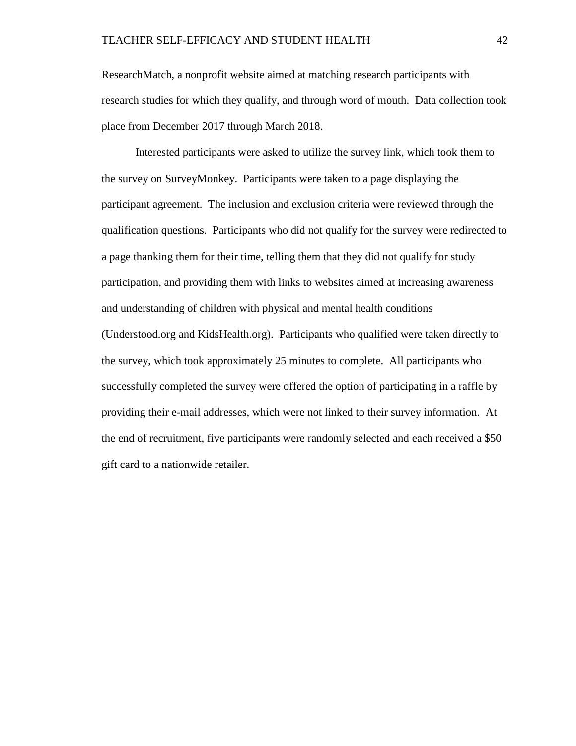ResearchMatch, a nonprofit website aimed at matching research participants with research studies for which they qualify, and through word of mouth. Data collection took place from December 2017 through March 2018.

Interested participants were asked to utilize the survey link, which took them to the survey on SurveyMonkey. Participants were taken to a page displaying the participant agreement. The inclusion and exclusion criteria were reviewed through the qualification questions. Participants who did not qualify for the survey were redirected to a page thanking them for their time, telling them that they did not qualify for study participation, and providing them with links to websites aimed at increasing awareness and understanding of children with physical and mental health conditions (Understood.org and KidsHealth.org). Participants who qualified were taken directly to the survey, which took approximately 25 minutes to complete. All participants who successfully completed the survey were offered the option of participating in a raffle by providing their e-mail addresses, which were not linked to their survey information. At the end of recruitment, five participants were randomly selected and each received a $50 gift card to a nationwide retailer.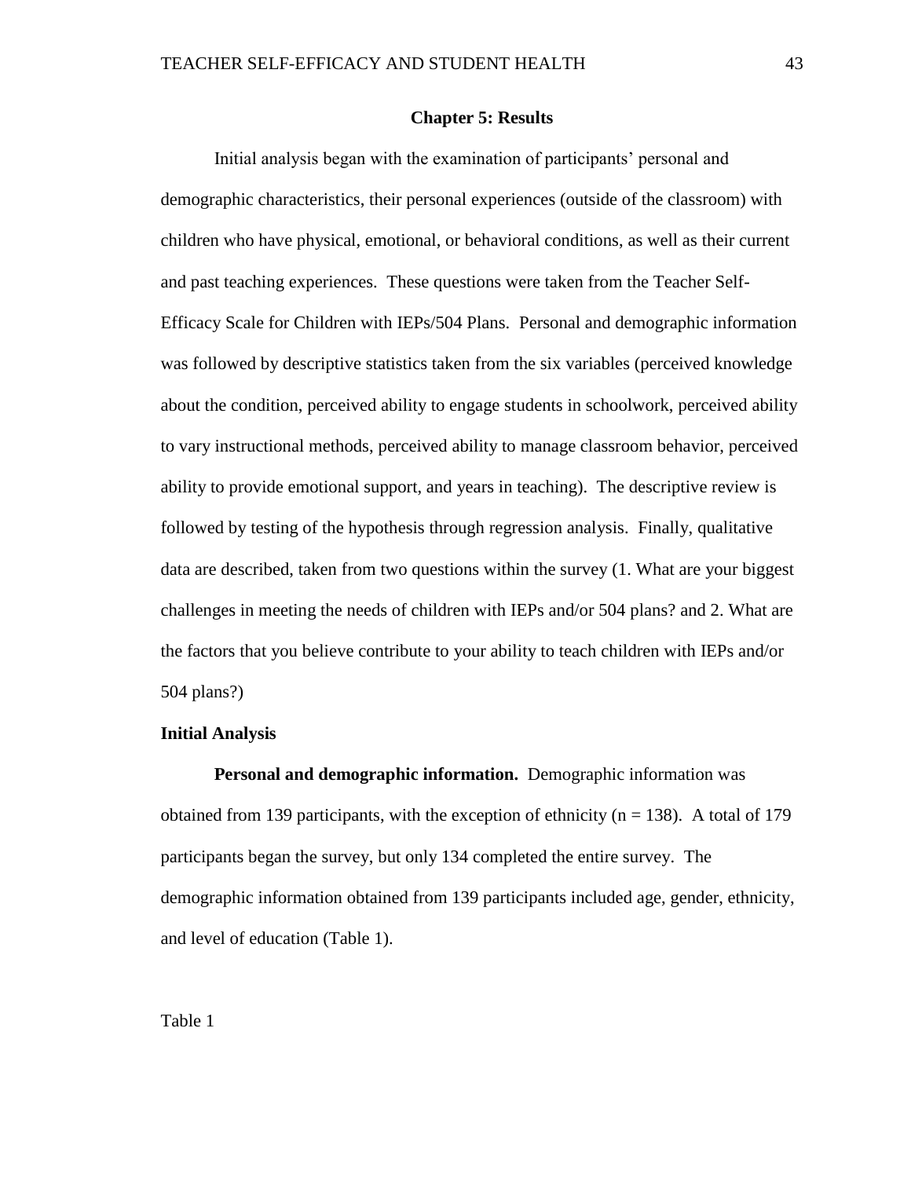# Chapter 5: Results

Initial analysis began with the examination of participants' personal and demographic characteristics, their personal experiences (outside of the classroom) with children who have physical, emotional, or behavioral conditions, as well as their current and past teaching experiences. These questions were taken from the Teacher Self-Efficacy Scale for Children with IEPs/504 Plans. Personal and demographic information was followed by descriptive statistics taken from the six variables (perceived knowledge about the condition, perceived ability to engage students in schoolwork, perceived ability to vary instructional methods, perceived ability to manage classroom behavior, perceived ability to provide emotional support, and years in teaching). The descriptive review is followed by testing of the hypothesis through regression analysis. Finally, qualitative data are described, taken from two questions within the survey (1. What are your biggest challenges in meeting the needs of children with IEPs and/or 504 plans? and 2. What are the factors that you believe contribute to your ability to teach children with IEPs and/or 504 plans?)

## Initial Analysis

**Personal and demographic information.** Demographic information was obtained from 139 participants, with the exception of ethnicity ($n = 138$). A total of 179 participants began the survey, but only 134 completed the entire survey. The demographic information obtained from 139 participants included age, gender, ethnicity, and level of education (Table 1).

Table 1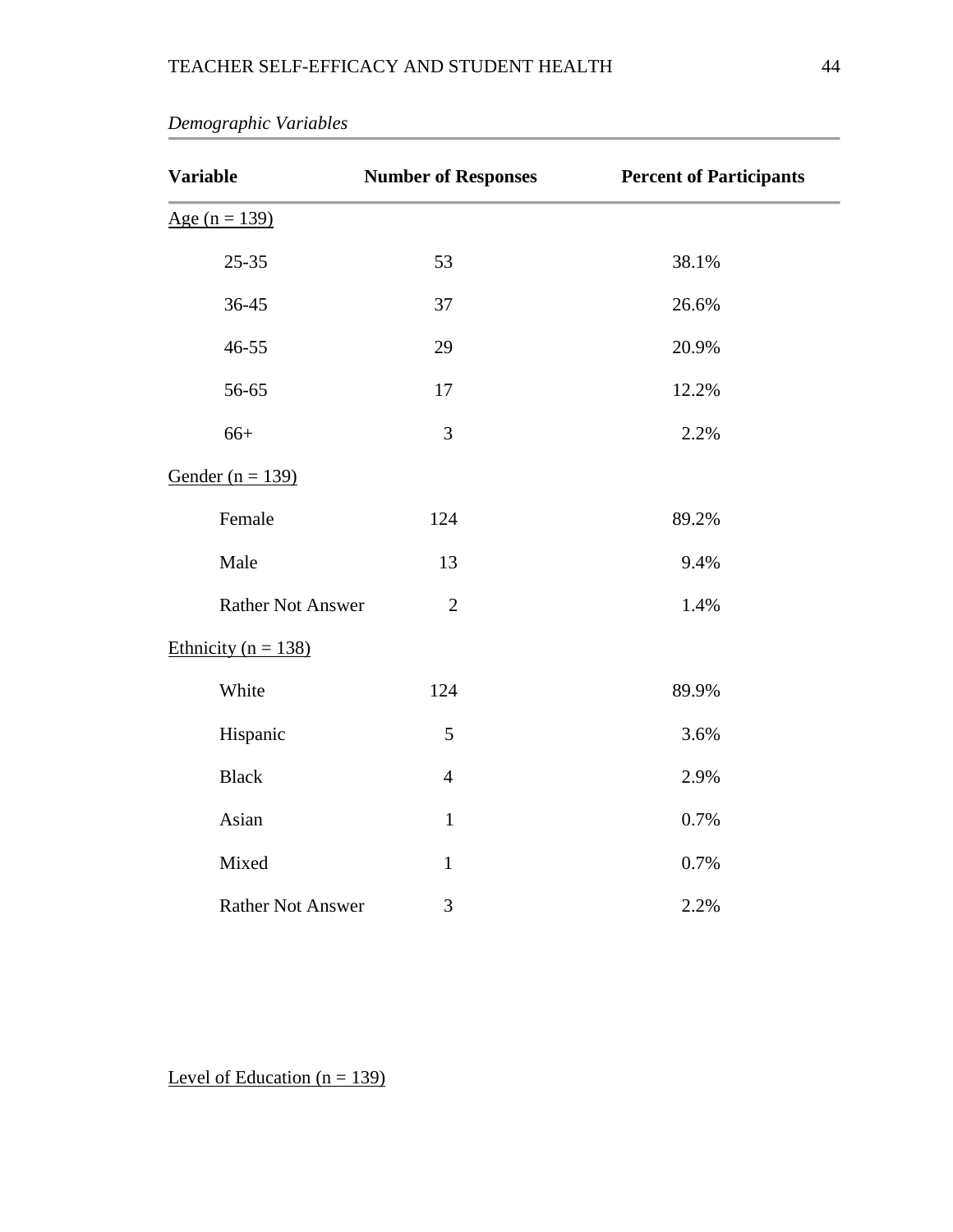*Demographic Variables*

| Variable | Number of Responses | Percent of Participants |
|---|---|---|
| Age (n = 139) | | |
| 25-35 | 53 | 38.1% |
| 36-45 | 37 | 26.6% |
| 46-55 | 29 | 20.9% |
| 56-65 | 17 | 12.2% |
| 66+ | 3 | 2.2% |
| Gender (n = 139) | | |
| Female | 124 | 89.2% |
| Male | 13 | 9.4% |
| Rather Not Answer | 2 | 1.4% |
| Ethnicity (n = 138) | | |
| White | 124 | 89.9% |
| Hispanic | 5 | 3.6% |
| Black | 4 | 2.9% |
| Asian | 1 | 0.7% |
| Mixed | 1 | 0.7% |
| Rather Not Answer | 3 | 2.2% |
| Level of Education (n = 139) | | |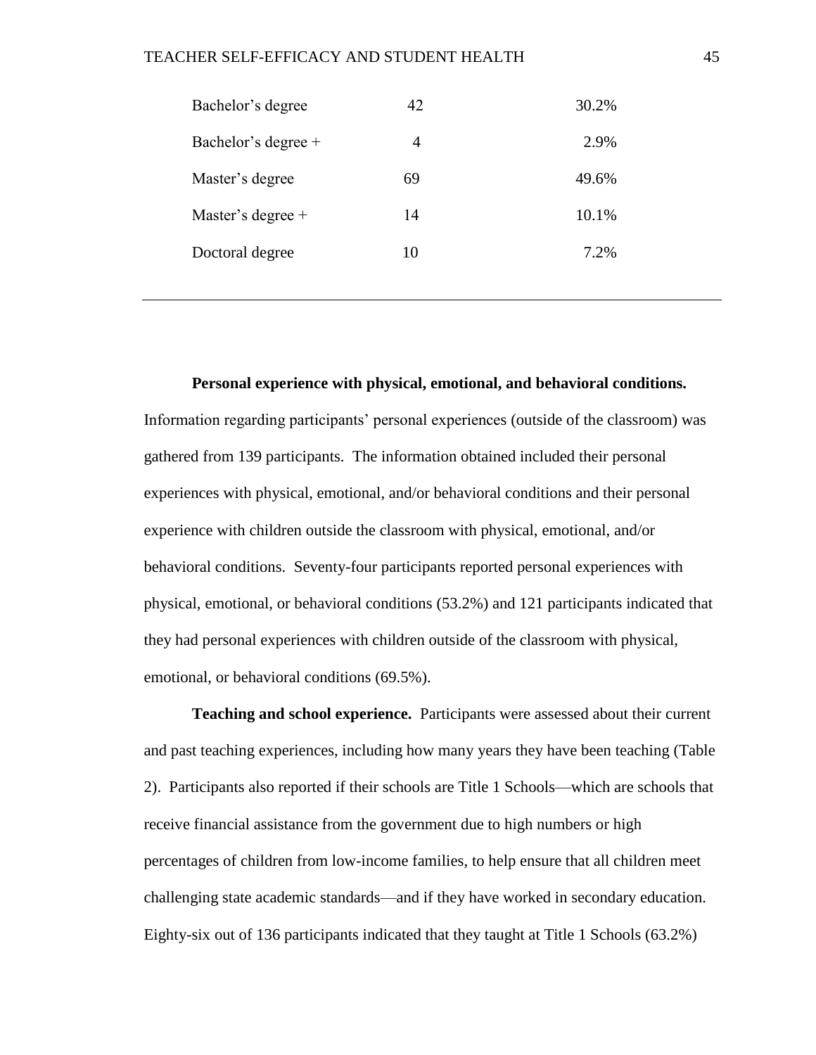| | | |
|---|---|---|
| Bachelor's degree | 42 | 30.2% |
| Bachelor's degree + | 4 | 2.9% |
| Master's degree | 69 | 49.6% |
| Master's degree + | 14 | 10.1% |
| Doctoral degree | 10 | 7.2% |

**Personal experience with physical, emotional, and behavioral conditions.** Information regarding participants' personal experiences (outside of the classroom) was gathered from 139 participants. The information obtained included their personal experiences with physical, emotional, and/or behavioral conditions and their personal experience with children outside the classroom with physical, emotional, and/or behavioral conditions. Seventy-four participants reported personal experiences with physical, emotional, or behavioral conditions (53.2%) and 121 participants indicated that they had personal experiences with children outside of the classroom with physical, emotional, or behavioral conditions (69.5%).

**Teaching and school experience.** Participants were assessed about their current and past teaching experiences, including how many years they have been teaching (Table 2). Participants also reported if their schools are Title 1 Schools—which are schools that receive financial assistance from the government due to high numbers or high percentages of children from low-income families, to help ensure that all children meet challenging state academic standards—and if they have worked in secondary education. Eighty-six out of 136 participants indicated that they taught at Title 1 Schools (63.2%)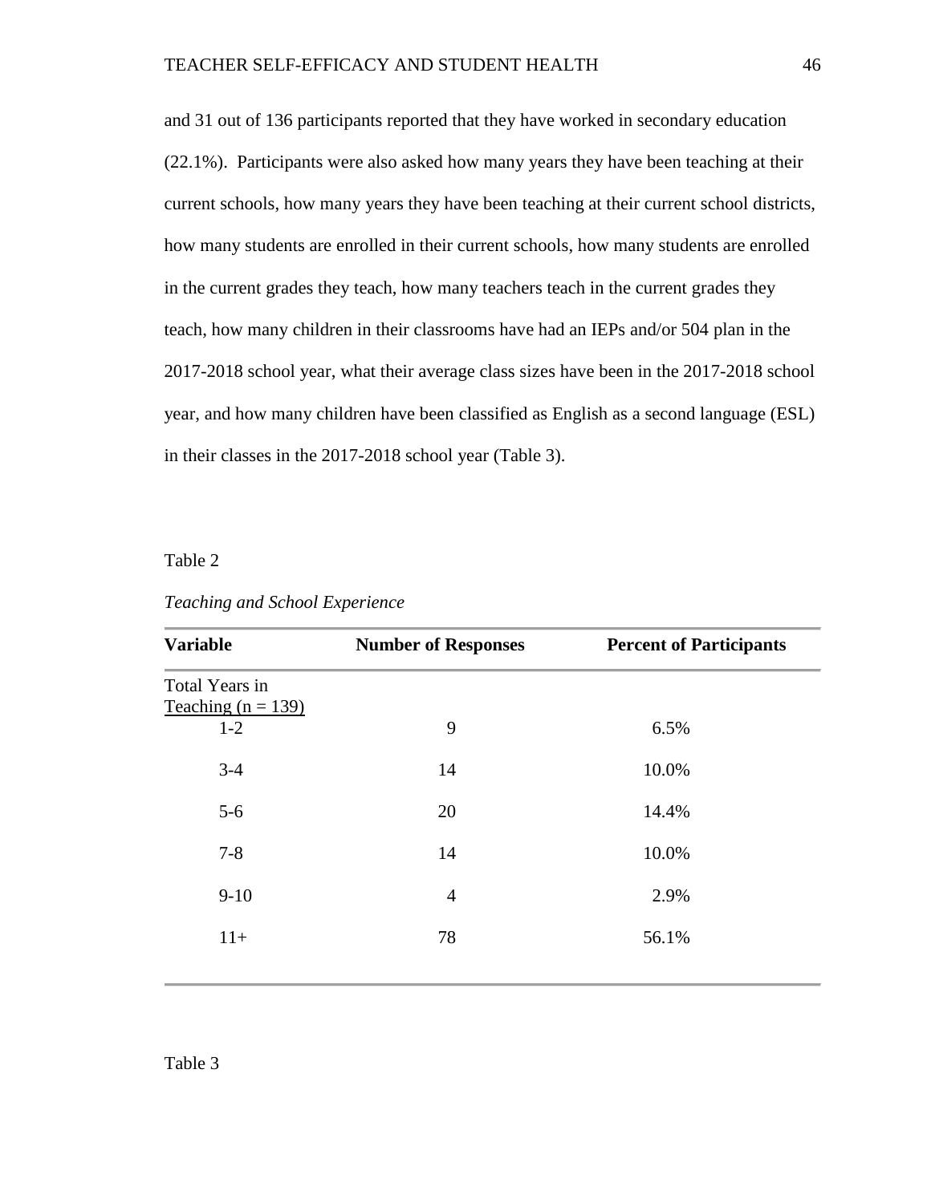and 31 out of 136 participants reported that they have worked in secondary education (22.1%). Participants were also asked how many years they have been teaching at their current schools, how many years they have been teaching at their current school districts, how many students are enrolled in their current schools, how many students are enrolled in the current grades they teach, how many teachers teach in the current grades they teach, how many children in their classrooms have had an IEPs and/or 504 plan in the 2017-2018 school year, what their average class sizes have been in the 2017-2018 school year, and how many children have been classified as English as a second language (ESL) in their classes in the 2017-2018 school year (Table 3).

Table 2

*Teaching and School Experience*

| **Variable** | **Number of Responses** | **Percent of Participants** |
|---|---|---|
| Total Years in Teaching (n = 139) | | |
| 1-2 | 9 | 6.5% |
| 3-4 | 14 | 10.0% |
| 5-6 | 20 | 14.4% |
| 7-8 | 14 | 10.0% |
| 9-10 | 4 | 2.9% |
| 11+ | 78 | 56.1% |

Table 3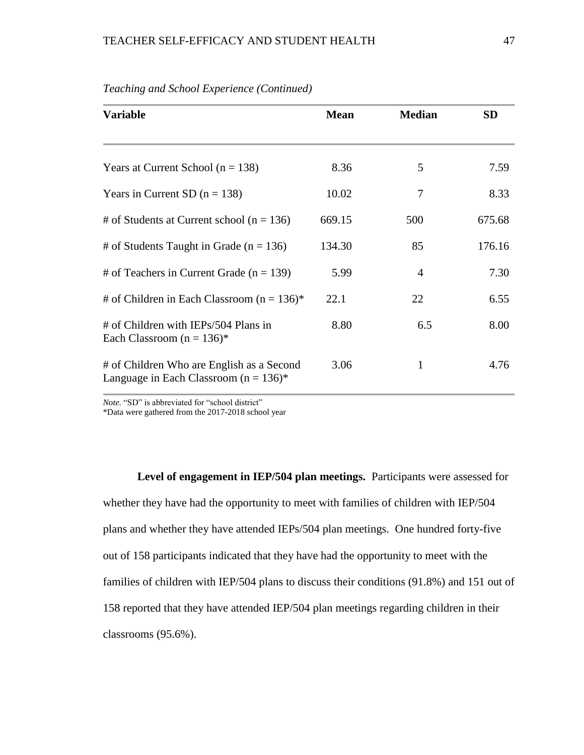*Teaching and School Experience (Continued)*

| Variable | Mean | Median | SD |
|---|---|---|---|
| Years at Current School (n = 138) | 8.36 | 5 | 7.59 |
| Years in Current SD (n = 138) | 10.02 | 7 | 8.33 |
| # of Students at Current school (n = 136) | 669.15 | 500 | 675.68 |
| # of Students Taught in Grade (n = 136) | 134.30 | 85 | 176.16 |
| # of Teachers in Current Grade (n = 139) | 5.99 | 4 | 7.30 |
| # of Children in Each Classroom (n = 136)* | 22.1 | 22 | 6.55 |
| # of Children with IEPs/504 Plans in Each Classroom (n = 136)* | 8.80 | 6.5 | 8.00 |
| # of Children Who are English as a Second Language in Each Classroom (n = 136)* | 3.06 | 1 | 4.76 |

*Note.* "SD" is abbreviated for "school district"
*Data were gathered from the 2017-2018 school year

**Level of engagement in IEP/504 plan meetings.** Participants were assessed for whether they have had the opportunity to meet with families of children with IEP/504 plans and whether they have attended IEPs/504 plan meetings. One hundred forty-five out of 158 participants indicated that they have had the opportunity to meet with the families of children with IEP/504 plans to discuss their conditions (91.8%) and 151 out of 158 reported that they have attended IEP/504 plan meetings regarding children in their classrooms (95.6%).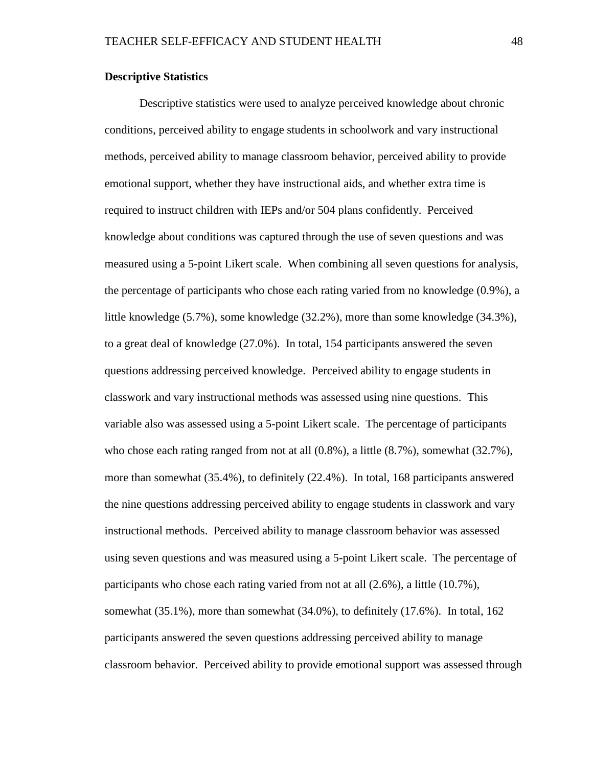**Descriptive Statistics**

Descriptive statistics were used to analyze perceived knowledge about chronic conditions, perceived ability to engage students in schoolwork and vary instructional methods, perceived ability to manage classroom behavior, perceived ability to provide emotional support, whether they have instructional aids, and whether extra time is required to instruct children with IEPs and/or 504 plans confidently. Perceived knowledge about conditions was captured through the use of seven questions and was measured using a 5-point Likert scale. When combining all seven questions for analysis, the percentage of participants who chose each rating varied from no knowledge (0.9%), a little knowledge (5.7%), some knowledge (32.2%), more than some knowledge (34.3%), to a great deal of knowledge (27.0%). In total, 154 participants answered the seven questions addressing perceived knowledge. Perceived ability to engage students in classwork and vary instructional methods was assessed using nine questions. This variable also was assessed using a 5-point Likert scale. The percentage of participants who chose each rating ranged from not at all (0.8%), a little (8.7%), somewhat (32.7%), more than somewhat (35.4%), to definitely (22.4%). In total, 168 participants answered the nine questions addressing perceived ability to engage students in classwork and vary instructional methods. Perceived ability to manage classroom behavior was assessed using seven questions and was measured using a 5-point Likert scale. The percentage of participants who chose each rating varied from not at all (2.6%), a little (10.7%), somewhat (35.1%), more than somewhat (34.0%), to definitely (17.6%). In total, 162 participants answered the seven questions addressing perceived ability to manage classroom behavior. Perceived ability to provide emotional support was assessed through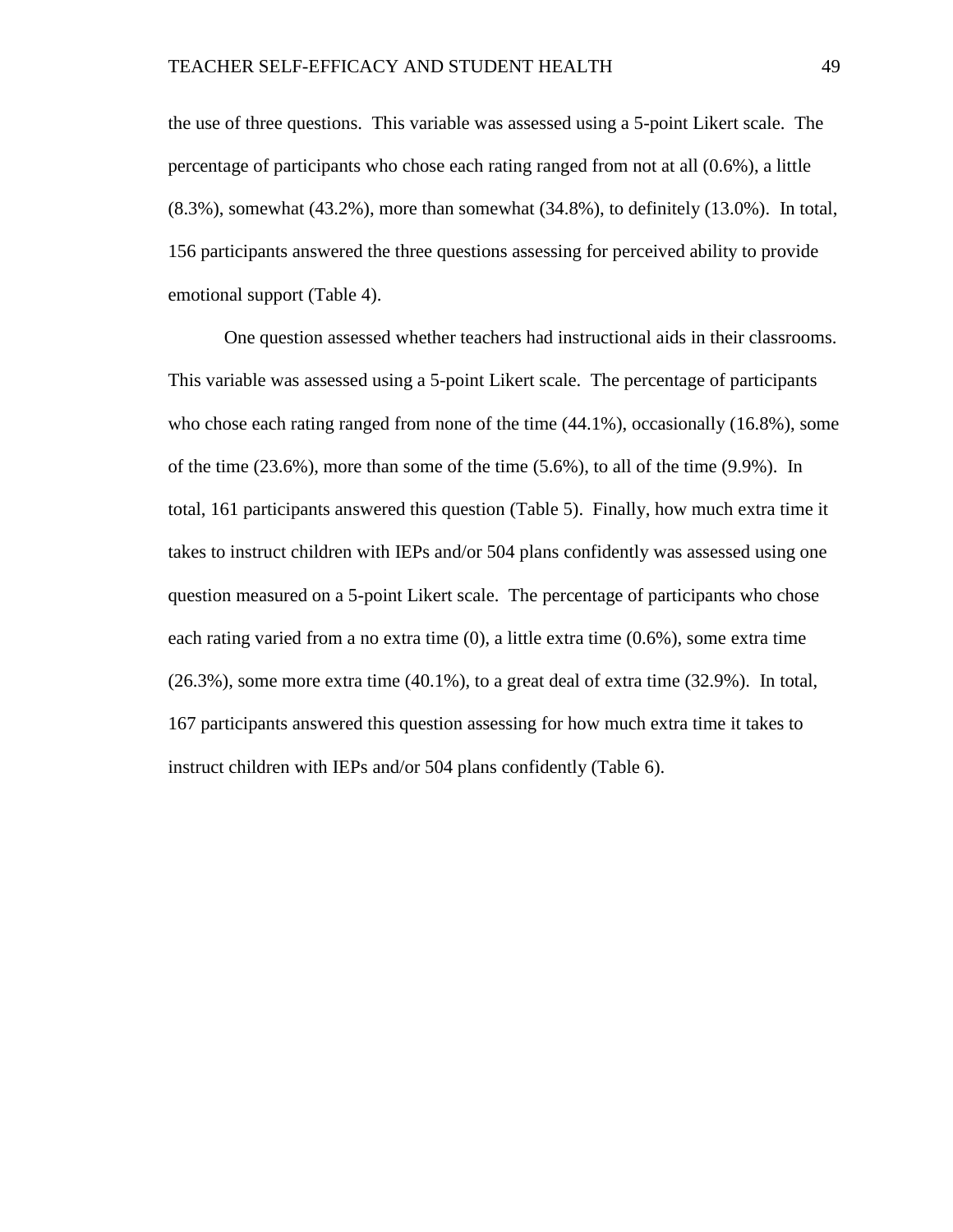the use of three questions. This variable was assessed using a 5-point Likert scale. The percentage of participants who chose each rating ranged from not at all (0.6%), a little (8.3%), somewhat (43.2%), more than somewhat (34.8%), to definitely (13.0%). In total, 156 participants answered the three questions assessing for perceived ability to provide emotional support (Table 4).

One question assessed whether teachers had instructional aids in their classrooms. This variable was assessed using a 5-point Likert scale. The percentage of participants who chose each rating ranged from none of the time (44.1%), occasionally (16.8%), some of the time (23.6%), more than some of the time (5.6%), to all of the time (9.9%). In total, 161 participants answered this question (Table 5). Finally, how much extra time it takes to instruct children with IEPs and/or 504 plans confidently was assessed using one question measured on a 5-point Likert scale. The percentage of participants who chose each rating varied from a no extra time (0), a little extra time (0.6%), some extra time (26.3%), some more extra time (40.1%), to a great deal of extra time (32.9%). In total, 167 participants answered this question assessing for how much extra time it takes to instruct children with IEPs and/or 504 plans confidently (Table 6).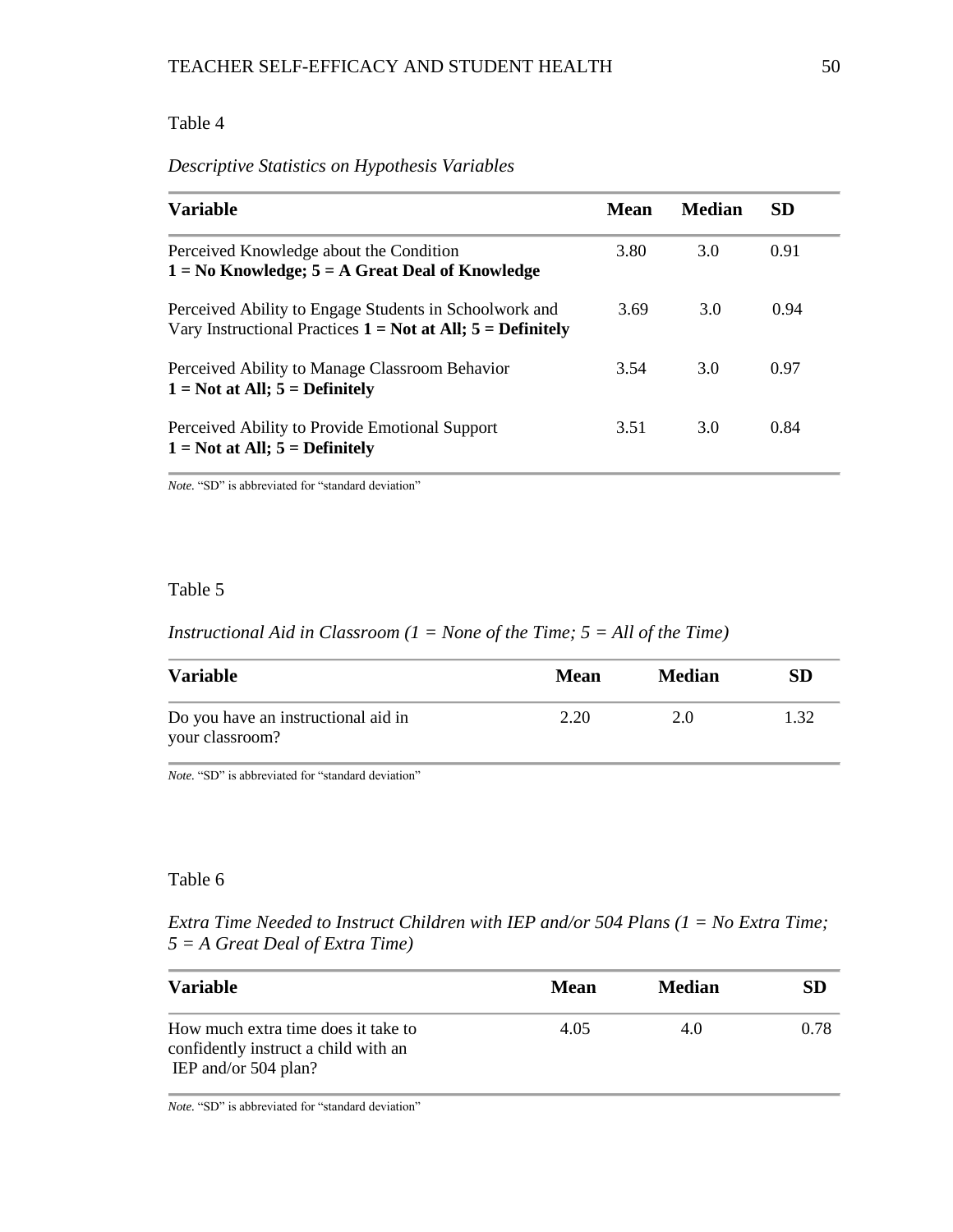Table 4

*Descriptive Statistics on Hypothesis Variables*

| Variable | Mean | Median | SD |
|---|---|---|---|
| Perceived Knowledge about the Condition **1 = No Knowledge; 5 = A Great Deal of Knowledge** | 3.80 | 3.0 | 0.91 |
| Perceived Ability to Engage Students in Schoolwork and Vary Instructional Practices **1 = Not at All; 5 = Definitely** | 3.69 | 3.0 | 0.94 |
| Perceived Ability to Manage Classroom Behavior **1 = Not at All; 5 = Definitely** | 3.54 | 3.0 | 0.97 |
| Perceived Ability to Provide Emotional Support **1 = Not at All; 5 = Definitely** | 3.51 | 3.0 | 0.84 |

*Note.* "SD" is abbreviated for "standard deviation"

Table 5

*Instructional Aid in Classroom (1 = None of the Time; 5 = All of the Time)*

| Variable | Mean | Median | SD |
|---|---|---|---|
| Do you have an instructional aid in your classroom? | 2.20 | 2.0 | 1.32 |

*Note.* "SD" is abbreviated for "standard deviation"

Table 6

*Extra Time Needed to Instruct Children with IEP and/or 504 Plans (1 = No Extra Time; 5 = A Great Deal of Extra Time)*

| Variable | Mean | Median | SD |
|---|---|---|---|
| How much extra time does it take to confidently instruct a child with an IEP and/or 504 plan? | 4.05 | 4.0 | 0.78 |

*Note.* "SD" is abbreviated for "standard deviation"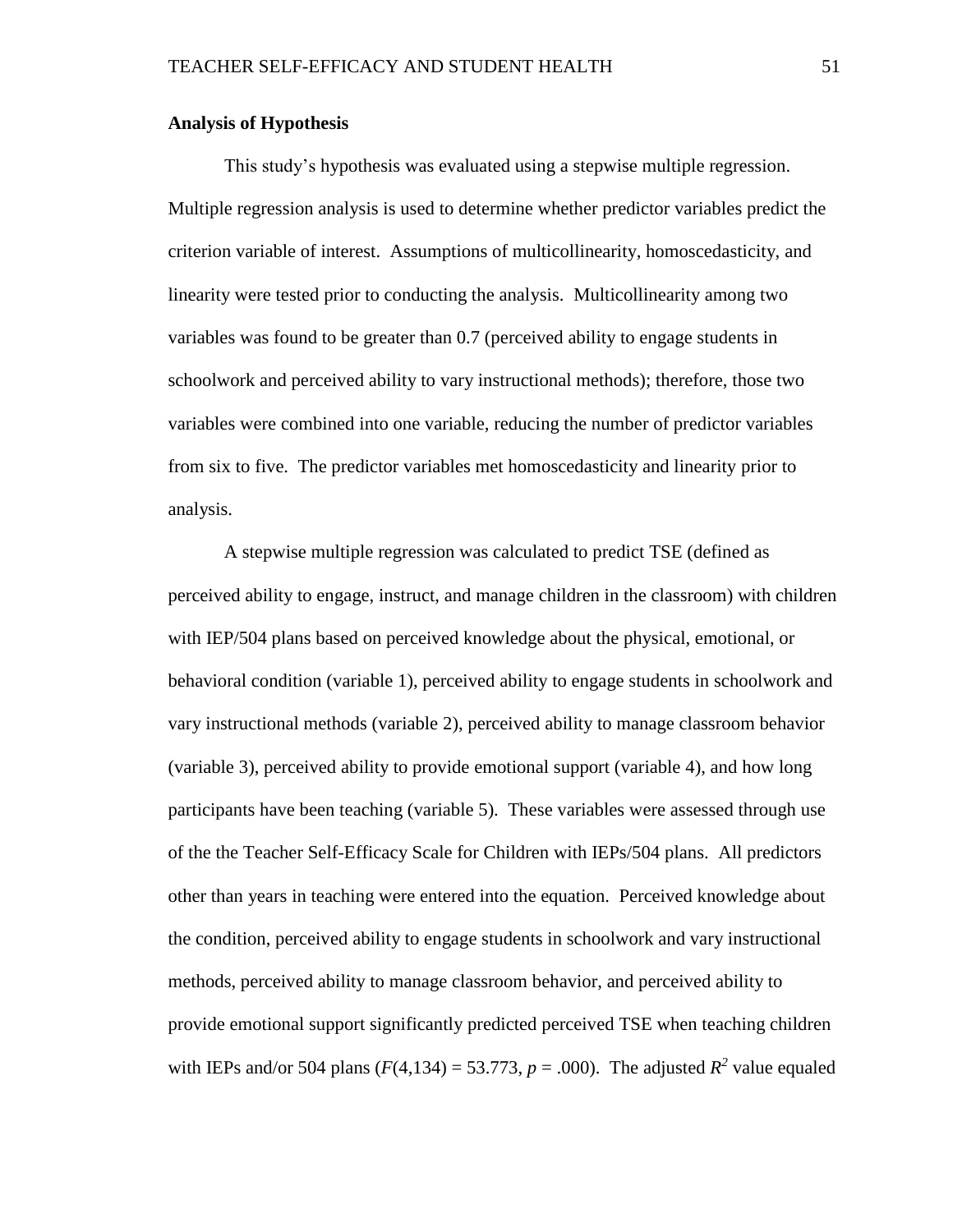**Analysis of Hypothesis**

This study's hypothesis was evaluated using a stepwise multiple regression. Multiple regression analysis is used to determine whether predictor variables predict the criterion variable of interest. Assumptions of multicollinearity, homoscedasticity, and linearity were tested prior to conducting the analysis. Multicollinearity among two variables was found to be greater than 0.7 (perceived ability to engage students in schoolwork and perceived ability to vary instructional methods); therefore, those two variables were combined into one variable, reducing the number of predictor variables from six to five. The predictor variables met homoscedasticity and linearity prior to analysis.

A stepwise multiple regression was calculated to predict TSE (defined as perceived ability to engage, instruct, and manage children in the classroom) with children with IEP/504 plans based on perceived knowledge about the physical, emotional, or behavioral condition (variable 1), perceived ability to engage students in schoolwork and vary instructional methods (variable 2), perceived ability to manage classroom behavior (variable 3), perceived ability to provide emotional support (variable 4), and how long participants have been teaching (variable 5). These variables were assessed through use of the the Teacher Self-Efficacy Scale for Children with IEPs/504 plans. All predictors other than years in teaching were entered into the equation. Perceived knowledge about the condition, perceived ability to engage students in schoolwork and vary instructional methods, perceived ability to manage classroom behavior, and perceived ability to provide emotional support significantly predicted perceived TSE when teaching children with IEPs and/or 504 plans ($F(4,134) = 53.773$, $p = .000$). The adjusted $R^2$ value equaled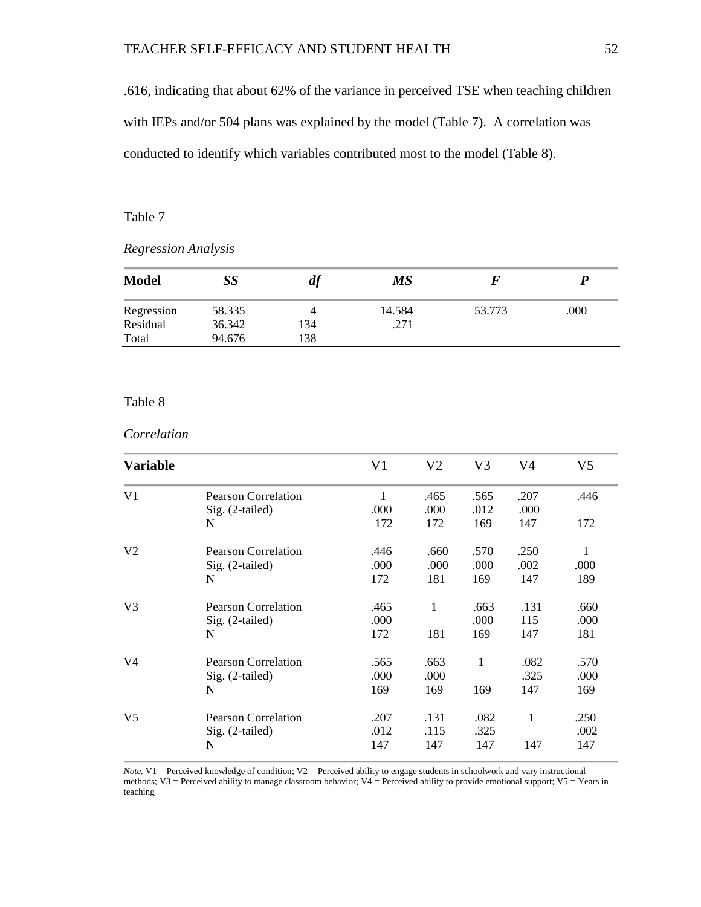.616, indicating that about 62% of the variance in perceived TSE when teaching children with IEPs and/or 504 plans was explained by the model (Table 7). A correlation was conducted to identify which variables contributed most to the model (Table 8).

Table 7

*Regression Analysis*

| **Model** | ***SS*** | ***df*** | ***MS*** | ***F*** | ***P*** |
|---|---|---|---|---|---|
| Regression | 58.335 | 4 | 14.584 | 53.773 | .000 |
| Residual | 36.342 | 134 | .271 | | |
| Total | 94.676 | 138 | | | |

Table 8

*Correlation*

| **Variable** | | V1 | V2 | V3 | V4 | V5 |
|---|---|---|---|---|---|---|
| V1 | Pearson Correlation | 1 | .465 | .565 | .207 | .446 |
| | Sig. (2-tailed) | .000 | .000 | .012 | .000 | |
| | N | 172 | 172 | 169 | 147 | 172 |
| V2 | Pearson Correlation | .446 | .660 | .570 | .250 | 1 |
| | Sig. (2-tailed) | .000 | .000 | .000 | .002 | .000 |
| | N | 172 | 181 | 169 | 147 | 189 |
| V3 | Pearson Correlation | .465 | 1 | .663 | .131 | .660 |
| | Sig. (2-tailed) | .000 | | .000 | 115 | .000 |
| | N | 172 | 181 | 169 | 147 | 181 |
| V4 | Pearson Correlation | .565 | .663 | 1 | .082 | .570 |
| | Sig. (2-tailed) | .000 | .000 | | .325 | .000 |
| | N | 169 | 169 | 169 | 147 | 169 |
| V5 | Pearson Correlation | .207 | .131 | .082 | 1 | .250 |
| | Sig. (2-tailed) | .012 | .115 | .325 | | .002 |
| | N | 147 | 147 | 147 | 147 | 147 |

*Note.* V1 = Perceived knowledge of condition; V2 = Perceived ability to engage students in schoolwork and vary instructional methods; V3 = Perceived ability to manage classroom behavior; V4 = Perceived ability to provide emotional support; V5 = Years in teaching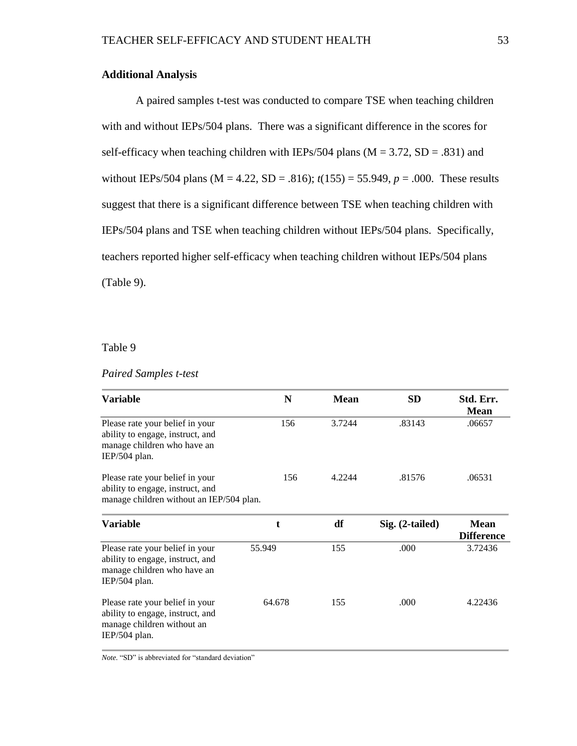## Additional Analysis

A paired samples t-test was conducted to compare TSE when teaching children with and without IEPs/504 plans. There was a significant difference in the scores for self-efficacy when teaching children with IEPs/504 plans (M = 3.72, SD = .831) and without IEPs/504 plans (M = 4.22, SD = .816); $t(155) = 55.949$, $p = .000$. These results suggest that there is a significant difference between TSE when teaching children with IEPs/504 plans and TSE when teaching children without IEPs/504 plans. Specifically, teachers reported higher self-efficacy when teaching children without IEPs/504 plans (Table 9).

Table 9

*Paired Samples t-test*

| Variable | N | Mean | SD | Std. Err. Mean |
|---|---|---|---|---|
| Please rate your belief in your ability to engage, instruct, and manage children who have an IEP/504 plan. | 156 | 3.7244 | .83143 | .06657 |
| Please rate your belief in your ability to engage, instruct, and manage children without an IEP/504 plan. | 156 | 4.2244 | .81576 | .06531 |
| **Variable** | **t** | **df** | **Sig. (2-tailed)** | **Mean Difference** |
| Please rate your belief in your ability to engage, instruct, and manage children who have an IEP/504 plan. | 55.949 | 155 | .000 | 3.72436 |
| Please rate your belief in your ability to engage, instruct, and manage children without an IEP/504 plan. | 64.678 | 155 | .000 | 4.22436 |

*Note.* "SD" is abbreviated for "standard deviation"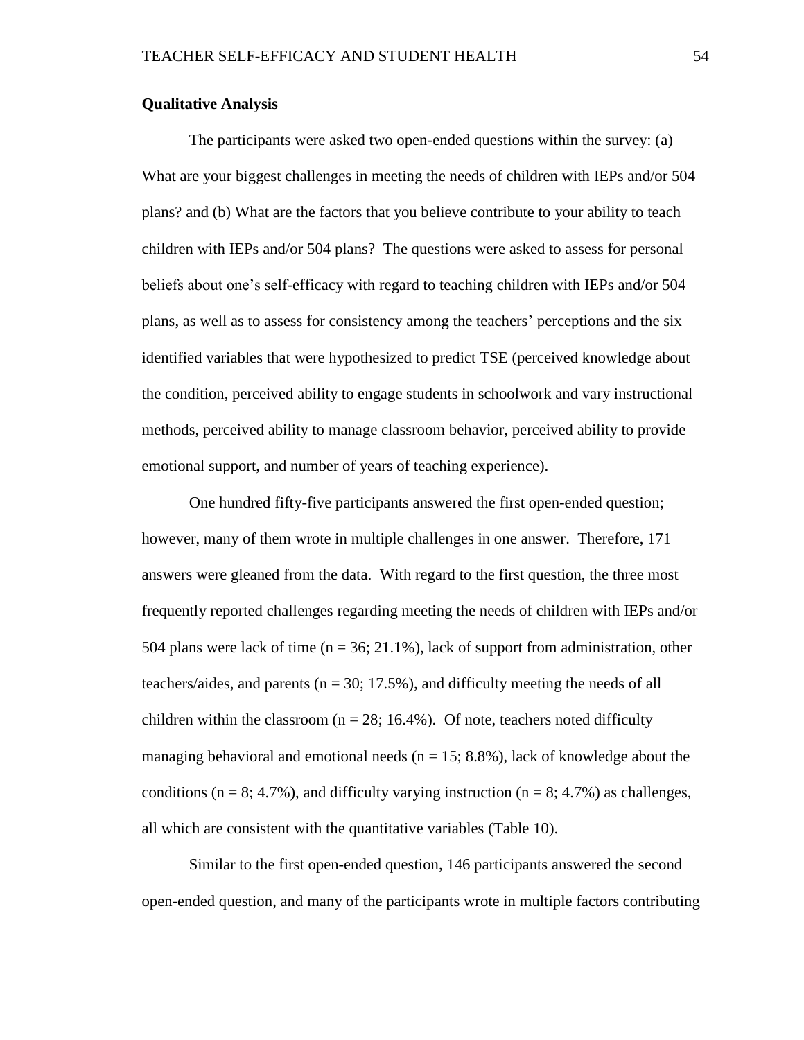**Qualitative Analysis**

The participants were asked two open-ended questions within the survey: (a) What are your biggest challenges in meeting the needs of children with IEPs and/or 504 plans? and (b) What are the factors that you believe contribute to your ability to teach children with IEPs and/or 504 plans? The questions were asked to assess for personal beliefs about one's self-efficacy with regard to teaching children with IEPs and/or 504 plans, as well as to assess for consistency among the teachers' perceptions and the six identified variables that were hypothesized to predict TSE (perceived knowledge about the condition, perceived ability to engage students in schoolwork and vary instructional methods, perceived ability to manage classroom behavior, perceived ability to provide emotional support, and number of years of teaching experience).

One hundred fifty-five participants answered the first open-ended question; however, many of them wrote in multiple challenges in one answer. Therefore, 171 answers were gleaned from the data. With regard to the first question, the three most frequently reported challenges regarding meeting the needs of children with IEPs and/or 504 plans were lack of time ($n = 36$; 21.1%), lack of support from administration, other teachers/aides, and parents ($n = 30$; 17.5%), and difficulty meeting the needs of all children within the classroom ($n = 28$; 16.4%). Of note, teachers noted difficulty managing behavioral and emotional needs ($n = 15$; 8.8%), lack of knowledge about the conditions ($n = 8$; 4.7%), and difficulty varying instruction ($n = 8$; 4.7%) as challenges, all which are consistent with the quantitative variables (Table 10).

Similar to the first open-ended question, 146 participants answered the second open-ended question, and many of the participants wrote in multiple factors contributing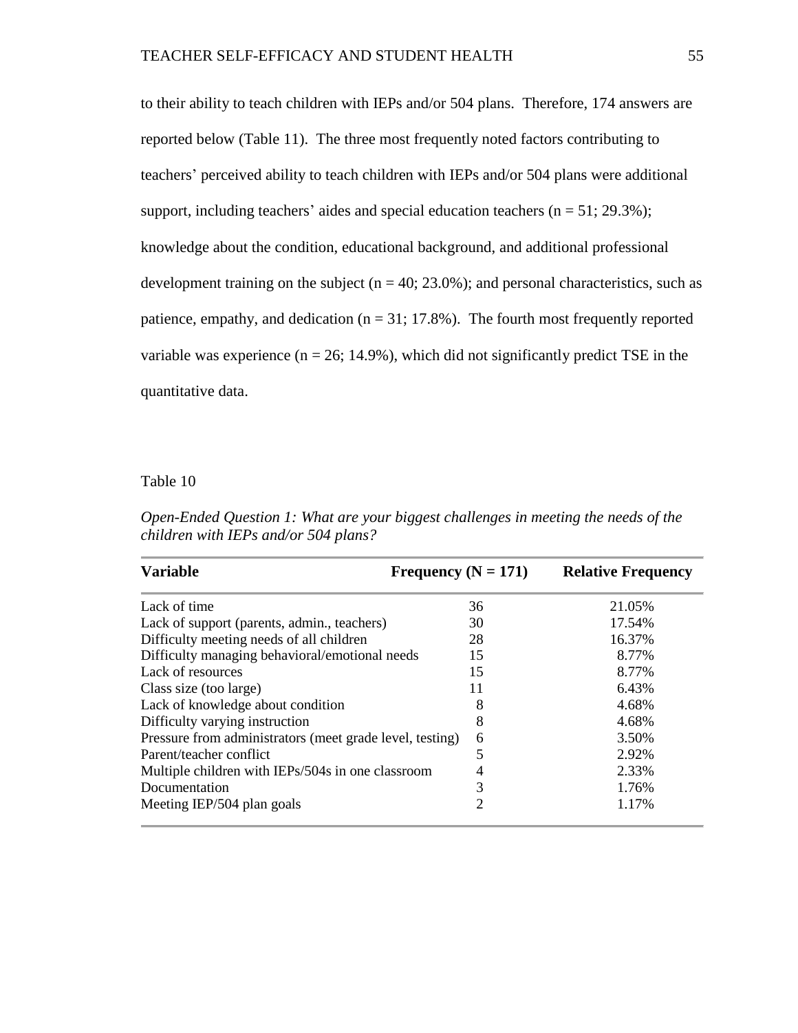to their ability to teach children with IEPs and/or 504 plans. Therefore, 174 answers are reported below (Table 11). The three most frequently noted factors contributing to teachers' perceived ability to teach children with IEPs and/or 504 plans were additional support, including teachers' aides and special education teachers ($n = 51$; 29.3%); knowledge about the condition, educational background, and additional professional development training on the subject ($n = 40$; 23.0%); and personal characteristics, such as patience, empathy, and dedication ($n = 31$; 17.8%). The fourth most frequently reported variable was experience ($n = 26$; 14.9%), which did not significantly predict TSE in the quantitative data.

Table 10

*Open-Ended Question 1: What are your biggest challenges in meeting the needs of the children with IEPs and/or 504 plans?*

| Variable | Frequency (N = 171) | Relative Frequency |
|---|---|---|
| Lack of time | 36 | 21.05% |
| Lack of support (parents, admin., teachers) | 30 | 17.54% |
| Difficulty meeting needs of all children | 28 | 16.37% |
| Difficulty managing behavioral/emotional needs | 15 | 8.77% |
| Lack of resources | 15 | 8.77% |
| Class size (too large) | 11 | 6.43% |
| Lack of knowledge about condition | 8 | 4.68% |
| Difficulty varying instruction | 8 | 4.68% |
| Pressure from administrators (meet grade level, testing) | 6 | 3.50% |
| Parent/teacher conflict | 5 | 2.92% |
| Multiple children with IEPs/504s in one classroom | 4 | 2.33% |
| Documentation | 3 | 1.76% |
| Meeting IEP/504 plan goals | 2 | 1.17% |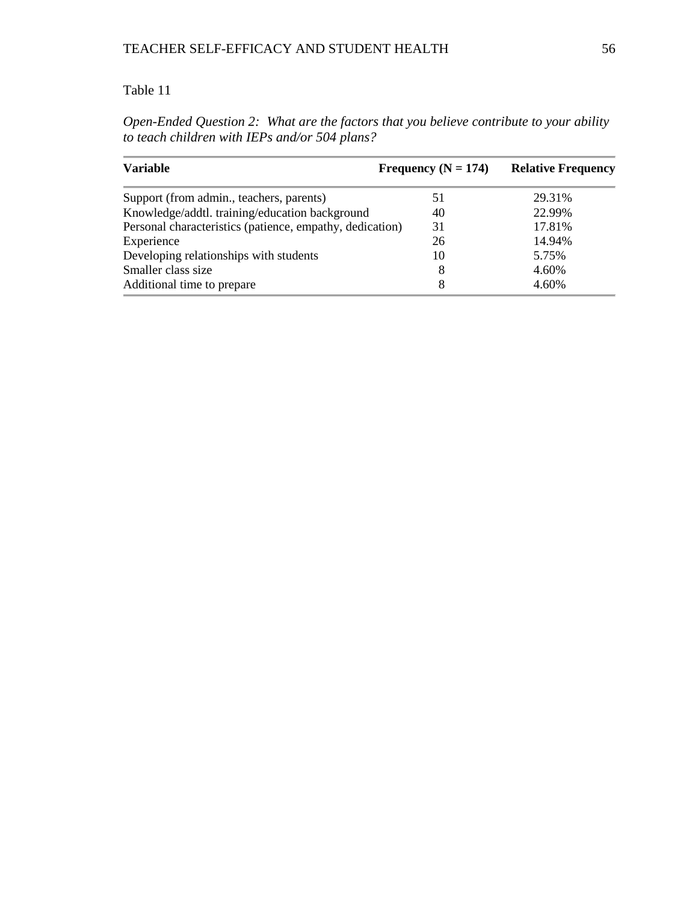Table 11

*Open-Ended Question 2: What are the factors that you believe contribute to your ability to teach children with IEPs and/or 504 plans?*

| Variable | Frequency (N = 174) | Relative Frequency |
|---|---|---|
| Support (from admin., teachers, parents) | 51 | 29.31% |
| Knowledge/addtl. training/education background | 40 | 22.99% |
| Personal characteristics (patience, empathy, dedication) | 31 | 17.81% |
| Experience | 26 | 14.94% |
| Developing relationships with students | 10 | 5.75% |
| Smaller class size | 8 | 4.60% |
| Additional time to prepare | 8 | 4.60% |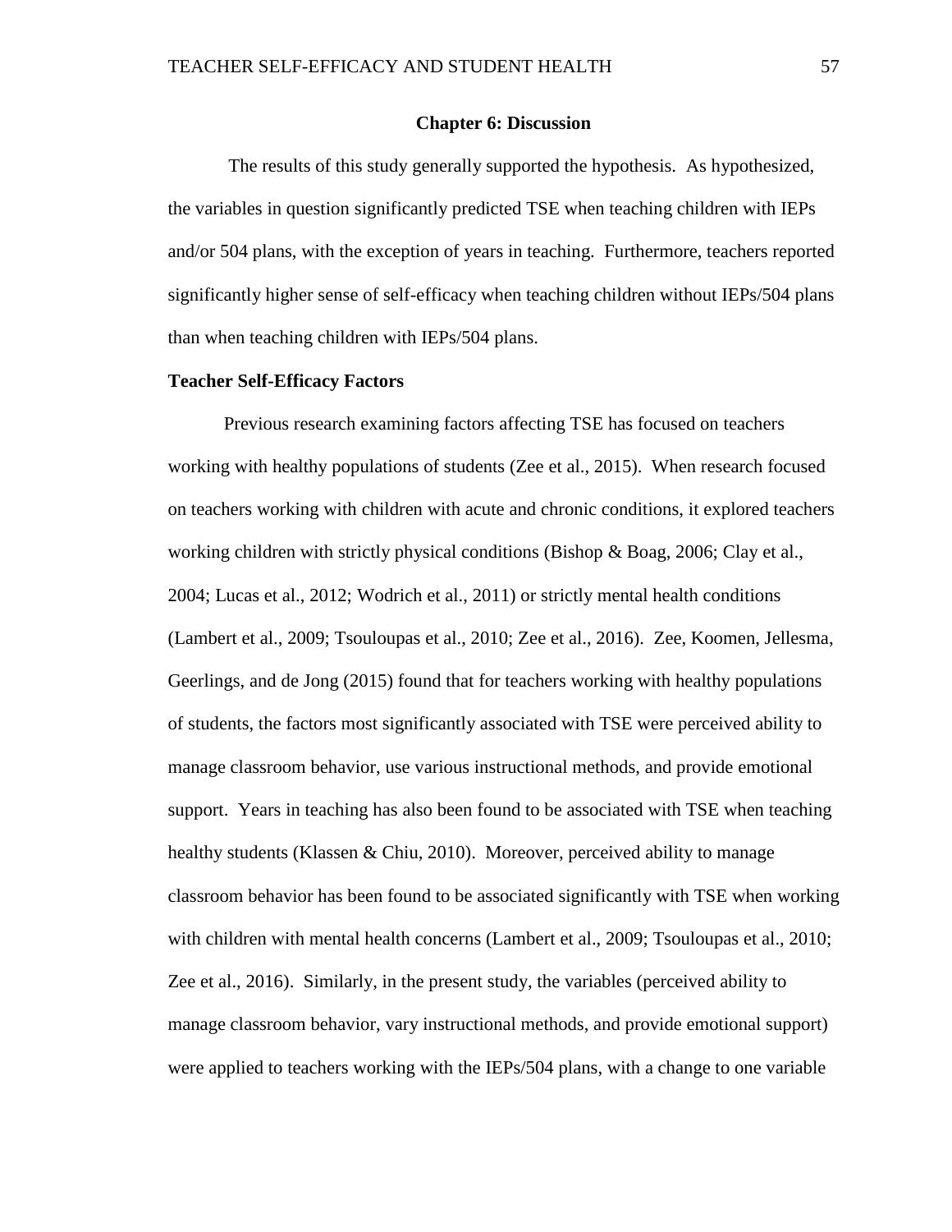## Chapter 6: Discussion

The results of this study generally supported the hypothesis. As hypothesized, the variables in question significantly predicted TSE when teaching children with IEPs and/or 504 plans, with the exception of years in teaching. Furthermore, teachers reported significantly higher sense of self-efficacy when teaching children without IEPs/504 plans than when teaching children with IEPs/504 plans.

### Teacher Self-Efficacy Factors

Previous research examining factors affecting TSE has focused on teachers working with healthy populations of students (Zee et al., 2015). When research focused on teachers working with children with acute and chronic conditions, it explored teachers working children with strictly physical conditions (Bishop & Boag, 2006; Clay et al., 2004; Lucas et al., 2012; Wodrich et al., 2011) or strictly mental health conditions (Lambert et al., 2009; Tsouloupas et al., 2010; Zee et al., 2016). Zee, Koomen, Jellesma, Geerlings, and de Jong (2015) found that for teachers working with healthy populations of students, the factors most significantly associated with TSE were perceived ability to manage classroom behavior, use various instructional methods, and provide emotional support. Years in teaching has also been found to be associated with TSE when teaching healthy students (Klassen & Chiu, 2010). Moreover, perceived ability to manage classroom behavior has been found to be associated significantly with TSE when working with children with mental health concerns (Lambert et al., 2009; Tsouloupas et al., 2010; Zee et al., 2016). Similarly, in the present study, the variables (perceived ability to manage classroom behavior, vary instructional methods, and provide emotional support) were applied to teachers working with the IEPs/504 plans, with a change to one variable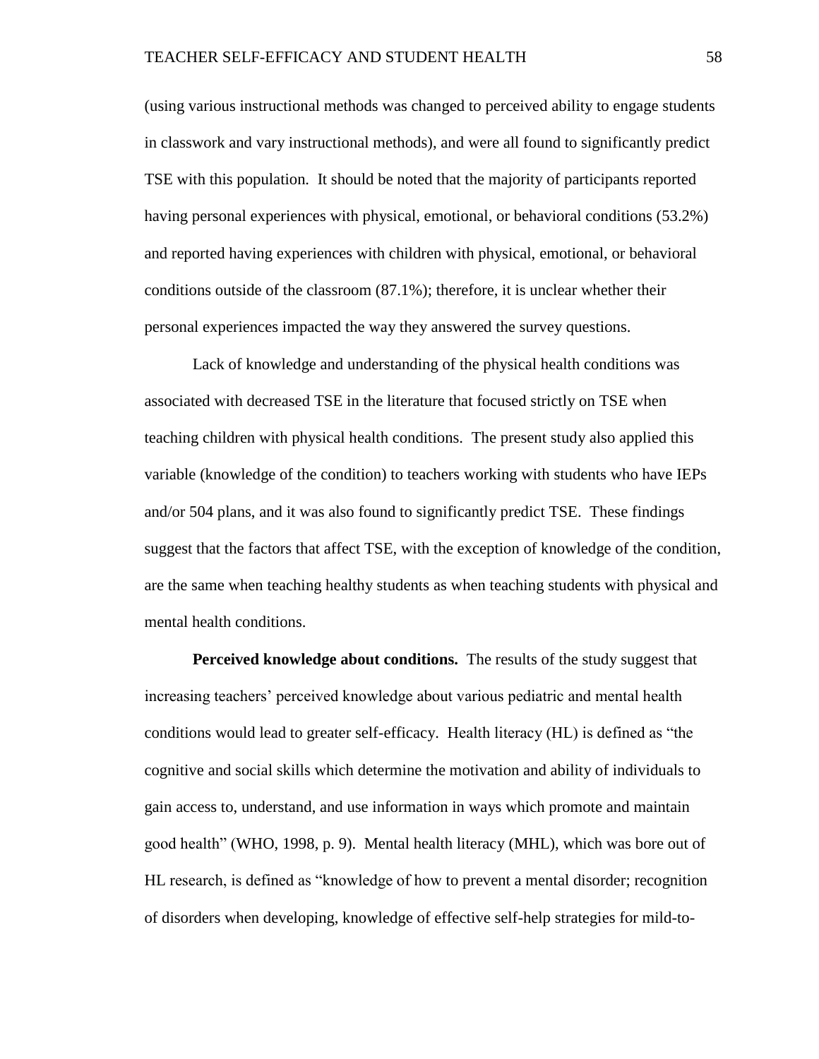(using various instructional methods was changed to perceived ability to engage students in classwork and vary instructional methods), and were all found to significantly predict TSE with this population. It should be noted that the majority of participants reported having personal experiences with physical, emotional, or behavioral conditions (53.2%) and reported having experiences with children with physical, emotional, or behavioral conditions outside of the classroom (87.1%); therefore, it is unclear whether their personal experiences impacted the way they answered the survey questions.

Lack of knowledge and understanding of the physical health conditions was associated with decreased TSE in the literature that focused strictly on TSE when teaching children with physical health conditions. The present study also applied this variable (knowledge of the condition) to teachers working with students who have IEPs and/or 504 plans, and it was also found to significantly predict TSE. These findings suggest that the factors that affect TSE, with the exception of knowledge of the condition, are the same when teaching healthy students as when teaching students with physical and mental health conditions.

**Perceived knowledge about conditions.** The results of the study suggest that increasing teachers' perceived knowledge about various pediatric and mental health conditions would lead to greater self-efficacy. Health literacy (HL) is defined as "the cognitive and social skills which determine the motivation and ability of individuals to gain access to, understand, and use information in ways which promote and maintain good health" (WHO, 1998, p. 9). Mental health literacy (MHL), which was bore out of HL research, is defined as "knowledge of how to prevent a mental disorder; recognition of disorders when developing, knowledge of effective self-help strategies for mild-to-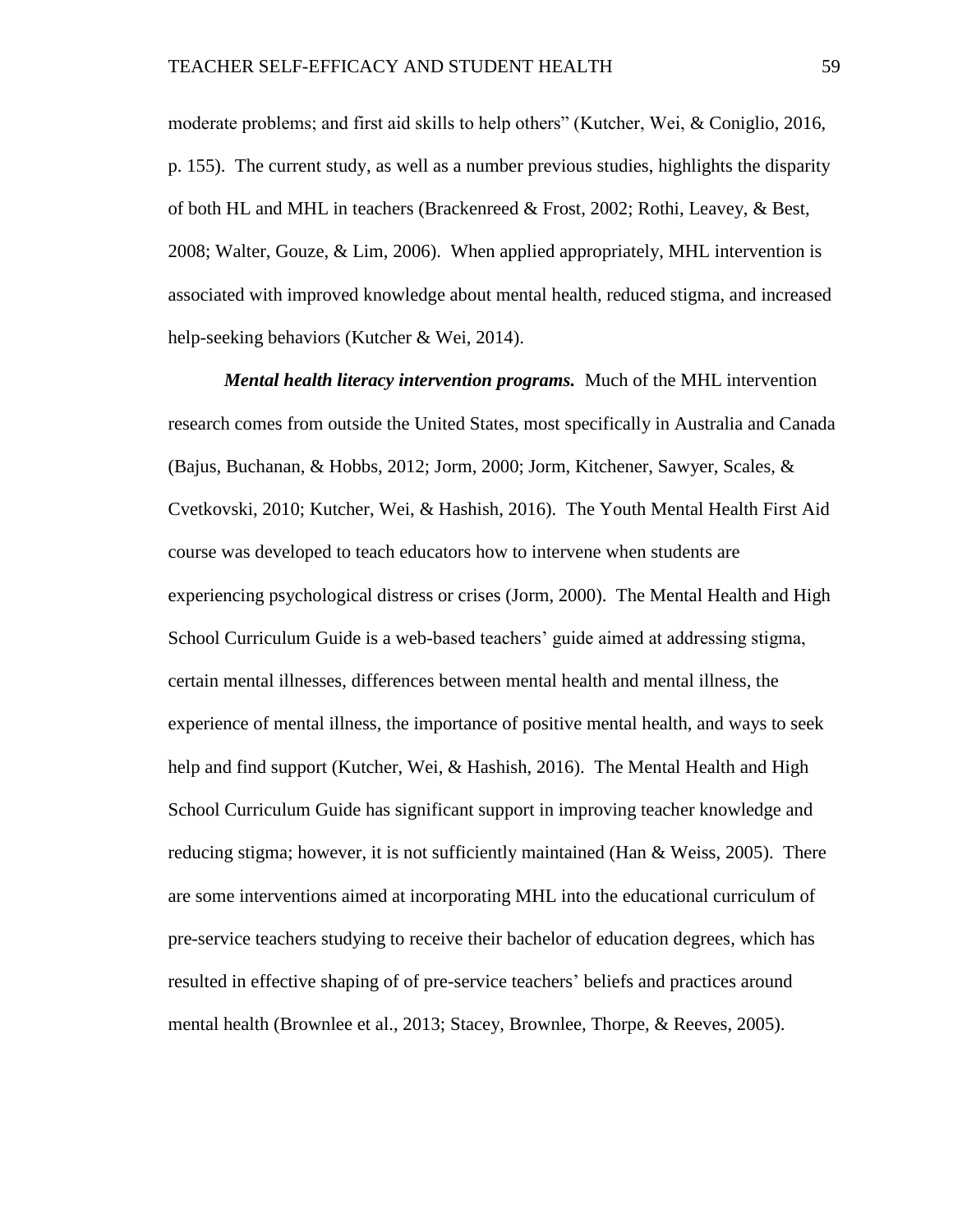moderate problems; and first aid skills to help others" (Kutcher, Wei, & Coniglio, 2016, p. 155). The current study, as well as a number previous studies, highlights the disparity of both HL and MHL in teachers (Brackenreed & Frost, 2002; Rothi, Leavey, & Best, 2008; Walter, Gouze, & Lim, 2006). When applied appropriately, MHL intervention is associated with improved knowledge about mental health, reduced stigma, and increased help-seeking behaviors (Kutcher & Wei, 2014).

***Mental health literacy intervention programs.*** Much of the MHL intervention research comes from outside the United States, most specifically in Australia and Canada (Bajus, Buchanan, & Hobbs, 2012; Jorm, 2000; Jorm, Kitchener, Sawyer, Scales, & Cvetkovski, 2010; Kutcher, Wei, & Hashish, 2016). The Youth Mental Health First Aid course was developed to teach educators how to intervene when students are experiencing psychological distress or crises (Jorm, 2000). The Mental Health and High School Curriculum Guide is a web-based teachers' guide aimed at addressing stigma, certain mental illnesses, differences between mental health and mental illness, the experience of mental illness, the importance of positive mental health, and ways to seek help and find support (Kutcher, Wei, & Hashish, 2016). The Mental Health and High School Curriculum Guide has significant support in improving teacher knowledge and reducing stigma; however, it is not sufficiently maintained (Han & Weiss, 2005). There are some interventions aimed at incorporating MHL into the educational curriculum of pre-service teachers studying to receive their bachelor of education degrees, which has resulted in effective shaping of of pre-service teachers' beliefs and practices around mental health (Brownlee et al., 2013; Stacey, Brownlee, Thorpe, & Reeves, 2005).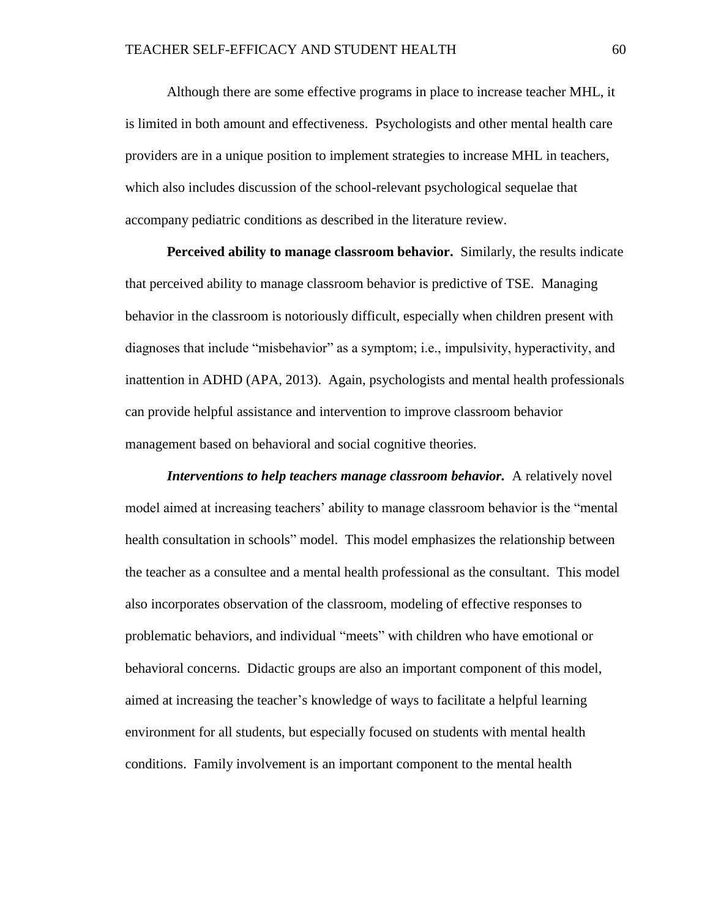Although there are some effective programs in place to increase teacher MHL, it is limited in both amount and effectiveness. Psychologists and other mental health care providers are in a unique position to implement strategies to increase MHL in teachers, which also includes discussion of the school-relevant psychological sequelae that accompany pediatric conditions as described in the literature review.

**Perceived ability to manage classroom behavior.** Similarly, the results indicate that perceived ability to manage classroom behavior is predictive of TSE. Managing behavior in the classroom is notoriously difficult, especially when children present with diagnoses that include "misbehavior" as a symptom; i.e., impulsivity, hyperactivity, and inattention in ADHD (APA, 2013). Again, psychologists and mental health professionals can provide helpful assistance and intervention to improve classroom behavior management based on behavioral and social cognitive theories.

***Interventions to help teachers manage classroom behavior.*** A relatively novel model aimed at increasing teachers' ability to manage classroom behavior is the "mental health consultation in schools" model. This model emphasizes the relationship between the teacher as a consultee and a mental health professional as the consultant. This model also incorporates observation of the classroom, modeling of effective responses to problematic behaviors, and individual "meets" with children who have emotional or behavioral concerns. Didactic groups are also an important component of this model, aimed at increasing the teacher's knowledge of ways to facilitate a helpful learning environment for all students, but especially focused on students with mental health conditions. Family involvement is an important component to the mental health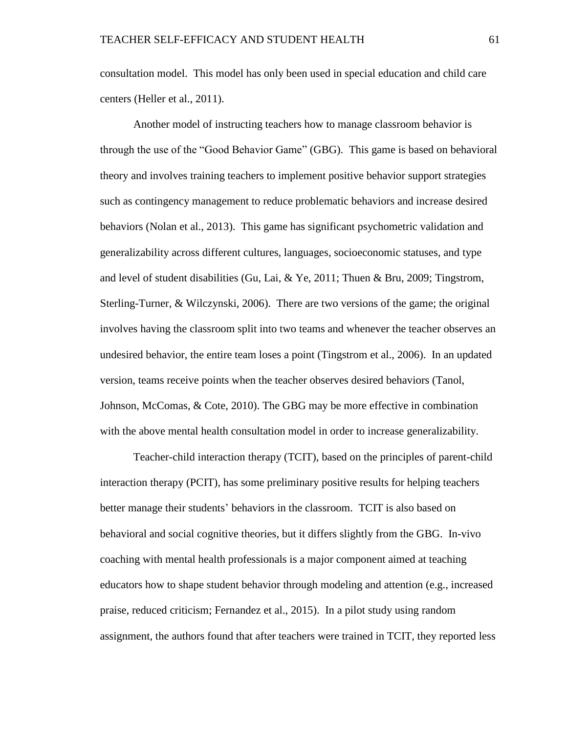consultation model. This model has only been used in special education and child care centers (Heller et al., 2011).

Another model of instructing teachers how to manage classroom behavior is through the use of the "Good Behavior Game" (GBG). This game is based on behavioral theory and involves training teachers to implement positive behavior support strategies such as contingency management to reduce problematic behaviors and increase desired behaviors (Nolan et al., 2013). This game has significant psychometric validation and generalizability across different cultures, languages, socioeconomic statuses, and type and level of student disabilities (Gu, Lai, & Ye, 2011; Thuen & Bru, 2009; Tingstrom, Sterling-Turner, & Wilczynski, 2006). There are two versions of the game; the original involves having the classroom split into two teams and whenever the teacher observes an undesired behavior, the entire team loses a point (Tingstrom et al., 2006). In an updated version, teams receive points when the teacher observes desired behaviors (Tanol, Johnson, McComas, & Cote, 2010). The GBG may be more effective in combination with the above mental health consultation model in order to increase generalizability.

Teacher-child interaction therapy (TCIT), based on the principles of parent-child interaction therapy (PCIT), has some preliminary positive results for helping teachers better manage their students' behaviors in the classroom. TCIT is also based on behavioral and social cognitive theories, but it differs slightly from the GBG. In-vivo coaching with mental health professionals is a major component aimed at teaching educators how to shape student behavior through modeling and attention (e.g., increased praise, reduced criticism; Fernandez et al., 2015). In a pilot study using random assignment, the authors found that after teachers were trained in TCIT, they reported less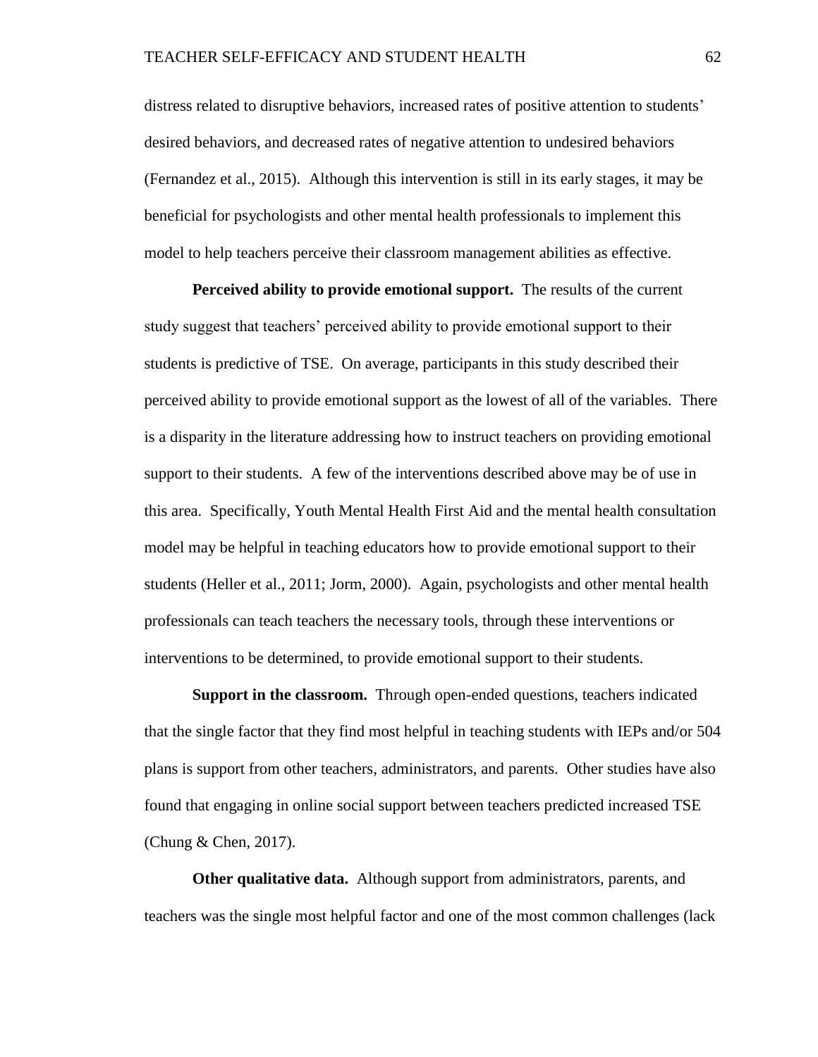distress related to disruptive behaviors, increased rates of positive attention to students' desired behaviors, and decreased rates of negative attention to undesired behaviors (Fernandez et al., 2015). Although this intervention is still in its early stages, it may be beneficial for psychologists and other mental health professionals to implement this model to help teachers perceive their classroom management abilities as effective.

**Perceived ability to provide emotional support.** The results of the current study suggest that teachers' perceived ability to provide emotional support to their students is predictive of TSE. On average, participants in this study described their perceived ability to provide emotional support as the lowest of all of the variables. There is a disparity in the literature addressing how to instruct teachers on providing emotional support to their students. A few of the interventions described above may be of use in this area. Specifically, Youth Mental Health First Aid and the mental health consultation model may be helpful in teaching educators how to provide emotional support to their students (Heller et al., 2011; Jorm, 2000). Again, psychologists and other mental health professionals can teach teachers the necessary tools, through these interventions or interventions to be determined, to provide emotional support to their students.

**Support in the classroom.** Through open-ended questions, teachers indicated that the single factor that they find most helpful in teaching students with IEPs and/or 504 plans is support from other teachers, administrators, and parents. Other studies have also found that engaging in online social support between teachers predicted increased TSE (Chung & Chen, 2017).

**Other qualitative data.** Although support from administrators, parents, and teachers was the single most helpful factor and one of the most common challenges (lack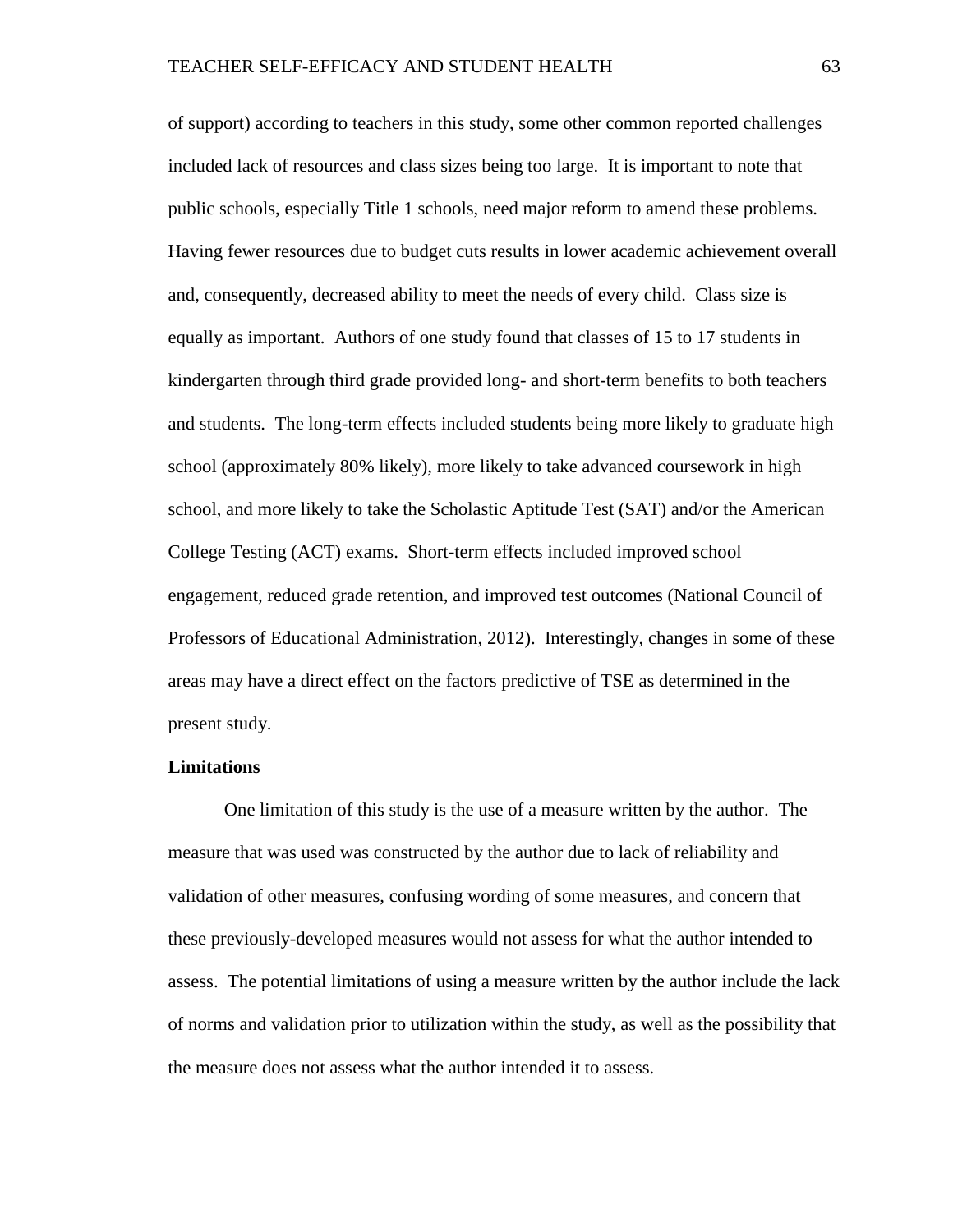of support) according to teachers in this study, some other common reported challenges included lack of resources and class sizes being too large. It is important to note that public schools, especially Title 1 schools, need major reform to amend these problems. Having fewer resources due to budget cuts results in lower academic achievement overall and, consequently, decreased ability to meet the needs of every child. Class size is equally as important. Authors of one study found that classes of 15 to 17 students in kindergarten through third grade provided long- and short-term benefits to both teachers and students. The long-term effects included students being more likely to graduate high school (approximately 80% likely), more likely to take advanced coursework in high school, and more likely to take the Scholastic Aptitude Test (SAT) and/or the American College Testing (ACT) exams. Short-term effects included improved school engagement, reduced grade retention, and improved test outcomes (National Council of Professors of Educational Administration, 2012). Interestingly, changes in some of these areas may have a direct effect on the factors predictive of TSE as determined in the present study.

**Limitations**

One limitation of this study is the use of a measure written by the author. The measure that was used was constructed by the author due to lack of reliability and validation of other measures, confusing wording of some measures, and concern that these previously-developed measures would not assess for what the author intended to assess. The potential limitations of using a measure written by the author include the lack of norms and validation prior to utilization within the study, as well as the possibility that the measure does not assess what the author intended it to assess.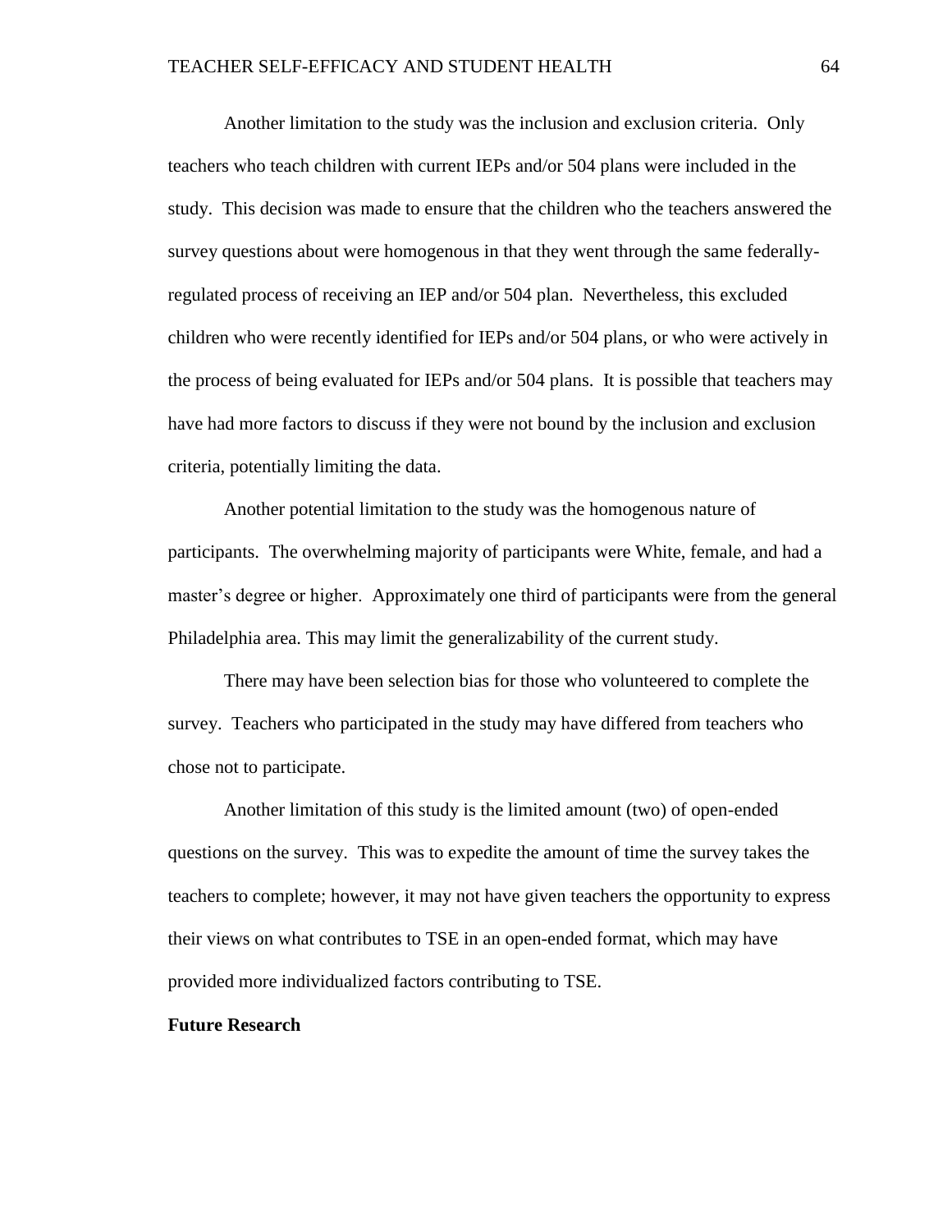Another limitation to the study was the inclusion and exclusion criteria. Only teachers who teach children with current IEPs and/or 504 plans were included in the study. This decision was made to ensure that the children who the teachers answered the survey questions about were homogenous in that they went through the same federally-regulated process of receiving an IEP and/or 504 plan. Nevertheless, this excluded children who were recently identified for IEPs and/or 504 plans, or who were actively in the process of being evaluated for IEPs and/or 504 plans. It is possible that teachers may have had more factors to discuss if they were not bound by the inclusion and exclusion criteria, potentially limiting the data.

Another potential limitation to the study was the homogenous nature of participants. The overwhelming majority of participants were White, female, and had a master's degree or higher. Approximately one third of participants were from the general Philadelphia area. This may limit the generalizability of the current study.

There may have been selection bias for those who volunteered to complete the survey. Teachers who participated in the study may have differed from teachers who chose not to participate.

Another limitation of this study is the limited amount (two) of open-ended questions on the survey. This was to expedite the amount of time the survey takes the teachers to complete; however, it may not have given teachers the opportunity to express their views on what contributes to TSE in an open-ended format, which may have provided more individualized factors contributing to TSE.

**Future Research**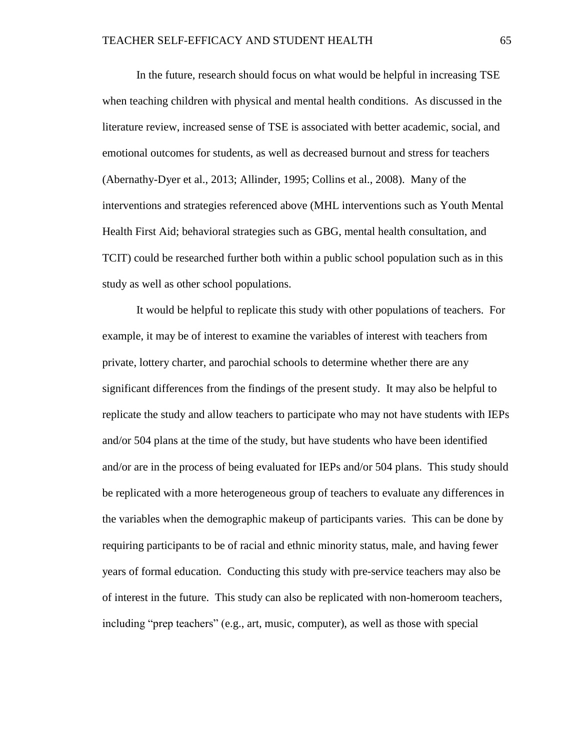In the future, research should focus on what would be helpful in increasing TSE when teaching children with physical and mental health conditions. As discussed in the literature review, increased sense of TSE is associated with better academic, social, and emotional outcomes for students, as well as decreased burnout and stress for teachers (Abernathy-Dyer et al., 2013; Allinder, 1995; Collins et al., 2008). Many of the interventions and strategies referenced above (MHL interventions such as Youth Mental Health First Aid; behavioral strategies such as GBG, mental health consultation, and TCIT) could be researched further both within a public school population such as in this study as well as other school populations.

It would be helpful to replicate this study with other populations of teachers. For example, it may be of interest to examine the variables of interest with teachers from private, lottery charter, and parochial schools to determine whether there are any significant differences from the findings of the present study. It may also be helpful to replicate the study and allow teachers to participate who may not have students with IEPs and/or 504 plans at the time of the study, but have students who have been identified and/or are in the process of being evaluated for IEPs and/or 504 plans. This study should be replicated with a more heterogeneous group of teachers to evaluate any differences in the variables when the demographic makeup of participants varies. This can be done by requiring participants to be of racial and ethnic minority status, male, and having fewer years of formal education. Conducting this study with pre-service teachers may also be of interest in the future. This study can also be replicated with non-homeroom teachers, including "prep teachers" (e.g., art, music, computer), as well as those with special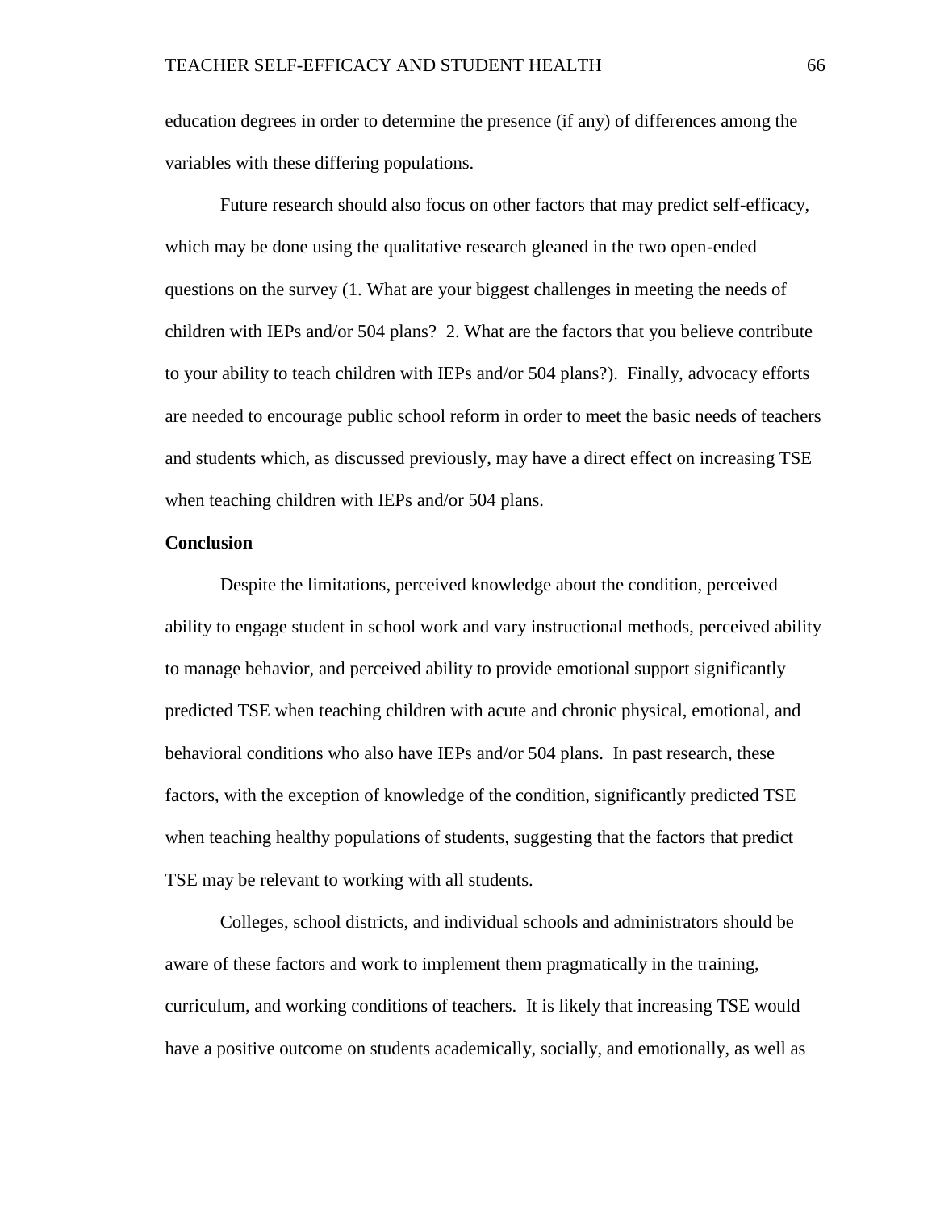education degrees in order to determine the presence (if any) of differences among the variables with these differing populations.

Future research should also focus on other factors that may predict self-efficacy, which may be done using the qualitative research gleaned in the two open-ended questions on the survey (1. What are your biggest challenges in meeting the needs of children with IEPs and/or 504 plans? 2. What are the factors that you believe contribute to your ability to teach children with IEPs and/or 504 plans?). Finally, advocacy efforts are needed to encourage public school reform in order to meet the basic needs of teachers and students which, as discussed previously, may have a direct effect on increasing TSE when teaching children with IEPs and/or 504 plans.

**Conclusion**

Despite the limitations, perceived knowledge about the condition, perceived ability to engage student in school work and vary instructional methods, perceived ability to manage behavior, and perceived ability to provide emotional support significantly predicted TSE when teaching children with acute and chronic physical, emotional, and behavioral conditions who also have IEPs and/or 504 plans. In past research, these factors, with the exception of knowledge of the condition, significantly predicted TSE when teaching healthy populations of students, suggesting that the factors that predict TSE may be relevant to working with all students.

Colleges, school districts, and individual schools and administrators should be aware of these factors and work to implement them pragmatically in the training, curriculum, and working conditions of teachers. It is likely that increasing TSE would have a positive outcome on students academically, socially, and emotionally, as well as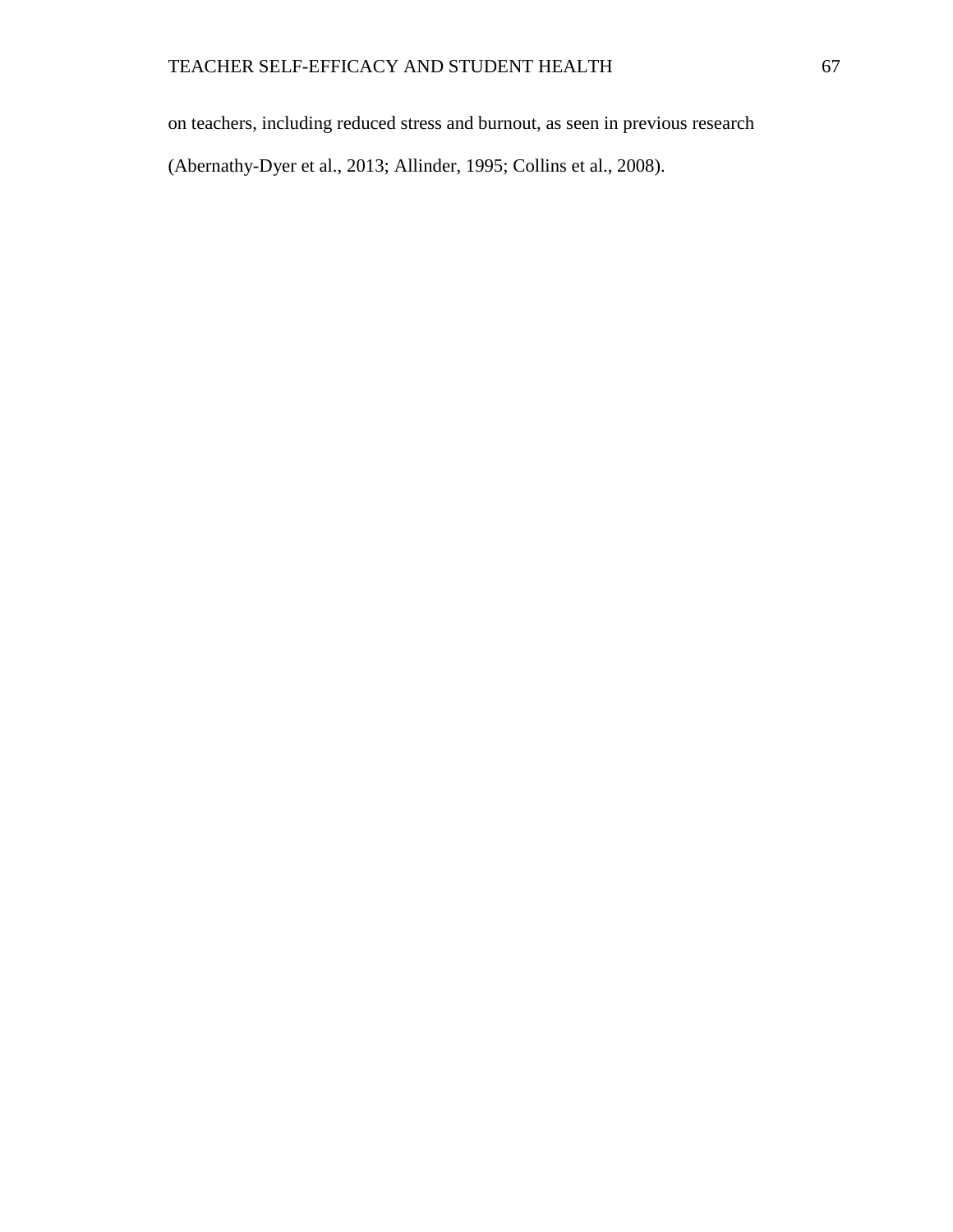on teachers, including reduced stress and burnout, as seen in previous research (Abernathy-Dyer et al., 2013; Allinder, 1995; Collins et al., 2008).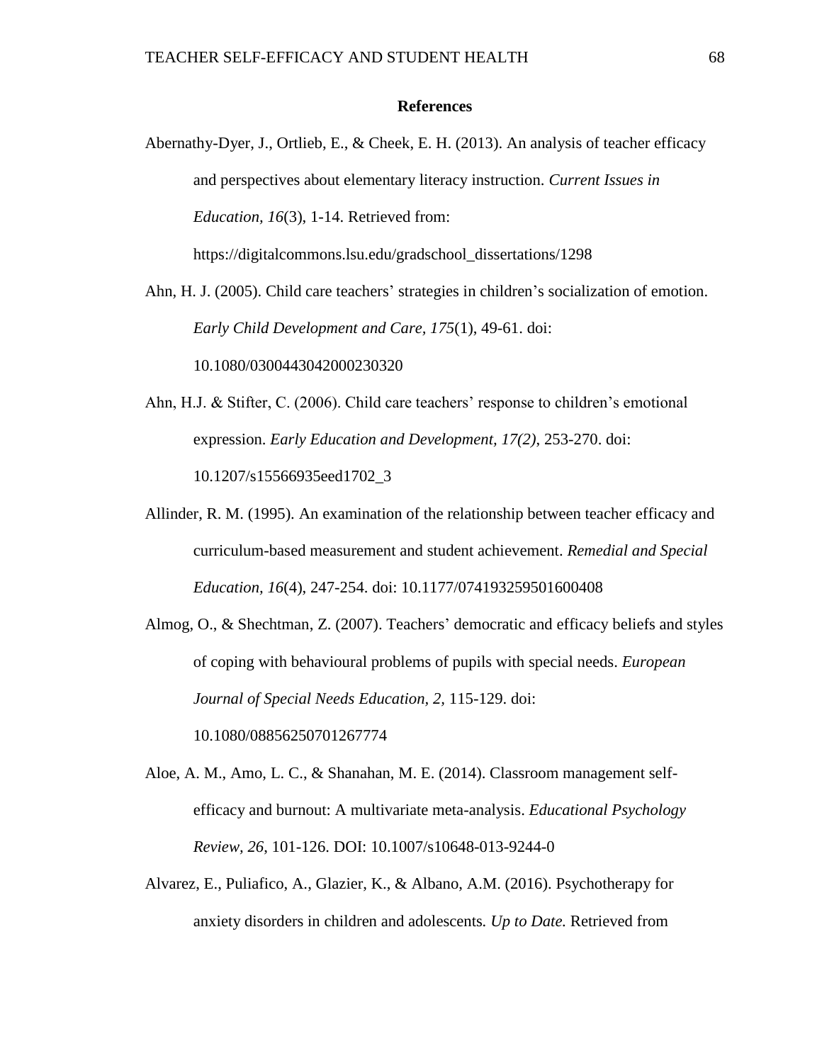## References

Abernathy-Dyer, J., Ortlieb, E., & Cheek, E. H. (2013). An analysis of teacher efficacy and perspectives about elementary literacy instruction. *Current Issues in Education, 16*(3), 1-14. Retrieved from: https://digitalcommons.lsu.edu/gradschool_dissertations/1298

Ahn, H. J. (2005). Child care teachers' strategies in children's socialization of emotion. *Early Child Development and Care, 175*(1), 49-61. doi: 10.1080/0300443042000230320

Ahn, H.J. & Stifter, C. (2006). Child care teachers' response to children's emotional expression. *Early Education and Development, 17(2)*, 253-270. doi: 10.1207/s15566935eed1702_3

Allinder, R. M. (1995). An examination of the relationship between teacher efficacy and curriculum-based measurement and student achievement. *Remedial and Special Education, 16*(4), 247-254. doi: 10.1177/074193259501600408

Almog, O., & Shechtman, Z. (2007). Teachers' democratic and efficacy beliefs and styles of coping with behavioural problems of pupils with special needs. *European Journal of Special Needs Education, 2*, 115-129. doi: 10.1080/08856250701267774

Aloe, A. M., Amo, L. C., & Shanahan, M. E. (2014). Classroom management self-efficacy and burnout: A multivariate meta-analysis. *Educational Psychology Review, 26*, 101-126. DOI: 10.1007/s10648-013-9244-0

Alvarez, E., Puliafico, A., Glazier, K., & Albano, A.M. (2016). Psychotherapy for anxiety disorders in children and adolescents. *Up to Date.* Retrieved from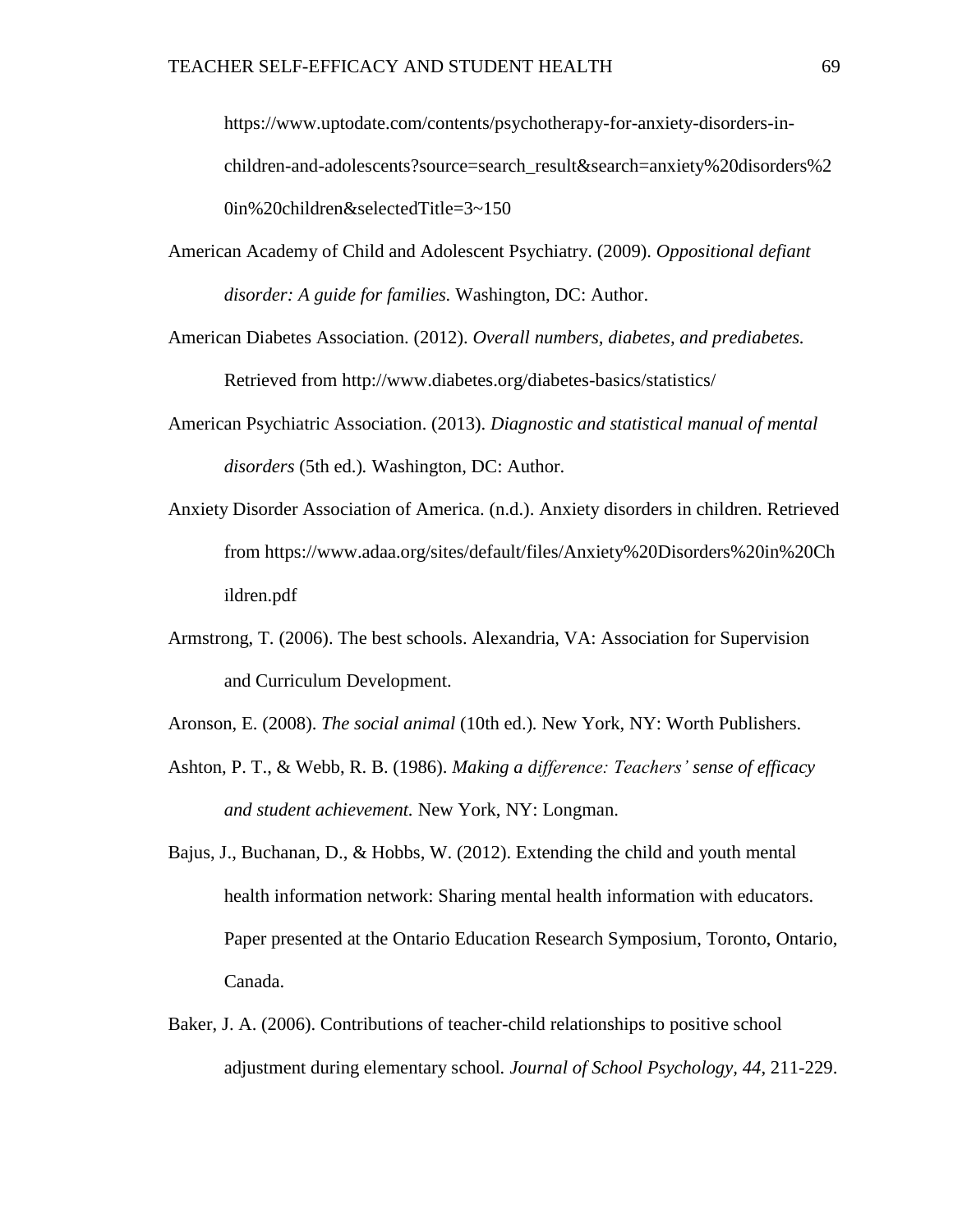https://www.uptodate.com/contents/psychotherapy-for-anxiety-disorders-in-children-and-adolescents?source=search_result&search=anxiety%20disorders%20in%20children&selectedTitle=3~150

American Academy of Child and Adolescent Psychiatry. (2009). *Oppositional defiant disorder: A guide for families.* Washington, DC: Author.

American Diabetes Association. (2012). *Overall numbers, diabetes, and prediabetes.* Retrieved from http://www.diabetes.org/diabetes-basics/statistics/

American Psychiatric Association. (2013). *Diagnostic and statistical manual of mental disorders* (5th ed.). Washington, DC: Author.

Anxiety Disorder Association of America. (n.d.). Anxiety disorders in children. Retrieved from https://www.adaa.org/sites/default/files/Anxiety%20Disorders%20in%20Children.pdf

Armstrong, T. (2006). The best schools. Alexandria, VA: Association for Supervision and Curriculum Development.

Aronson, E. (2008). *The social animal* (10th ed.). New York, NY: Worth Publishers.

Ashton, P. T., & Webb, R. B. (1986). *Making a difference: Teachers' sense of efficacy and student achievement.* New York, NY: Longman.

Bajus, J., Buchanan, D., & Hobbs, W. (2012). Extending the child and youth mental health information network: Sharing mental health information with educators. Paper presented at the Ontario Education Research Symposium, Toronto, Ontario, Canada.

Baker, J. A. (2006). Contributions of teacher-child relationships to positive school adjustment during elementary school. *Journal of School Psychology, 44*, 211-229.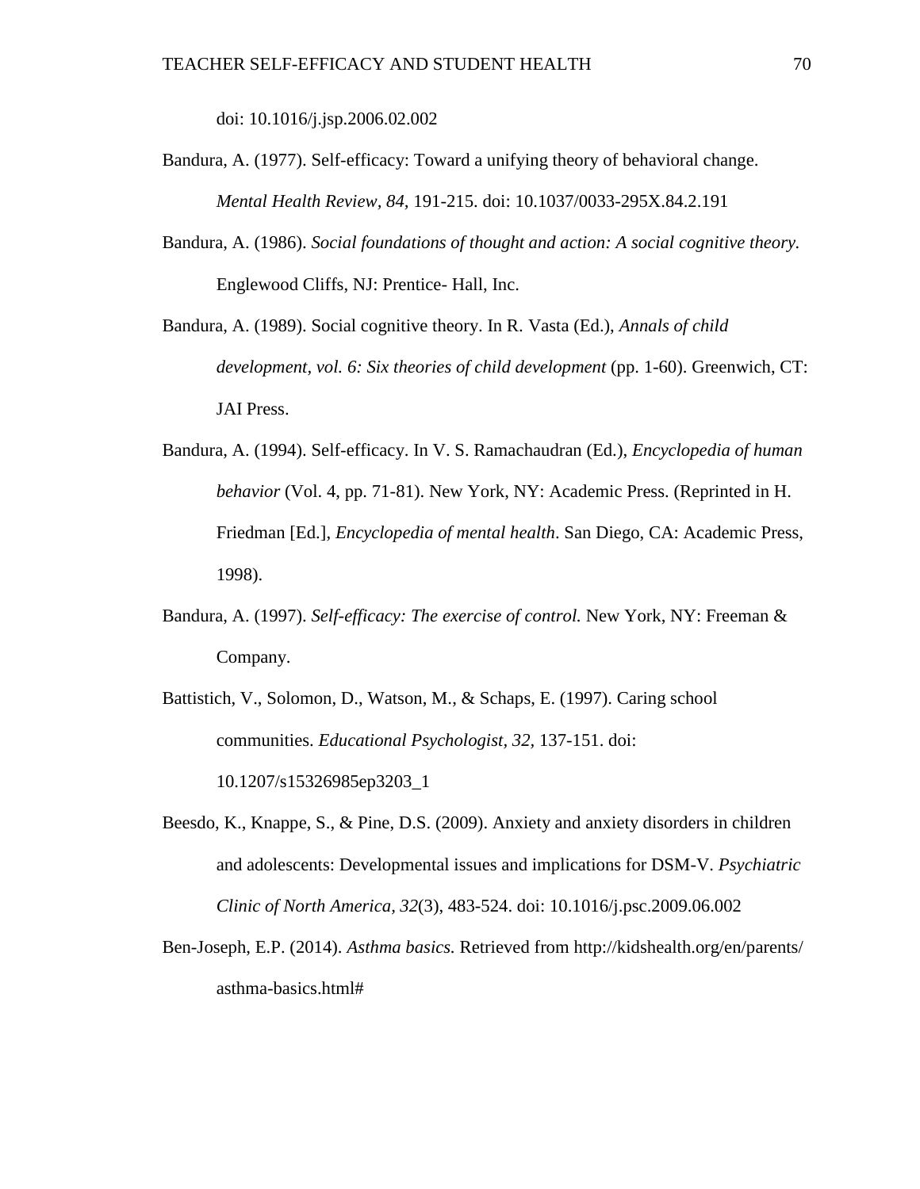doi: 10.1016/j.jsp.2006.02.002

Bandura, A. (1977). Self-efficacy: Toward a unifying theory of behavioral change. *Mental Health Review, 84*, 191-215. doi: 10.1037/0033-295X.84.2.191

Bandura, A. (1986). *Social foundations of thought and action: A social cognitive theory.* Englewood Cliffs, NJ: Prentice- Hall, Inc.

Bandura, A. (1989). Social cognitive theory. In R. Vasta (Ed.), *Annals of child development, vol. 6: Six theories of child development* (pp. 1-60). Greenwich, CT: JAI Press.

Bandura, A. (1994). Self-efficacy. In V. S. Ramachaudran (Ed.), *Encyclopedia of human behavior* (Vol. 4, pp. 71-81). New York, NY: Academic Press. (Reprinted in H. Friedman [Ed.], *Encyclopedia of mental health*. San Diego, CA: Academic Press, 1998).

Bandura, A. (1997). *Self-efficacy: The exercise of control.* New York, NY: Freeman & Company.

Battistich, V., Solomon, D., Watson, M., & Schaps, E. (1997). Caring school communities. *Educational Psychologist, 32*, 137-151. doi: 10.1207/s15326985ep3203_1

Beesdo, K., Knappe, S., & Pine, D.S. (2009). Anxiety and anxiety disorders in children and adolescents: Developmental issues and implications for DSM-V. *Psychiatric Clinic of North America, 32*(3), 483-524. doi: 10.1016/j.psc.2009.06.002

Ben-Joseph, E.P. (2014). *Asthma basics.* Retrieved from http://kidshealth.org/en/parents/asthma-basics.html#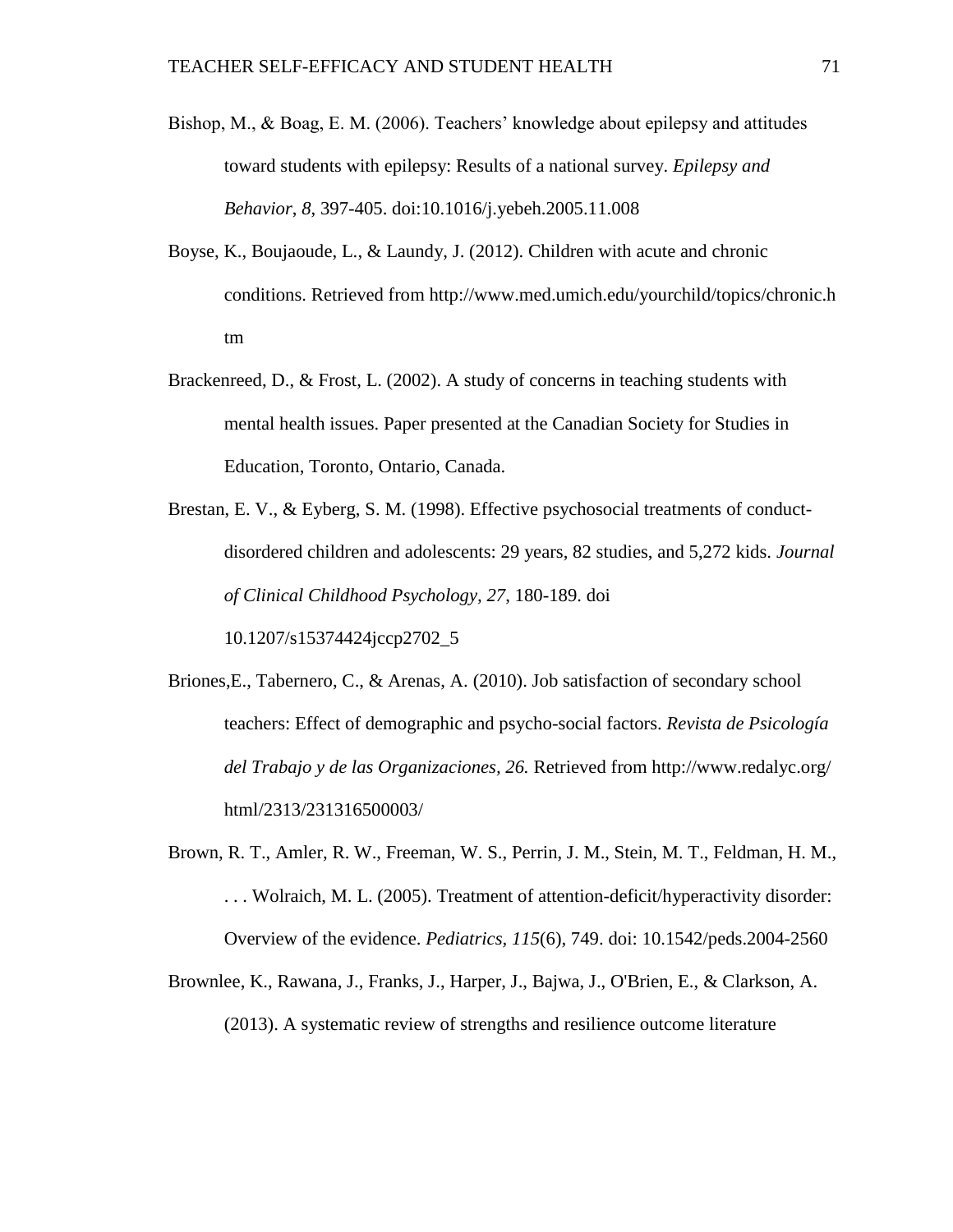Bishop, M., & Boag, E. M. (2006). Teachers' knowledge about epilepsy and attitudes toward students with epilepsy: Results of a national survey. *Epilepsy and Behavior*, *8*, 397-405. doi:10.1016/j.yebeh.2005.11.008

Boyse, K., Boujaoude, L., & Laundy, J. (2012). Children with acute and chronic conditions. Retrieved from http://www.med.umich.edu/yourchild/topics/chronic.htm

Brackenreed, D., & Frost, L. (2002). A study of concerns in teaching students with mental health issues. Paper presented at the Canadian Society for Studies in Education, Toronto, Ontario, Canada.

Brestan, E. V., & Eyberg, S. M. (1998). Effective psychosocial treatments of conduct-disordered children and adolescents: 29 years, 82 studies, and 5,272 kids. *Journal of Clinical Childhood Psychology, 27*, 180-189. doi 10.1207/s15374424jccp2702_5

Briones,E., Tabernero, C., & Arenas, A. (2010). Job satisfaction of secondary school teachers: Effect of demographic and psycho-social factors. *Revista de Psicología del Trabajo y de las Organizaciones, 26.* Retrieved from http://www.redalyc.org/html/2313/231316500003/

Brown, R. T., Amler, R. W., Freeman, W. S., Perrin, J. M., Stein, M. T., Feldman, H. M., . . . Wolraich, M. L. (2005). Treatment of attention-deficit/hyperactivity disorder: Overview of the evidence. *Pediatrics, 115*(6), 749. doi: 10.1542/peds.2004-2560

Brownlee, K., Rawana, J., Franks, J., Harper, J., Bajwa, J., O'Brien, E., & Clarkson, A. (2013). A systematic review of strengths and resilience outcome literature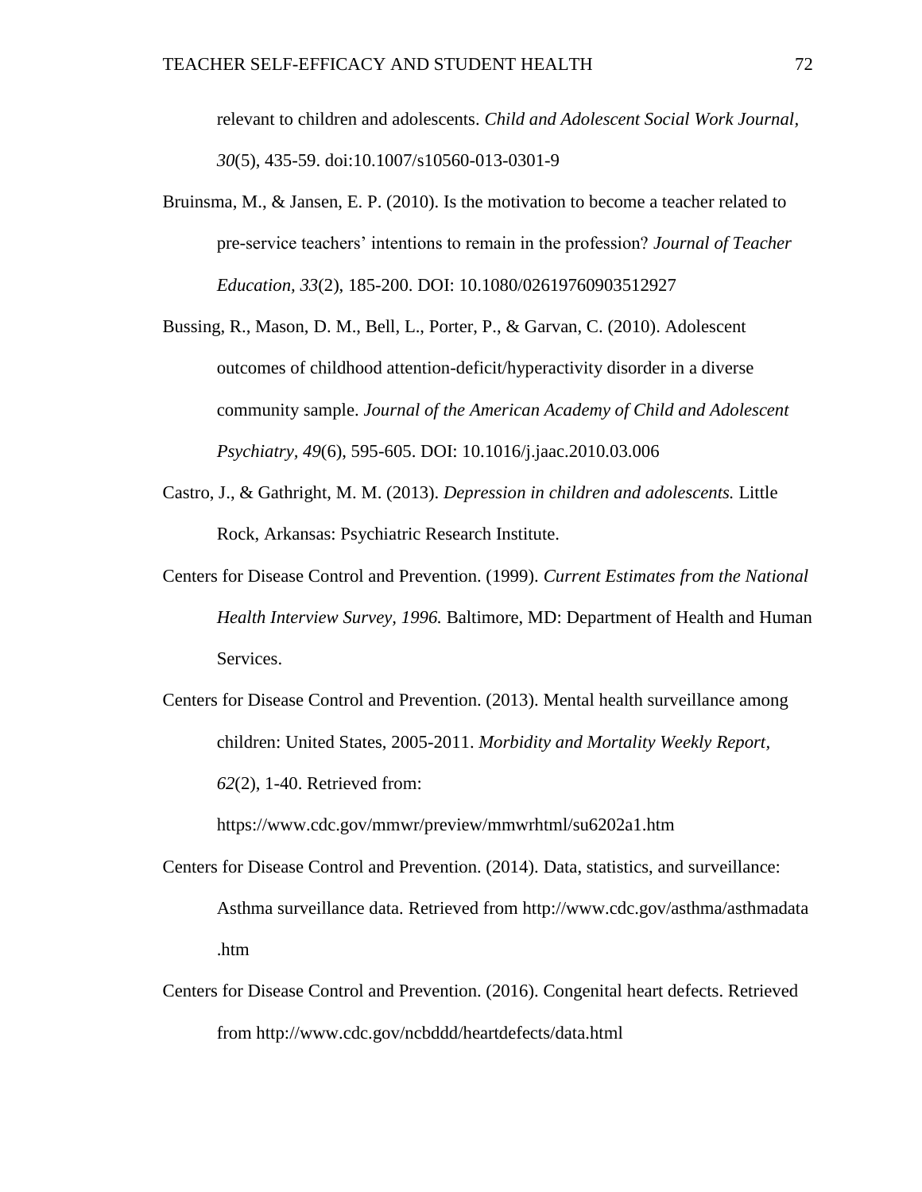relevant to children and adolescents. *Child and Adolescent Social Work Journal, 30*(5), 435-59. doi:10.1007/s10560-013-0301-9

Bruinsma, M., & Jansen, E. P. (2010). Is the motivation to become a teacher related to pre-service teachers' intentions to remain in the profession? *Journal of Teacher Education, 33*(2), 185-200. DOI: 10.1080/02619760903512927

Bussing, R., Mason, D. M., Bell, L., Porter, P., & Garvan, C. (2010). Adolescent outcomes of childhood attention-deficit/hyperactivity disorder in a diverse community sample. *Journal of the American Academy of Child and Adolescent Psychiatry, 49*(6), 595-605. DOI: 10.1016/j.jaac.2010.03.006

Castro, J., & Gathright, M. M. (2013). *Depression in children and adolescents.* Little Rock, Arkansas: Psychiatric Research Institute.

Centers for Disease Control and Prevention. (1999). *Current Estimates from the National Health Interview Survey, 1996.* Baltimore, MD: Department of Health and Human Services.

Centers for Disease Control and Prevention. (2013). Mental health surveillance among children: United States, 2005-2011. *Morbidity and Mortality Weekly Report, 62*(2), 1-40. Retrieved from: https://www.cdc.gov/mmwr/preview/mmwrhtml/su6202a1.htm

Centers for Disease Control and Prevention. (2014). Data, statistics, and surveillance: Asthma surveillance data. Retrieved from http://www.cdc.gov/asthma/asthmadata.htm

Centers for Disease Control and Prevention. (2016). Congenital heart defects. Retrieved from http://www.cdc.gov/ncbddd/heartdefects/data.html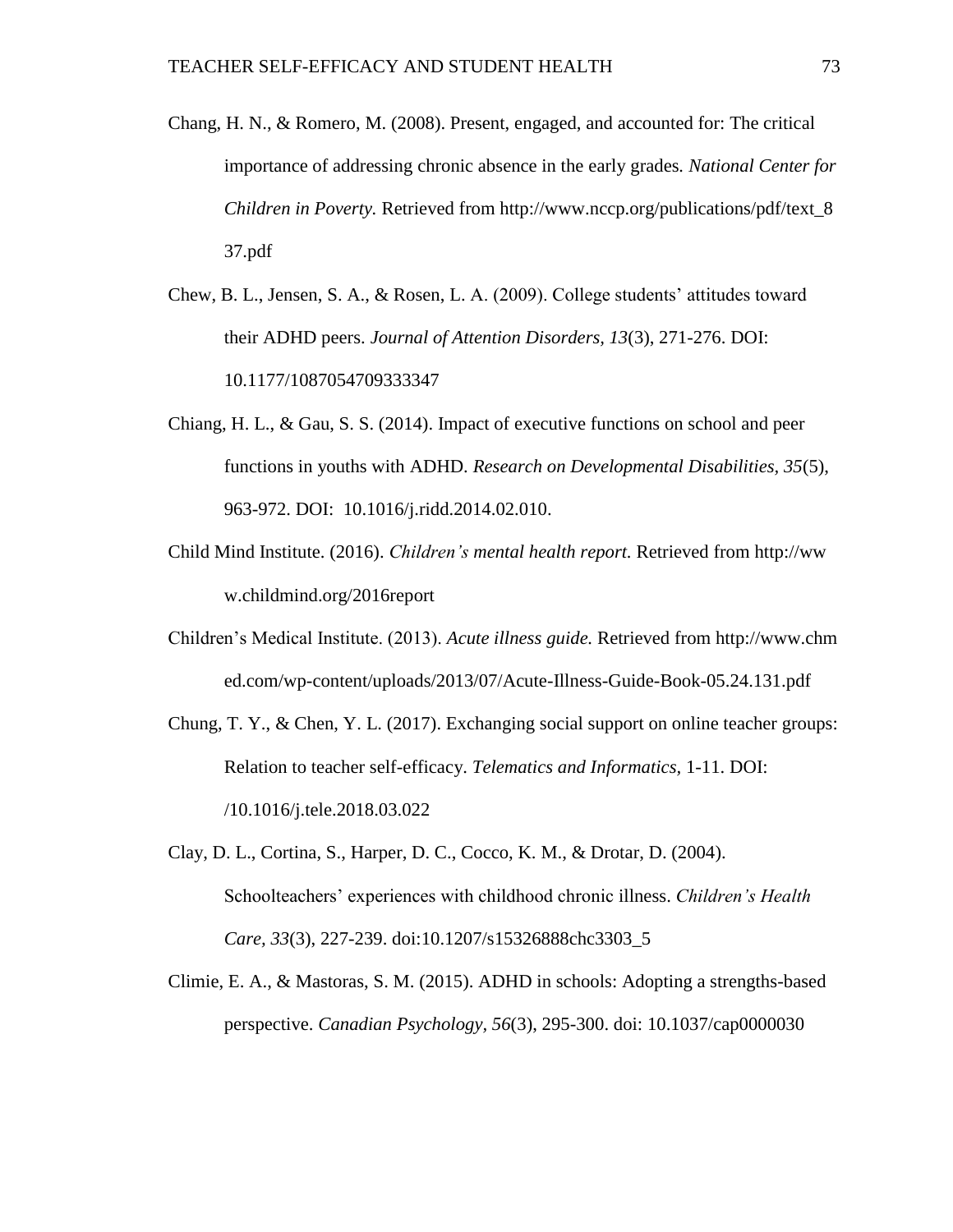Chang, H. N., & Romero, M. (2008). Present, engaged, and accounted for: The critical importance of addressing chronic absence in the early grades. *National Center for Children in Poverty.* Retrieved from http://www.nccp.org/publications/pdf/text_837.pdf

Chew, B. L., Jensen, S. A., & Rosen, L. A. (2009). College students' attitudes toward their ADHD peers. *Journal of Attention Disorders, 13*(3), 271-276. DOI: 10.1177/1087054709333347

Chiang, H. L., & Gau, S. S. (2014). Impact of executive functions on school and peer functions in youths with ADHD. *Research on Developmental Disabilities, 35*(5), 963-972. DOI: 10.1016/j.ridd.2014.02.010.

Child Mind Institute. (2016). *Children's mental health report.* Retrieved from http://www.childmind.org/2016report

Children's Medical Institute. (2013). *Acute illness guide.* Retrieved from http://www.chmed.com/wp-content/uploads/2013/07/Acute-Illness-Guide-Book-05.24.131.pdf

Chung, T. Y., & Chen, Y. L. (2017). Exchanging social support on online teacher groups: Relation to teacher self-efficacy. *Telematics and Informatics,* 1-11. DOI: /10.1016/j.tele.2018.03.022

Clay, D. L., Cortina, S., Harper, D. C., Cocco, K. M., & Drotar, D. (2004). Schoolteachers' experiences with childhood chronic illness. *Children's Health Care, 33*(3), 227-239. doi:10.1207/s15326888chc3303_5

Climie, E. A., & Mastoras, S. M. (2015). ADHD in schools: Adopting a strengths-based perspective. *Canadian Psychology, 56*(3), 295-300. doi: 10.1037/cap0000030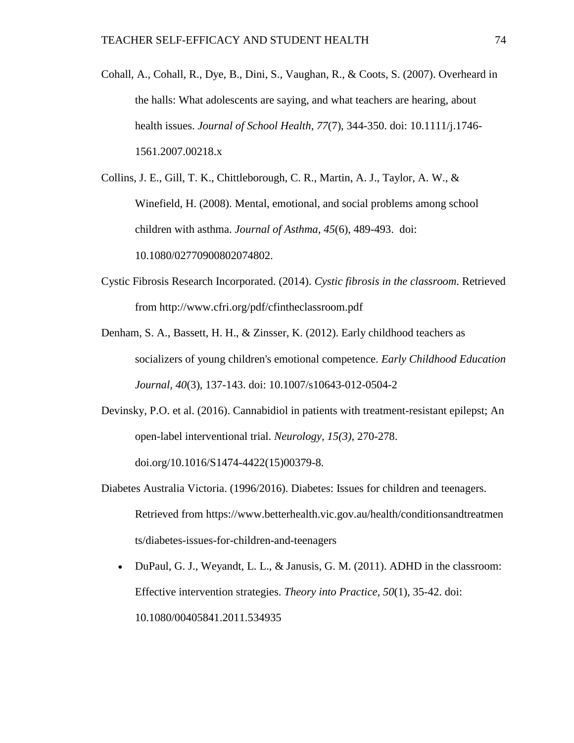Cohall, A., Cohall, R., Dye, B., Dini, S., Vaughan, R., & Coots, S. (2007). Overheard in the halls: What adolescents are saying, and what teachers are hearing, about health issues. *Journal of School Health*, *77*(7), 344-350. doi: 10.1111/j.1746-1561.2007.00218.x

Collins, J. E., Gill, T. K., Chittleborough, C. R., Martin, A. J., Taylor, A. W., & Winefield, H. (2008). Mental, emotional, and social problems among school children with asthma. *Journal of Asthma*, *45*(6), 489-493. doi: 10.1080/02770900802074802.

Cystic Fibrosis Research Incorporated. (2014). *Cystic fibrosis in the classroom*. Retrieved from http://www.cfri.org/pdf/cfintheclassroom.pdf

Denham, S. A., Bassett, H. H., & Zinsser, K. (2012). Early childhood teachers as socializers of young children's emotional competence. *Early Childhood Education Journal*, *40*(3), 137-143. doi: 10.1007/s10643-012-0504-2

Devinsky, P.O. et al. (2016). Cannabidiol in patients with treatment-resistant epilepst; An open-label interventional trial. *Neurology, 15(3)*, 270-278. doi.org/10.1016/S1474-4422(15)00379-8.

Diabetes Australia Victoria. (1996/2016). Diabetes: Issues for children and teenagers. Retrieved from https://www.betterhealth.vic.gov.au/health/conditionsandtreatments/diabetes-issues-for-children-and-teenagers

- DuPaul, G. J., Weyandt, L. L., & Janusis, G. M. (2011). ADHD in the classroom: Effective intervention strategies. *Theory into Practice*, *50*(1), 35-42. doi: 10.1080/00405841.2011.534935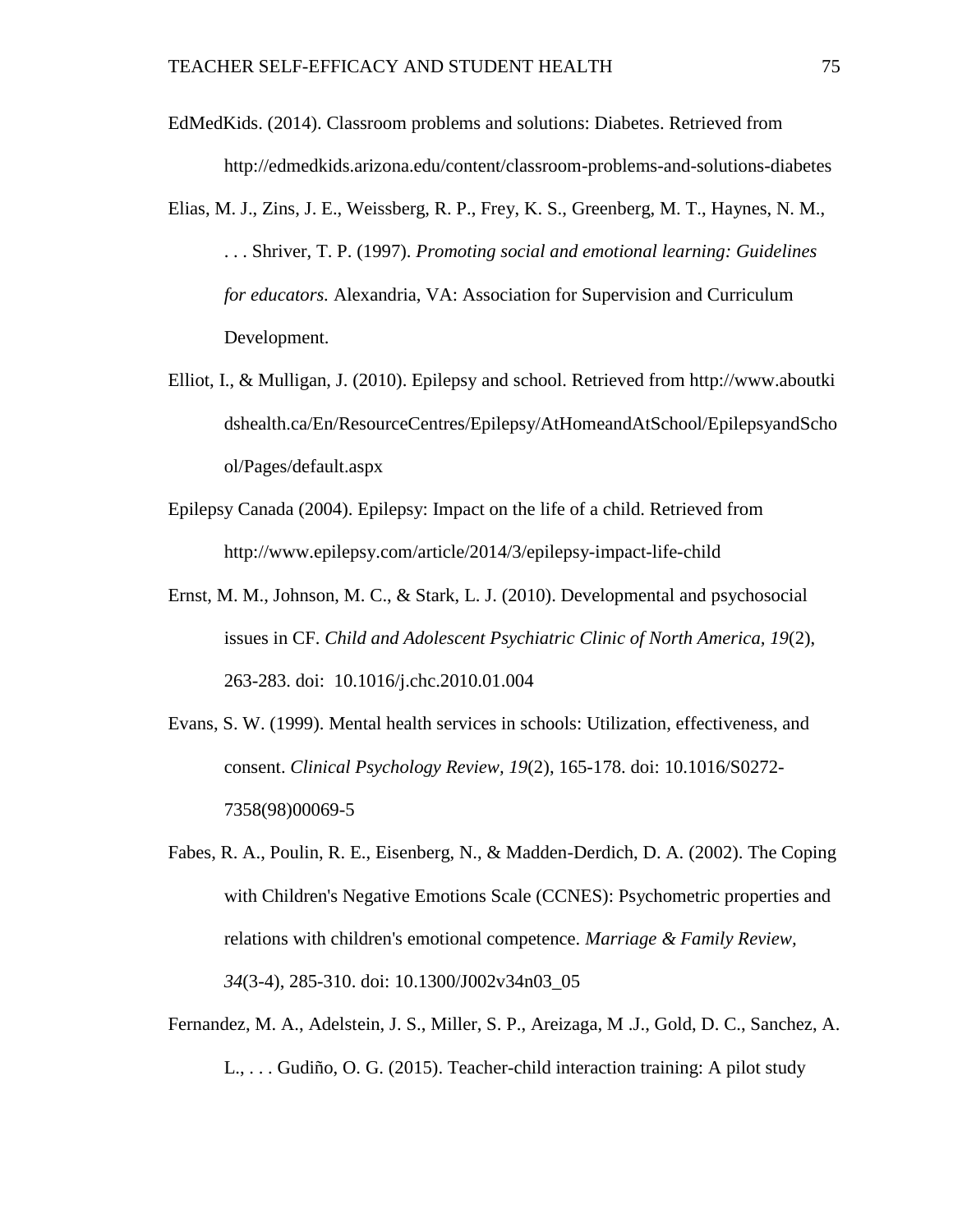EdMedKids. (2014). Classroom problems and solutions: Diabetes. Retrieved from http://edmedkids.arizona.edu/content/classroom-problems-and-solutions-diabetes

Elias, M. J., Zins, J. E., Weissberg, R. P., Frey, K. S., Greenberg, M. T., Haynes, N. M., . . . Shriver, T. P. (1997). *Promoting social and emotional learning: Guidelines for educators.* Alexandria, VA: Association for Supervision and Curriculum Development.

Elliot, I., & Mulligan, J. (2010). Epilepsy and school. Retrieved from http://www.aboutkidshealth.ca/En/ResourceCentres/Epilepsy/AtHomeandAtSchool/EpilepsyandSchool/Pages/default.aspx

Epilepsy Canada (2004). Epilepsy: Impact on the life of a child. Retrieved from http://www.epilepsy.com/article/2014/3/epilepsy-impact-life-child

Ernst, M. M., Johnson, M. C., & Stark, L. J. (2010). Developmental and psychosocial issues in CF. *Child and Adolescent Psychiatric Clinic of North America, 19*(2), 263-283. doi: 10.1016/j.chc.2010.01.004

Evans, S. W. (1999). Mental health services in schools: Utilization, effectiveness, and consent. *Clinical Psychology Review, 19*(2), 165-178. doi: 10.1016/S0272-7358(98)00069-5

Fabes, R. A., Poulin, R. E., Eisenberg, N., & Madden-Derdich, D. A. (2002). The Coping with Children's Negative Emotions Scale (CCNES): Psychometric properties and relations with children's emotional competence. *Marriage & Family Review, 34*(3-4), 285-310. doi: 10.1300/J002v34n03_05

Fernandez, M. A., Adelstein, J. S., Miller, S. P., Areizaga, M .J., Gold, D. C., Sanchez, A. L., . . . Gudiño, O. G. (2015). Teacher-child interaction training: A pilot study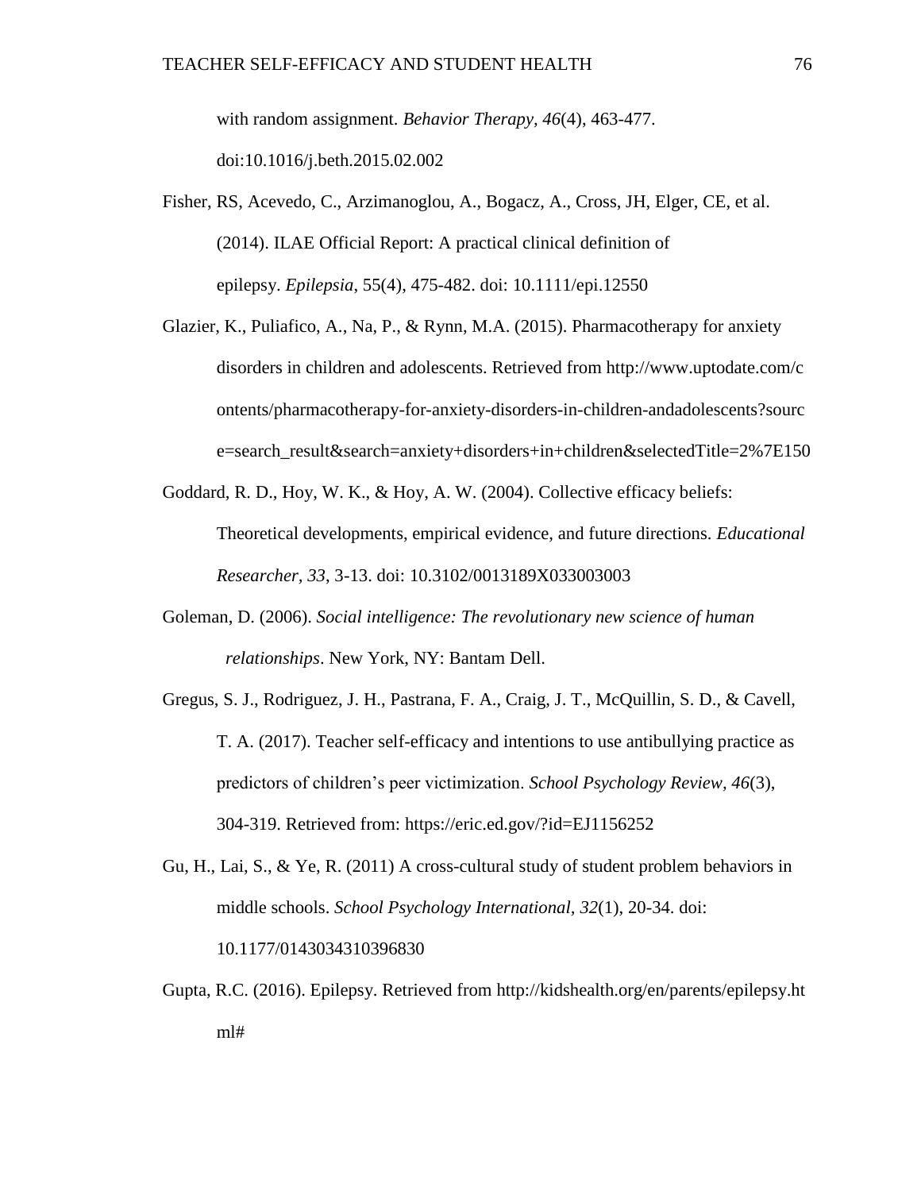with random assignment. *Behavior Therapy, 46*(4), 463-477. doi:10.1016/j.beth.2015.02.002

Fisher, RS, Acevedo, C., Arzimanoglou, A., Bogacz, A., Cross, JH, Elger, CE, et al. (2014). ILAE Official Report: A practical clinical definition of epilepsy. *Epilepsia*, 55(4), 475-482. doi: 10.1111/epi.12550

Glazier, K., Puliafico, A., Na, P., & Rynn, M.A. (2015). Pharmacotherapy for anxiety disorders in children and adolescents. Retrieved from http://www.uptodate.com/contents/pharmacotherapy-for-anxiety-disorders-in-children-andadolescents?source=search_result&search=anxiety+disorders+in+children&selectedTitle=2%7E150

Goddard, R. D., Hoy, W. K., & Hoy, A. W. (2004). Collective efficacy beliefs: Theoretical developments, empirical evidence, and future directions. *Educational Researcher, 33*, 3-13. doi: 10.3102/0013189X033003003

Goleman, D. (2006). *Social intelligence: The revolutionary new science of human relationships*. New York, NY: Bantam Dell.

Gregus, S. J., Rodriguez, J. H., Pastrana, F. A., Craig, J. T., McQuillin, S. D., & Cavell, T. A. (2017). Teacher self-efficacy and intentions to use antibullying practice as predictors of children's peer victimization. *School Psychology Review, 46*(3), 304-319. Retrieved from: https://eric.ed.gov/?id=EJ1156252

Gu, H., Lai, S., & Ye, R. (2011) A cross-cultural study of student problem behaviors in middle schools. *School Psychology International, 32*(1), 20-34. doi: 10.1177/0143034310396830

Gupta, R.C. (2016). Epilepsy. Retrieved from http://kidshealth.org/en/parents/epilepsy.html#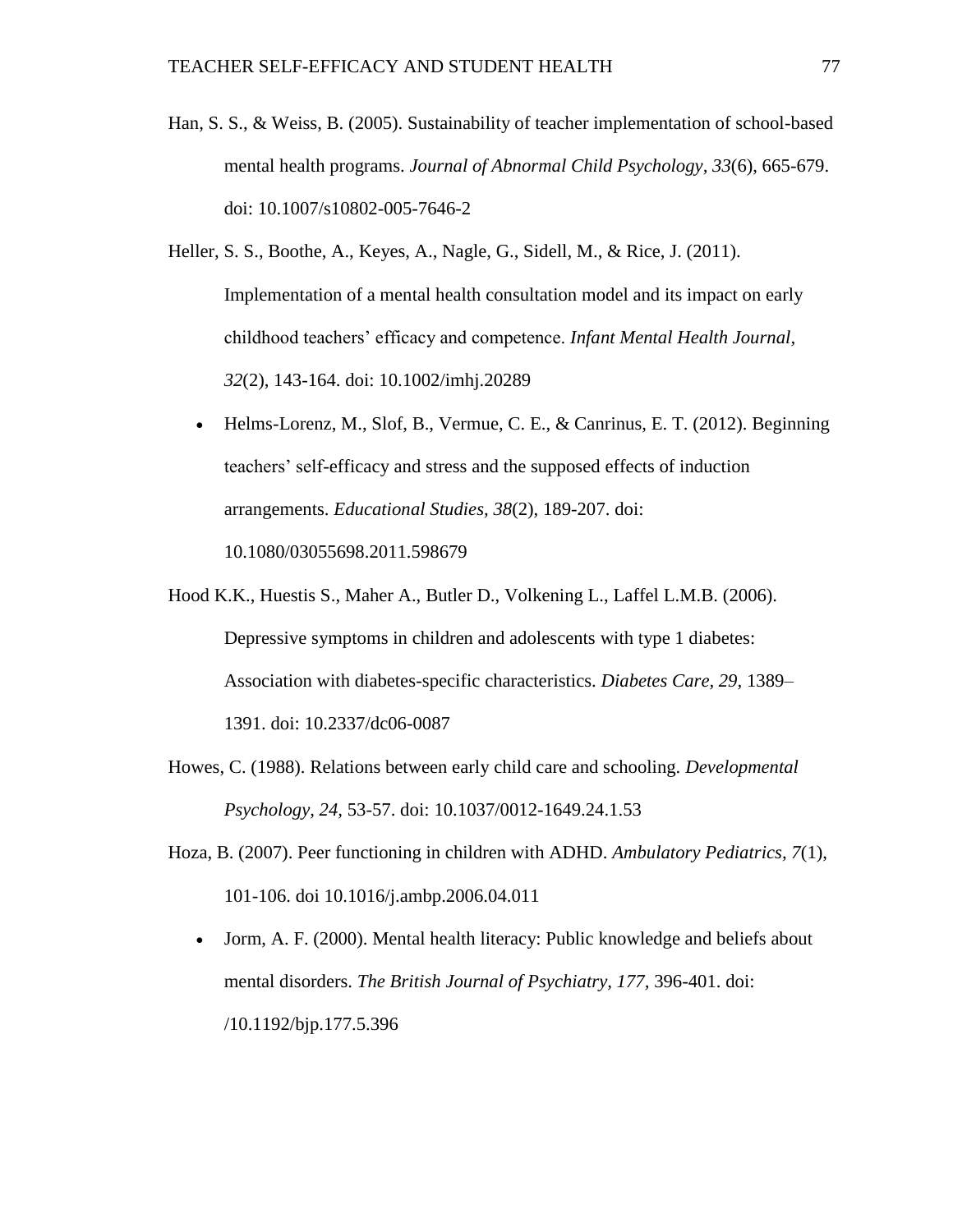Han, S. S., & Weiss, B. (2005). Sustainability of teacher implementation of school-based mental health programs. *Journal of Abnormal Child Psychology, 33*(6), 665-679. doi: 10.1007/s10802-005-7646-2

Heller, S. S., Boothe, A., Keyes, A., Nagle, G., Sidell, M., & Rice, J. (2011). Implementation of a mental health consultation model and its impact on early childhood teachers' efficacy and competence. *Infant Mental Health Journal*, *32*(2), 143-164. doi: 10.1002/imhj.20289

- Helms-Lorenz, M., Slof, B., Vermue, C. E., & Canrinus, E. T. (2012). Beginning teachers' self-efficacy and stress and the supposed effects of induction arrangements. *Educational Studies*, *38*(2), 189-207. doi: 10.1080/03055698.2011.598679

Hood K.K., Huestis S., Maher A., Butler D., Volkening L., Laffel L.M.B. (2006). Depressive symptoms in children and adolescents with type 1 diabetes: Association with diabetes-specific characteristics. *Diabetes Care*, *29*, 1389–1391. doi: 10.2337/dc06-0087

Howes, C. (1988). Relations between early child care and schooling. *Developmental Psychology*, *24*, 53-57. doi: 10.1037/0012-1649.24.1.53

Hoza, B. (2007). Peer functioning in children with ADHD. *Ambulatory Pediatrics, 7*(1), 101-106. doi 10.1016/j.ambp.2006.04.011

- Jorm, A. F. (2000). Mental health literacy: Public knowledge and beliefs about mental disorders. *The British Journal of Psychiatry*, *177*, 396-401. doi: /10.1192/bjp.177.5.396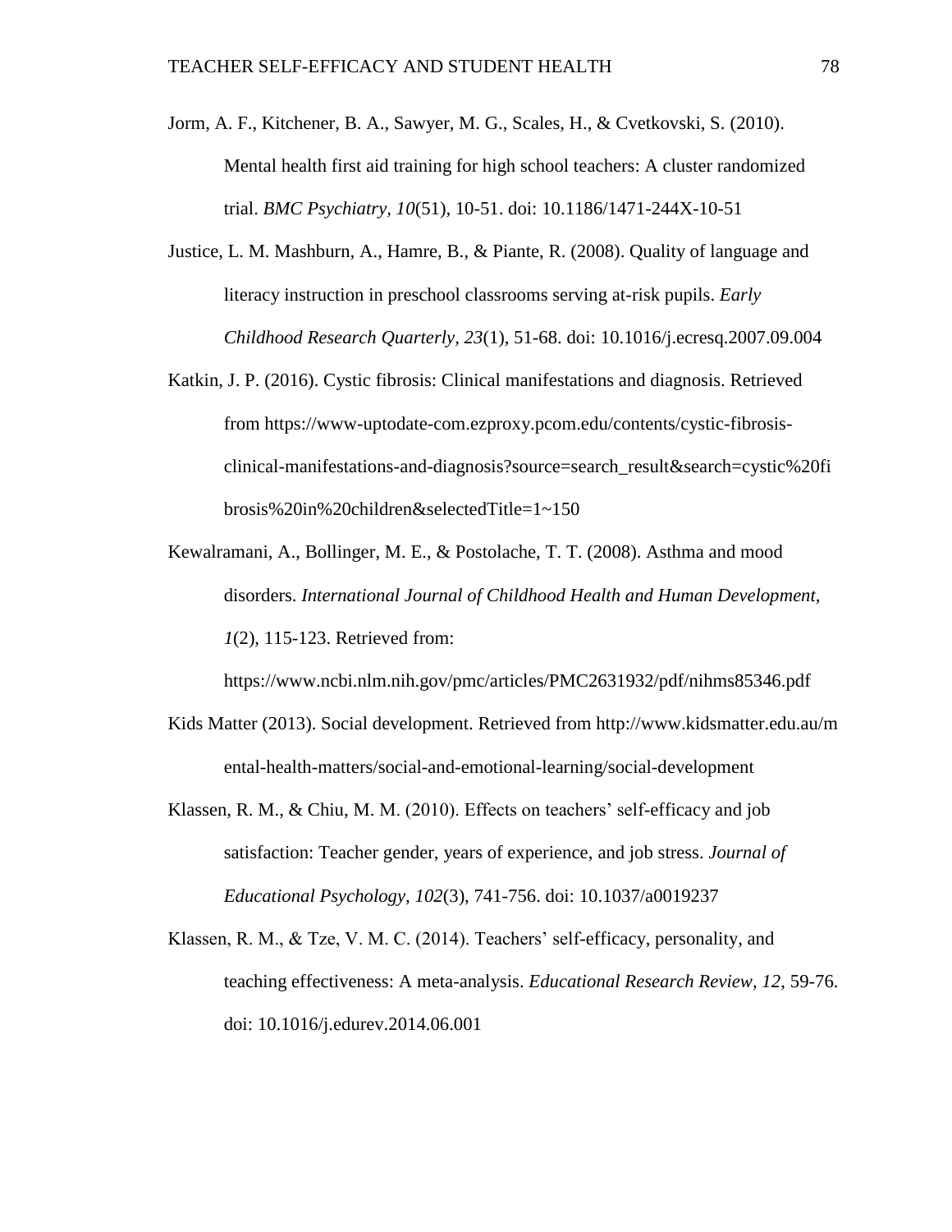Jorm, A. F., Kitchener, B. A., Sawyer, M. G., Scales, H., & Cvetkovski, S. (2010). Mental health first aid training for high school teachers: A cluster randomized trial. *BMC Psychiatry, 10*(51), 10-51. doi: 10.1186/1471-244X-10-51

Justice, L. M. Mashburn, A., Hamre, B., & Piante, R. (2008). Quality of language and literacy instruction in preschool classrooms serving at-risk pupils. *Early Childhood Research Quarterly, 23*(1), 51-68. doi: 10.1016/j.ecresq.2007.09.004

Katkin, J. P. (2016). Cystic fibrosis: Clinical manifestations and diagnosis. Retrieved from https://www-uptodate-com.ezproxy.pcom.edu/contents/cystic-fibrosis-clinical-manifestations-and-diagnosis?source=search_result&search=cystic%20fibrosis%20in%20children&selectedTitle=1~150

Kewalramani, A., Bollinger, M. E., & Postolache, T. T. (2008). Asthma and mood disorders. *International Journal of Childhood Health and Human Development, 1*(2), 115-123. Retrieved from: https://www.ncbi.nlm.nih.gov/pmc/articles/PMC2631932/pdf/nihms85346.pdf

Kids Matter (2013). Social development. Retrieved from http://www.kidsmatter.edu.au/mental-health-matters/social-and-emotional-learning/social-development

Klassen, R. M., & Chiu, M. M. (2010). Effects on teachers' self-efficacy and job satisfaction: Teacher gender, years of experience, and job stress. *Journal of Educational Psychology, 102*(3), 741-756. doi: 10.1037/a0019237

Klassen, R. M., & Tze, V. M. C. (2014). Teachers' self-efficacy, personality, and teaching effectiveness: A meta-analysis. *Educational Research Review, 12*, 59-76. doi: 10.1016/j.edurev.2014.06.001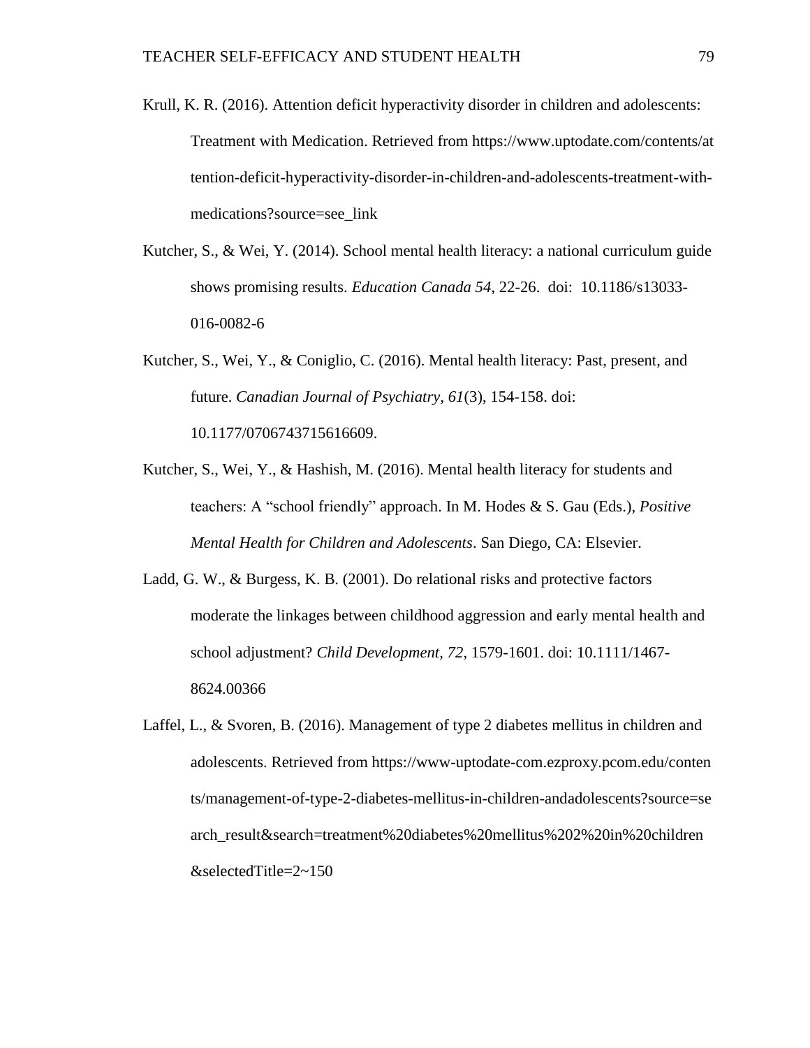Krull, K. R. (2016). Attention deficit hyperactivity disorder in children and adolescents: Treatment with Medication. Retrieved from https://www.uptodate.com/contents/attention-deficit-hyperactivity-disorder-in-children-and-adolescents-treatment-with-medications?source=see_link

Kutcher, S., & Wei, Y. (2014). School mental health literacy: a national curriculum guide shows promising results. *Education Canada 54*, 22-26. doi: 10.1186/s13033-016-0082-6

Kutcher, S., Wei, Y., & Coniglio, C. (2016). Mental health literacy: Past, present, and future. *Canadian Journal of Psychiatry, 61*(3), 154-158. doi: 10.1177/0706743715616609.

Kutcher, S., Wei, Y., & Hashish, M. (2016). Mental health literacy for students and teachers: A "school friendly" approach. In M. Hodes & S. Gau (Eds.), *Positive Mental Health for Children and Adolescents*. San Diego, CA: Elsevier.

Ladd, G. W., & Burgess, K. B. (2001). Do relational risks and protective factors moderate the linkages between childhood aggression and early mental health and school adjustment? *Child Development, 72*, 1579-1601. doi: 10.1111/1467-8624.00366

Laffel, L., & Svoren, B. (2016). Management of type 2 diabetes mellitus in children and adolescents. Retrieved from https://www-uptodate-com.ezproxy.pcom.edu/contents/management-of-type-2-diabetes-mellitus-in-children-andadolescents?source=search_result&search=treatment%20diabetes%20mellitus%202%20in%20children&selectedTitle=2~150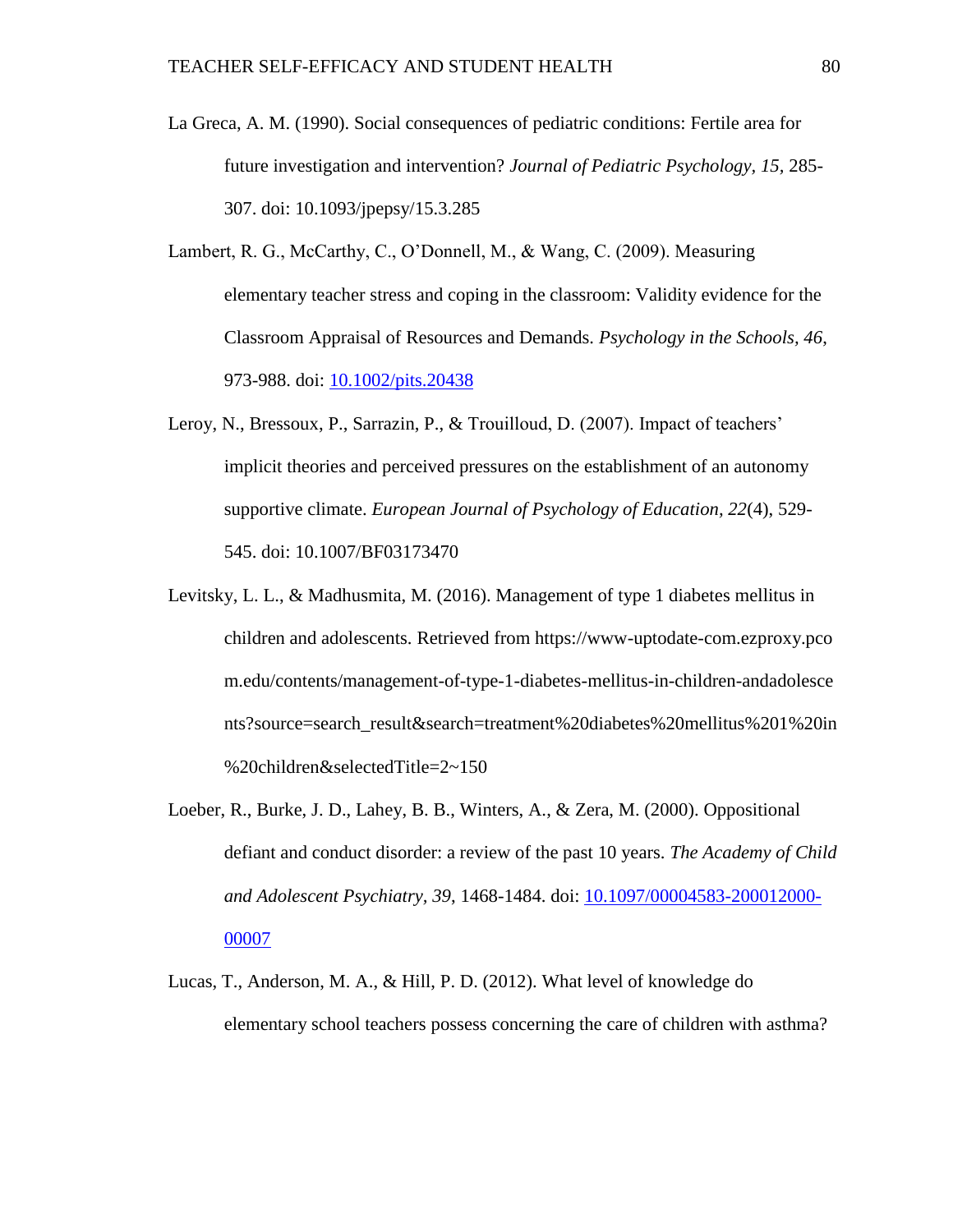La Greca, A. M. (1990). Social consequences of pediatric conditions: Fertile area for future investigation and intervention? *Journal of Pediatric Psychology, 15,* 285-307. doi: 10.1093/jpepsy/15.3.285

Lambert, R. G., McCarthy, C., O'Donnell, M., & Wang, C. (2009). Measuring elementary teacher stress and coping in the classroom: Validity evidence for the Classroom Appraisal of Resources and Demands. *Psychology in the Schools*, *46*, 973-988. doi: 10.1002/pits.20438

Leroy, N., Bressoux, P., Sarrazin, P., & Trouilloud, D. (2007). Impact of teachers' implicit theories and perceived pressures on the establishment of an autonomy supportive climate. *European Journal of Psychology of Education, 22*(4), 529-545. doi: 10.1007/BF03173470

Levitsky, L. L., & Madhusmita, M. (2016). Management of type 1 diabetes mellitus in children and adolescents. Retrieved from https://www-uptodate-com.ezproxy.pcom.edu/contents/management-of-type-1-diabetes-mellitus-in-children-andadolescents?source=search_result&search=treatment%20diabetes%20mellitus%201%20in%20children&selectedTitle=2~150

Loeber, R., Burke, J. D., Lahey, B. B., Winters, A., & Zera, M. (2000). Oppositional defiant and conduct disorder: a review of the past 10 years. *The Academy of Child and Adolescent Psychiatry*, *39*, 1468-1484. doi: 10.1097/00004583-200012000-00007

Lucas, T., Anderson, M. A., & Hill, P. D. (2012). What level of knowledge do elementary school teachers possess concerning the care of children with asthma?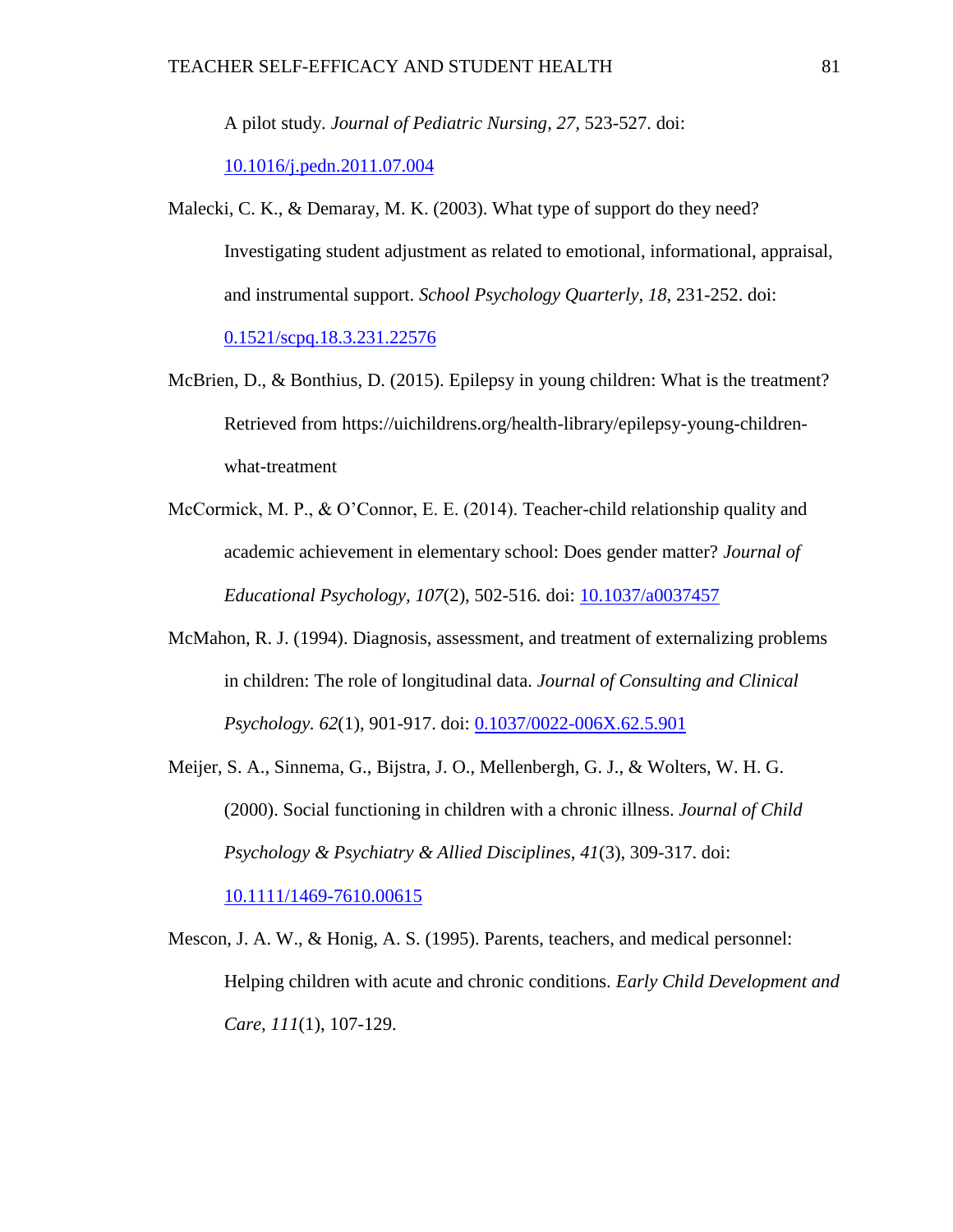A pilot study. *Journal of Pediatric Nursing*, *27,* 523-527. doi: 10.1016/j.pedn.2011.07.004

Malecki, C. K., & Demaray, M. K. (2003). What type of support do they need? Investigating student adjustment as related to emotional, informational, appraisal, and instrumental support. *School Psychology Quarterly, 18*, 231-252. doi: 0.1521/scpq.18.3.231.22576

McBrien, D., & Bonthius, D. (2015). Epilepsy in young children: What is the treatment? Retrieved from https://uichildrens.org/health-library/epilepsy-young-children-what-treatment

McCormick, M. P., & O'Connor, E. E. (2014). Teacher-child relationship quality and academic achievement in elementary school: Does gender matter? *Journal of Educational Psychology, 107*(2), 502-516. doi: 10.1037/a0037457

McMahon, R. J. (1994). Diagnosis, assessment, and treatment of externalizing problems in children: The role of longitudinal data. *Journal of Consulting and Clinical Psychology. 62*(1), 901-917. doi: 0.1037/0022-006X.62.5.901

Meijer, S. A., Sinnema, G., Bijstra, J. O., Mellenbergh, G. J., & Wolters, W. H. G. (2000). Social functioning in children with a chronic illness. *Journal of Child Psychology & Psychiatry & Allied Disciplines*, *41*(3), 309-317. doi: 10.1111/1469-7610.00615

Mescon, J. A. W., & Honig, A. S. (1995). Parents, teachers, and medical personnel: Helping children with acute and chronic conditions. *Early Child Development and Care*, *111*(1), 107-129.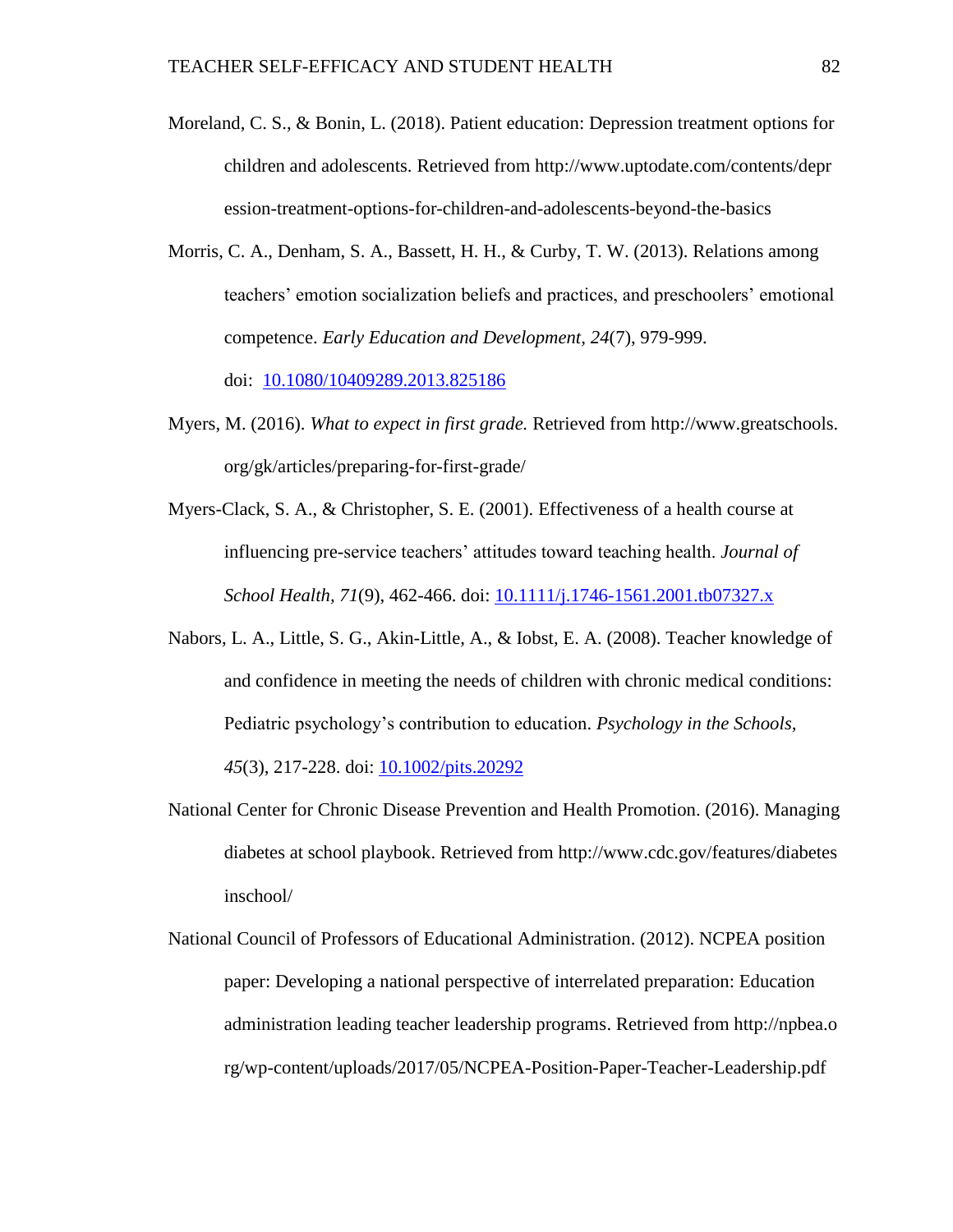Moreland, C. S., & Bonin, L. (2018). Patient education: Depression treatment options for children and adolescents. Retrieved from http://www.uptodate.com/contents/depression-treatment-options-for-children-and-adolescents-beyond-the-basics

Morris, C. A., Denham, S. A., Bassett, H. H., & Curby, T. W. (2013). Relations among teachers' emotion socialization beliefs and practices, and preschoolers' emotional competence. *Early Education and Development, 24*(7), 979-999. doi: 10.1080/10409289.2013.825186

Myers, M. (2016). *What to expect in first grade.* Retrieved from http://www.greatschools.org/gk/articles/preparing-for-first-grade/

Myers-Clack, S. A., & Christopher, S. E. (2001). Effectiveness of a health course at influencing pre-service teachers' attitudes toward teaching health. *Journal of School Health, 71*(9), 462-466. doi: 10.1111/j.1746-1561.2001.tb07327.x

Nabors, L. A., Little, S. G., Akin-Little, A., & Iobst, E. A. (2008). Teacher knowledge of and confidence in meeting the needs of children with chronic medical conditions: Pediatric psychology's contribution to education. *Psychology in the Schools, 45*(3), 217-228. doi: 10.1002/pits.20292

National Center for Chronic Disease Prevention and Health Promotion. (2016). Managing diabetes at school playbook. Retrieved from http://www.cdc.gov/features/diabetesinschool/

National Council of Professors of Educational Administration. (2012). NCPEA position paper: Developing a national perspective of interrelated preparation: Education administration leading teacher leadership programs. Retrieved from http://npbea.org/wp-content/uploads/2017/05/NCPEA-Position-Paper-Teacher-Leadership.pdf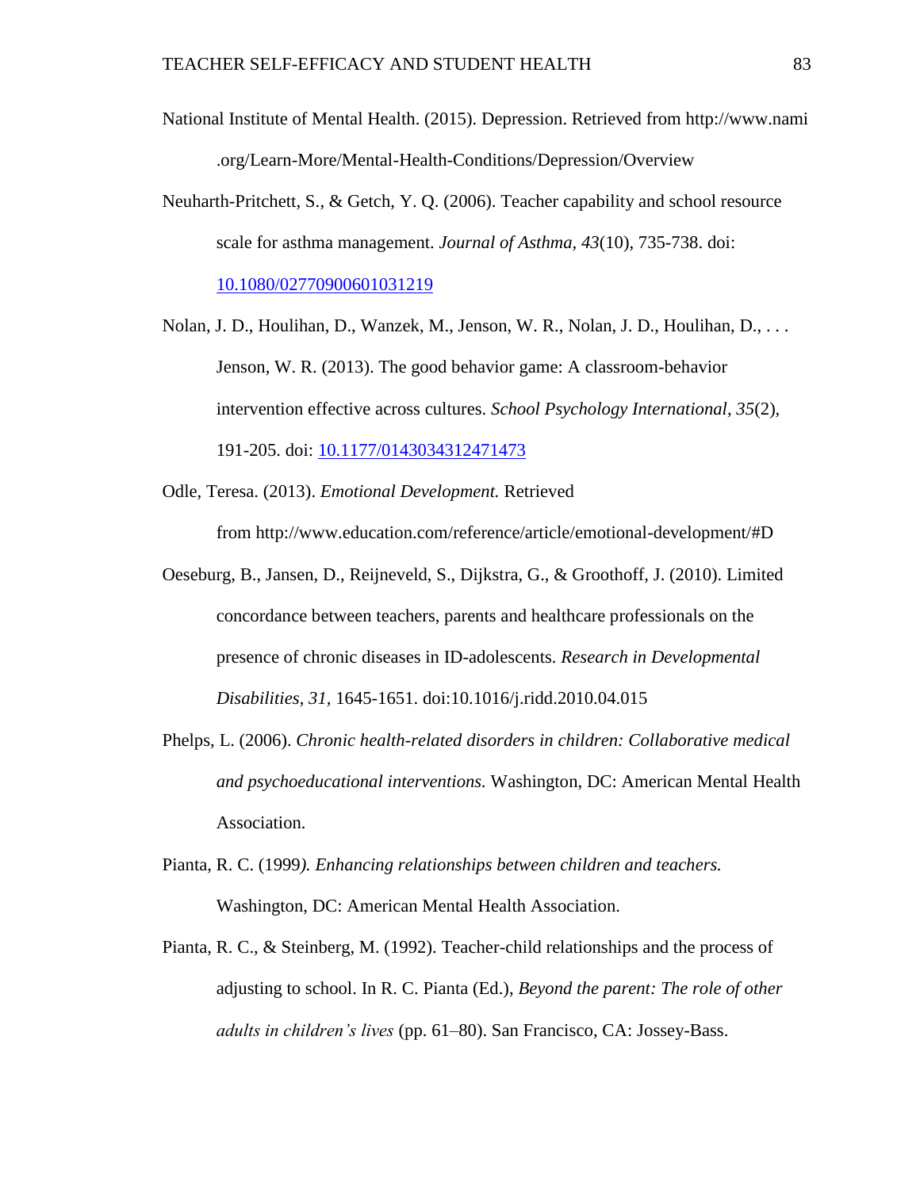National Institute of Mental Health. (2015). Depression. Retrieved from http://www.nami.org/Learn-More/Mental-Health-Conditions/Depression/Overview

Neuharth-Pritchett, S., & Getch, Y. Q. (2006). Teacher capability and school resource scale for asthma management. *Journal of Asthma, 43*(10), 735-738. doi: 10.1080/02770900601031219

Nolan, J. D., Houlihan, D., Wanzek, M., Jenson, W. R., Nolan, J. D., Houlihan, D., . . . Jenson, W. R. (2013). The good behavior game: A classroom-behavior intervention effective across cultures. *School Psychology International, 35*(2), 191-205. doi: 10.1177/0143034312471473

Odle, Teresa. (2013). *Emotional Development.* Retrieved from http://www.education.com/reference/article/emotional-development/#D

Oeseburg, B., Jansen, D., Reijneveld, S., Dijkstra, G., & Groothoff, J. (2010). Limited concordance between teachers, parents and healthcare professionals on the presence of chronic diseases in ID-adolescents. *Research in Developmental Disabilities*, *31*, 1645-1651. doi:10.1016/j.ridd.2010.04.015

Phelps, L. (2006). *Chronic health-related disorders in children: Collaborative medical and psychoeducational interventions.* Washington, DC: American Mental Health Association.

Pianta, R. C. (1999*). Enhancing relationships between children and teachers.* Washington, DC: American Mental Health Association.

Pianta, R. C., & Steinberg, M. (1992). Teacher-child relationships and the process of adjusting to school. In R. C. Pianta (Ed.), *Beyond the parent: The role of other adults in children's lives* (pp. 61–80). San Francisco, CA: Jossey-Bass.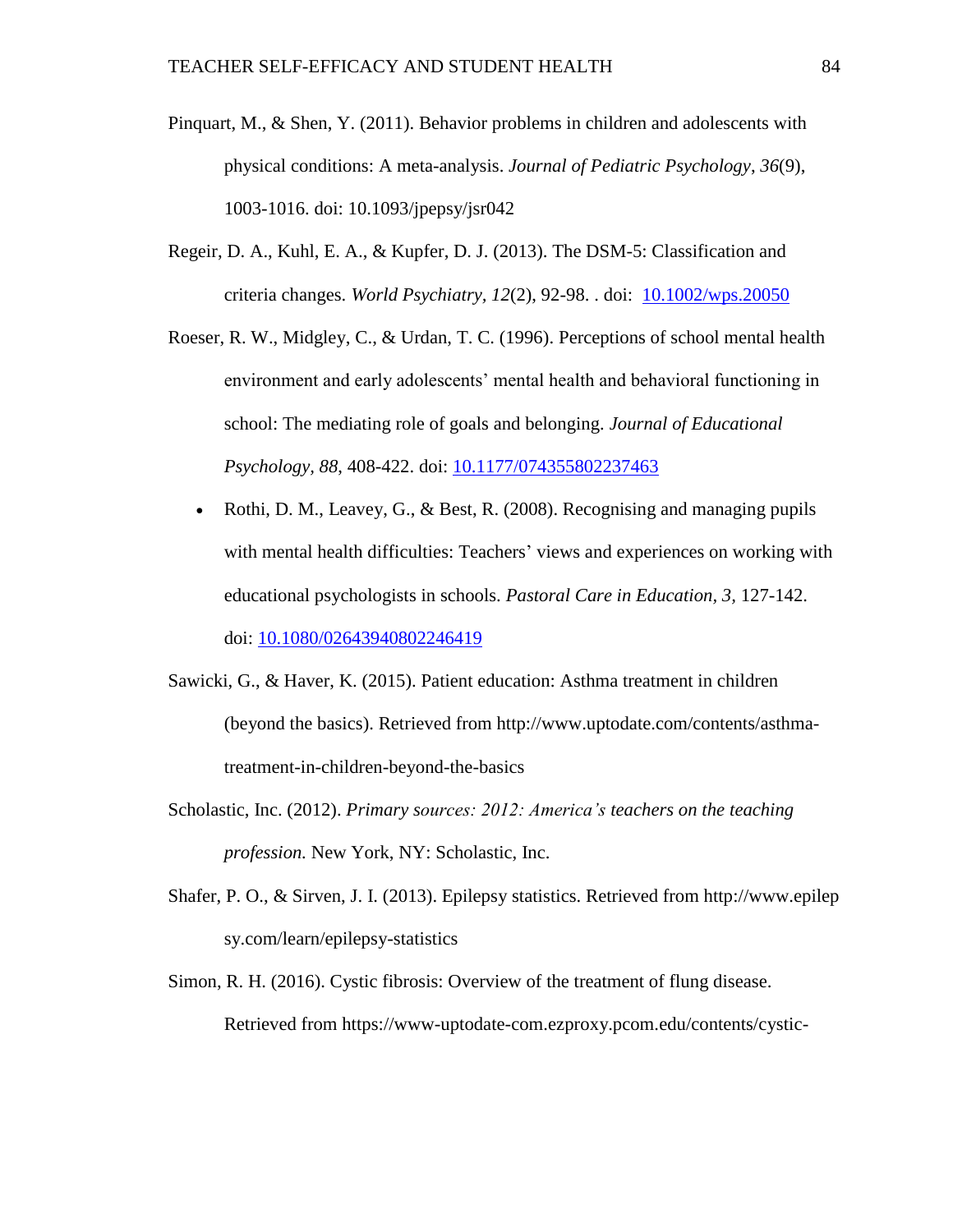Pinquart, M., & Shen, Y. (2011). Behavior problems in children and adolescents with physical conditions: A meta-analysis. *Journal of Pediatric Psychology, 36*(9), 1003-1016. doi: 10.1093/jpepsy/jsr042

Regeir, D. A., Kuhl, E. A., & Kupfer, D. J. (2013). The DSM-5: Classification and criteria changes. *World Psychiatry, 12*(2), 92-98. . doi: 10.1002/wps.20050

Roeser, R. W., Midgley, C., & Urdan, T. C. (1996). Perceptions of school mental health environment and early adolescents' mental health and behavioral functioning in school: The mediating role of goals and belonging. *Journal of Educational Psychology, 88*, 408-422. doi: 10.1177/074355802237463

- Rothi, D. M., Leavey, G., & Best, R. (2008). Recognising and managing pupils with mental health difficulties: Teachers' views and experiences on working with educational psychologists in schools. *Pastoral Care in Education, 3,* 127-142. doi: 10.1080/02643940802246419

Sawicki, G., & Haver, K. (2015). Patient education: Asthma treatment in children (beyond the basics). Retrieved from http://www.uptodate.com/contents/asthma-treatment-in-children-beyond-the-basics

Scholastic, Inc. (2012). *Primary sources: 2012: America's teachers on the teaching profession.* New York, NY: Scholastic, Inc.

Shafer, P. O., & Sirven, J. I. (2013). Epilepsy statistics. Retrieved from http://www.epilepsy.com/learn/epilepsy-statistics

Simon, R. H. (2016). Cystic fibrosis: Overview of the treatment of flung disease. Retrieved from https://www-uptodate-com.ezproxy.pcom.edu/contents/cystic-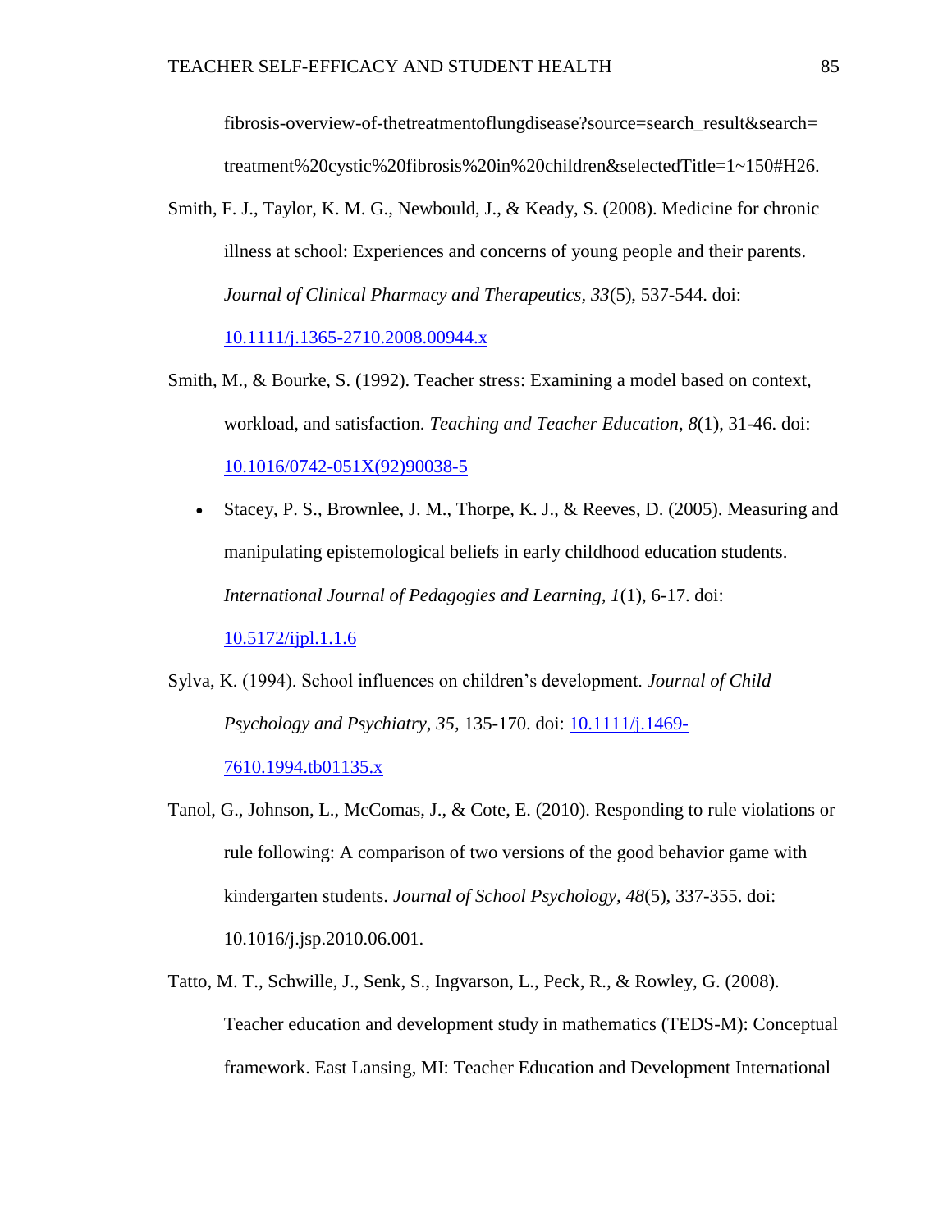fibrosis-overview-of-thetreatmentoflungdisease?source=search_result&search=treatment%20cystic%20fibrosis%20in%20children&selectedTitle=1~150#H26.

Smith, F. J., Taylor, K. M. G., Newbould, J., & Keady, S. (2008). Medicine for chronic illness at school: Experiences and concerns of young people and their parents. *Journal of Clinical Pharmacy and Therapeutics*, *33*(5), 537-544. doi: [10.1111/j.1365-2710.2008.00944.x](10.1111/j.1365-2710.2008.00944.x)

Smith, M., & Bourke, S. (1992). Teacher stress: Examining a model based on context, workload, and satisfaction. *Teaching and Teacher Education*, *8*(1), 31-46. doi: [10.1016/0742-051X(92)90038-5](10.1016/0742-051X(92)90038-5)

- Stacey, P. S., Brownlee, J. M., Thorpe, K. J., & Reeves, D. (2005). Measuring and manipulating epistemological beliefs in early childhood education students. *International Journal of Pedagogies and Learning*, *1*(1), 6-17. doi: [10.5172/ijpl.1.1.6](10.5172/ijpl.1.1.6)

Sylva, K. (1994). School influences on children's development. *Journal of Child Psychology and Psychiatry*, *35*, 135-170. doi: [10.1111/j.1469-7610.1994.tb01135.x](10.1111/j.1469-7610.1994.tb01135.x)

Tanol, G., Johnson, L., McComas, J., & Cote, E. (2010). Responding to rule violations or rule following: A comparison of two versions of the good behavior game with kindergarten students. *Journal of School Psychology*, *48*(5), 337-355. doi: 10.1016/j.jsp.2010.06.001.

Tatto, M. T., Schwille, J., Senk, S., Ingvarson, L., Peck, R., & Rowley, G. (2008). Teacher education and development study in mathematics (TEDS-M): Conceptual framework. East Lansing, MI: Teacher Education and Development International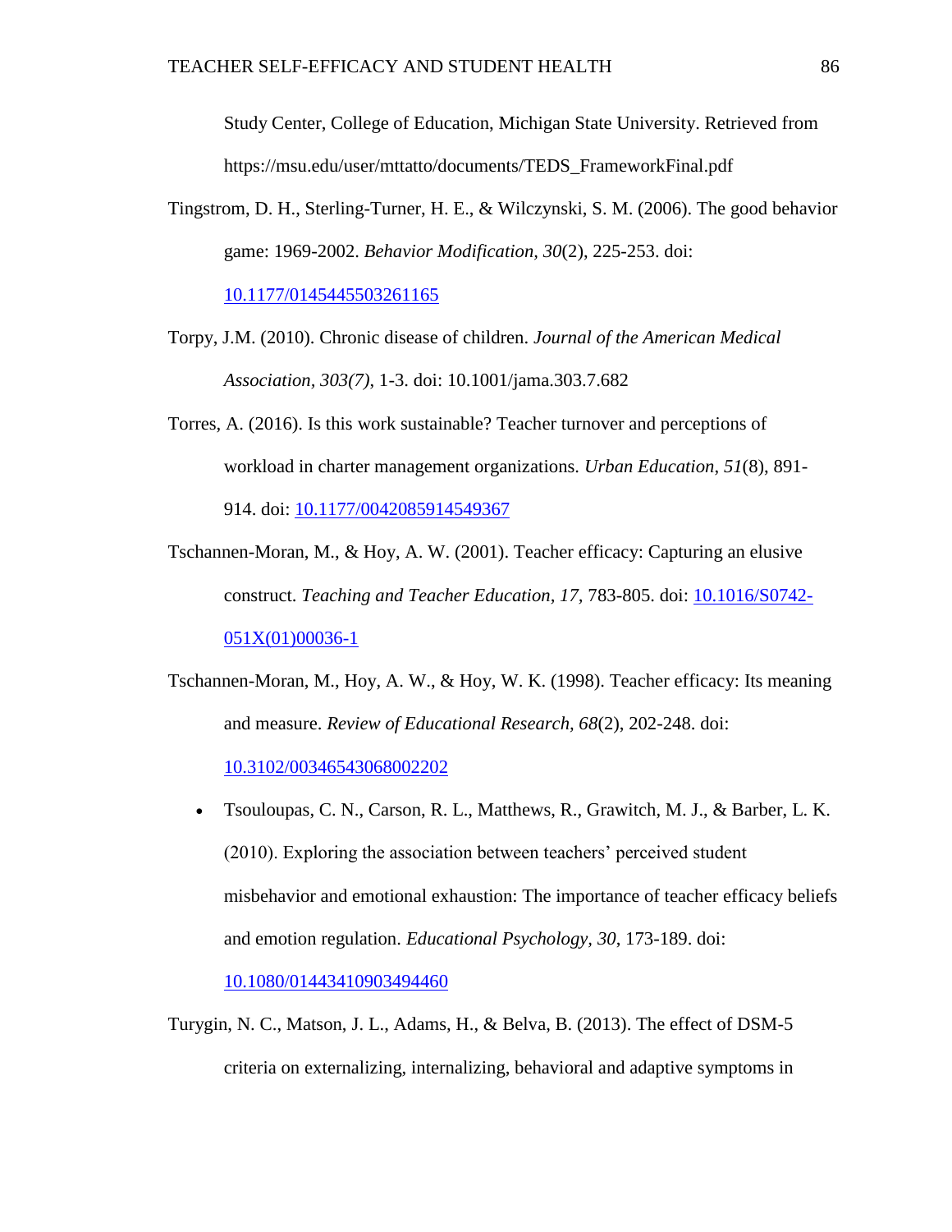Study Center, College of Education, Michigan State University. Retrieved from https://msu.edu/user/mttatto/documents/TEDS_FrameworkFinal.pdf

Tingstrom, D. H., Sterling-Turner, H. E., & Wilczynski, S. M. (2006). The good behavior game: 1969-2002. *Behavior Modification, 30*(2), 225-253. doi: 10.1177/0145445503261165

Torpy, J.M. (2010). Chronic disease of children. *Journal of the American Medical Association, 303(7)*, 1-3. doi: 10.1001/jama.303.7.682

Torres, A. (2016). Is this work sustainable? Teacher turnover and perceptions of workload in charter management organizations. *Urban Education*, *51*(8), 891-914. doi: 10.1177/0042085914549367

Tschannen-Moran, M., & Hoy, A. W. (2001). Teacher efficacy: Capturing an elusive construct. *Teaching and Teacher Education, 17,* 783-805. doi: 10.1016/S0742-051X(01)00036-1

Tschannen-Moran, M., Hoy, A. W., & Hoy, W. K. (1998). Teacher efficacy: Its meaning and measure. *Review of Educational Research, 68*(2), 202-248. doi: 10.3102/00346543068002202

- Tsouloupas, C. N., Carson, R. L., Matthews, R., Grawitch, M. J., & Barber, L. K. (2010). Exploring the association between teachers' perceived student misbehavior and emotional exhaustion: The importance of teacher efficacy beliefs and emotion regulation. *Educational Psychology, 30*, 173-189. doi: 10.1080/01443410903494460

Turygin, N. C., Matson, J. L., Adams, H., & Belva, B. (2013). The effect of DSM-5 criteria on externalizing, internalizing, behavioral and adaptive symptoms in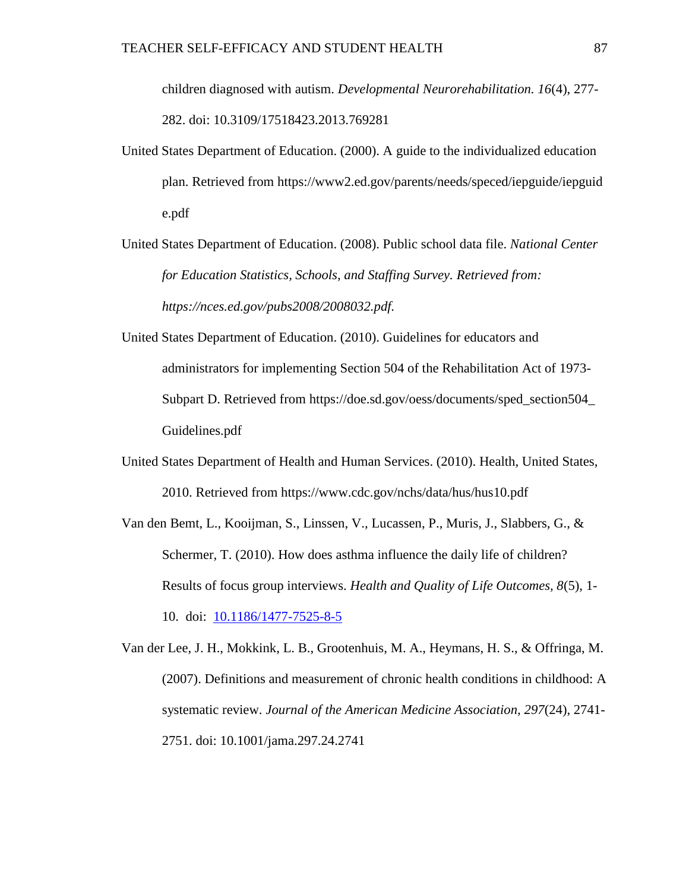children diagnosed with autism. *Developmental Neurorehabilitation. 16*(4), 277-282. doi: 10.3109/17518423.2013.769281

United States Department of Education. (2000). A guide to the individualized education plan. Retrieved from https://www2.ed.gov/parents/needs/speced/iepguide/iepguide.pdf

United States Department of Education. (2008). Public school data file. *National Center for Education Statistics, Schools, and Staffing Survey. Retrieved from: https://nces.ed.gov/pubs2008/2008032.pdf.*

United States Department of Education. (2010). Guidelines for educators and administrators for implementing Section 504 of the Rehabilitation Act of 1973-Subpart D. Retrieved from https://doe.sd.gov/oess/documents/sped_section504_Guidelines.pdf

United States Department of Health and Human Services. (2010). Health, United States, 2010. Retrieved from https://www.cdc.gov/nchs/data/hus/hus10.pdf

Van den Bemt, L., Kooijman, S., Linssen, V., Lucassen, P., Muris, J., Slabbers, G., & Schermer, T. (2010). How does asthma influence the daily life of children? Results of focus group interviews. *Health and Quality of Life Outcomes, 8*(5), 1-10. doi: [10.1186/1477-7525-8-5](https://doi.org/10.1186/1477-7525-8-5)

Van der Lee, J. H., Mokkink, L. B., Grootenhuis, M. A., Heymans, H. S., & Offringa, M. (2007). Definitions and measurement of chronic health conditions in childhood: A systematic review. *Journal of the American Medicine Association, 297*(24), 2741-2751. doi: 10.1001/jama.297.24.2741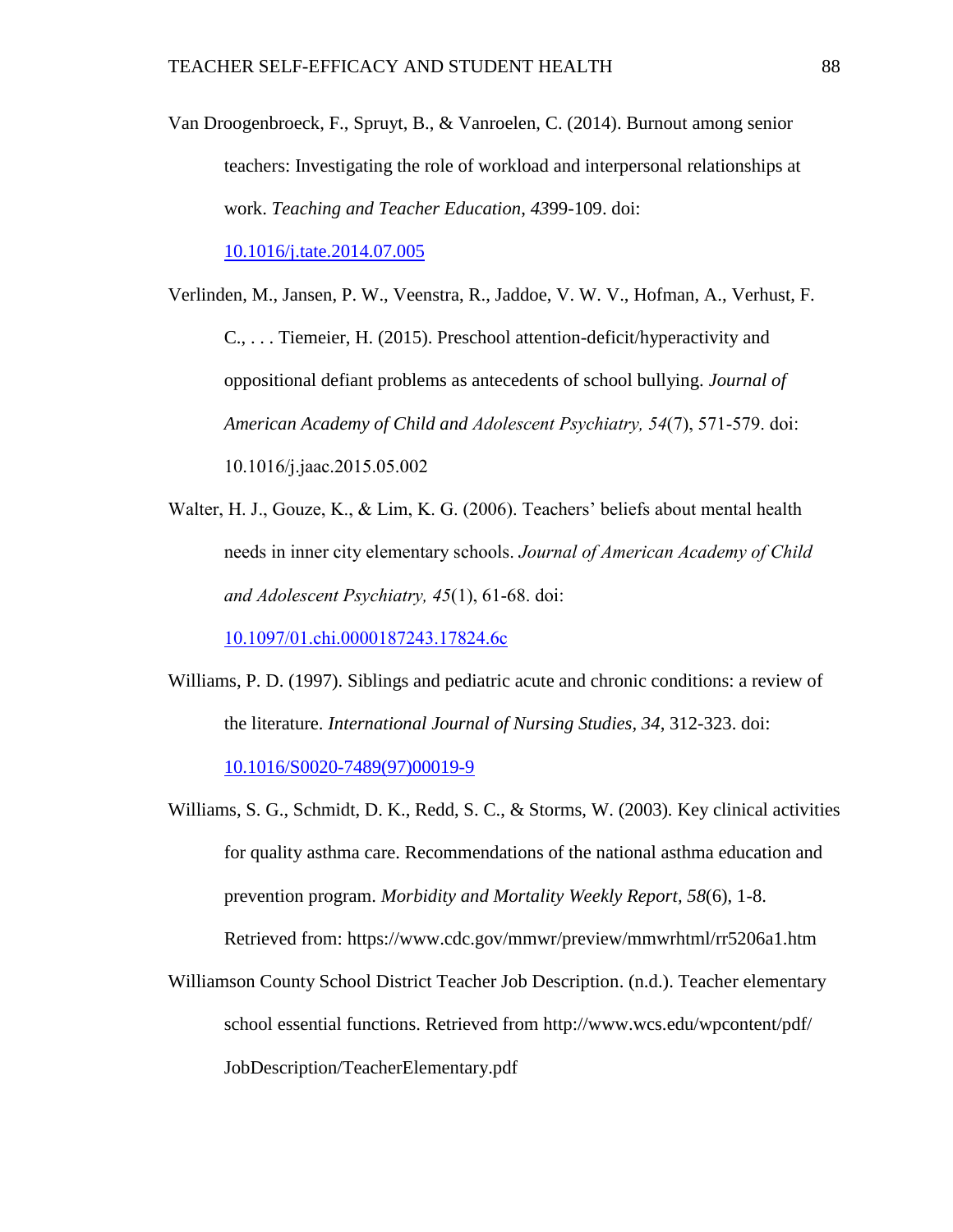Van Droogenbroeck, F., Spruyt, B., & Vanroelen, C. (2014). Burnout among senior teachers: Investigating the role of workload and interpersonal relationships at work. *Teaching and Teacher Education*, *43*99-109. doi: 10.1016/j.tate.2014.07.005

Verlinden, M., Jansen, P. W., Veenstra, R., Jaddoe, V. W. V., Hofman, A., Verhust, F. C., . . . Tiemeier, H. (2015). Preschool attention-deficit/hyperactivity and oppositional defiant problems as antecedents of school bullying. *Journal of American Academy of Child and Adolescent Psychiatry, 54*(7), 571-579. doi: 10.1016/j.jaac.2015.05.002

Walter, H. J., Gouze, K., & Lim, K. G. (2006). Teachers' beliefs about mental health needs in inner city elementary schools. *Journal of American Academy of Child and Adolescent Psychiatry, 45*(1), 61-68. doi: 10.1097/01.chi.0000187243.17824.6c

Williams, P. D. (1997). Siblings and pediatric acute and chronic conditions: a review of the literature. *International Journal of Nursing Studies, 34*, 312-323. doi: 10.1016/S0020-7489(97)00019-9

Williams, S. G., Schmidt, D. K., Redd, S. C., & Storms, W. (2003). Key clinical activities for quality asthma care. Recommendations of the national asthma education and prevention program. *Morbidity and Mortality Weekly Report, 58*(6), 1-8. Retrieved from: https://www.cdc.gov/mmwr/preview/mmwrhtml/rr5206a1.htm

Williamson County School District Teacher Job Description. (n.d.). Teacher elementary school essential functions. Retrieved from http://www.wcs.edu/wpcontent/pdf/JobDescription/TeacherElementary.pdf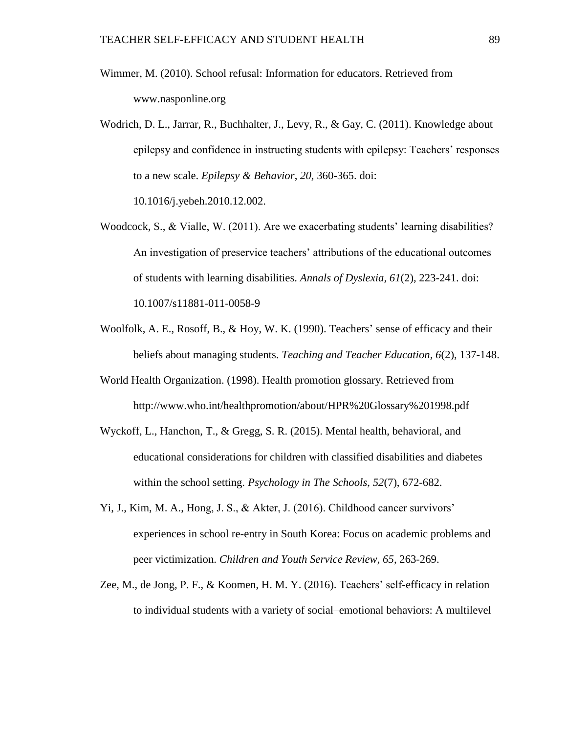Wimmer, M. (2010). School refusal: Information for educators. Retrieved from www.nasponline.org

Wodrich, D. L., Jarrar, R., Buchhalter, J., Levy, R., & Gay, C. (2011). Knowledge about epilepsy and confidence in instructing students with epilepsy: Teachers' responses to a new scale. *Epilepsy & Behavior*, *20*, 360-365. doi: 10.1016/j.yebeh.2010.12.002.

Woodcock, S., & Vialle, W. (2011). Are we exacerbating students' learning disabilities? An investigation of preservice teachers' attributions of the educational outcomes of students with learning disabilities. *Annals of Dyslexia, 61*(2), 223-241. doi: 10.1007/s11881-011-0058-9

Woolfolk, A. E., Rosoff, B., & Hoy, W. K. (1990). Teachers' sense of efficacy and their beliefs about managing students. *Teaching and Teacher Education, 6*(2), 137-148.

World Health Organization. (1998). Health promotion glossary. Retrieved from http://www.who.int/healthpromotion/about/HPR%20Glossary%201998.pdf

Wyckoff, L., Hanchon, T., & Gregg, S. R. (2015). Mental health, behavioral, and educational considerations for children with classified disabilities and diabetes within the school setting. *Psychology in The Schools*, *52*(7), 672-682.

Yi, J., Kim, M. A., Hong, J. S., & Akter, J. (2016). Childhood cancer survivors' experiences in school re-entry in South Korea: Focus on academic problems and peer victimization. *Children and Youth Service Review, 65*, 263-269.

Zee, M., de Jong, P. F., & Koomen, H. M. Y. (2016). Teachers' self-efficacy in relation to individual students with a variety of social–emotional behaviors: A multilevel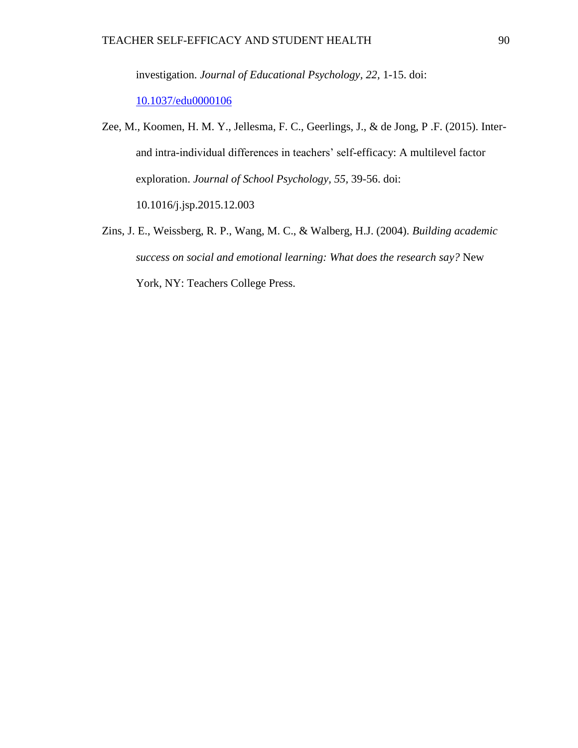investigation. *Journal of Educational Psychology, 22,* 1-15. doi: [10.1037/edu0000106](10.1037/edu0000106)

Zee, M., Koomen, H. M. Y., Jellesma, F. C., Geerlings, J., & de Jong, P .F. (2015). Inter- and intra-individual differences in teachers' self-efficacy: A multilevel factor exploration. *Journal of School Psychology, 55*, 39-56. doi: 10.1016/j.jsp.2015.12.003

Zins, J. E., Weissberg, R. P., Wang, M. C., & Walberg, H.J. (2004). *Building academic success on social and emotional learning: What does the research say?* New York, NY: Teachers College Press.